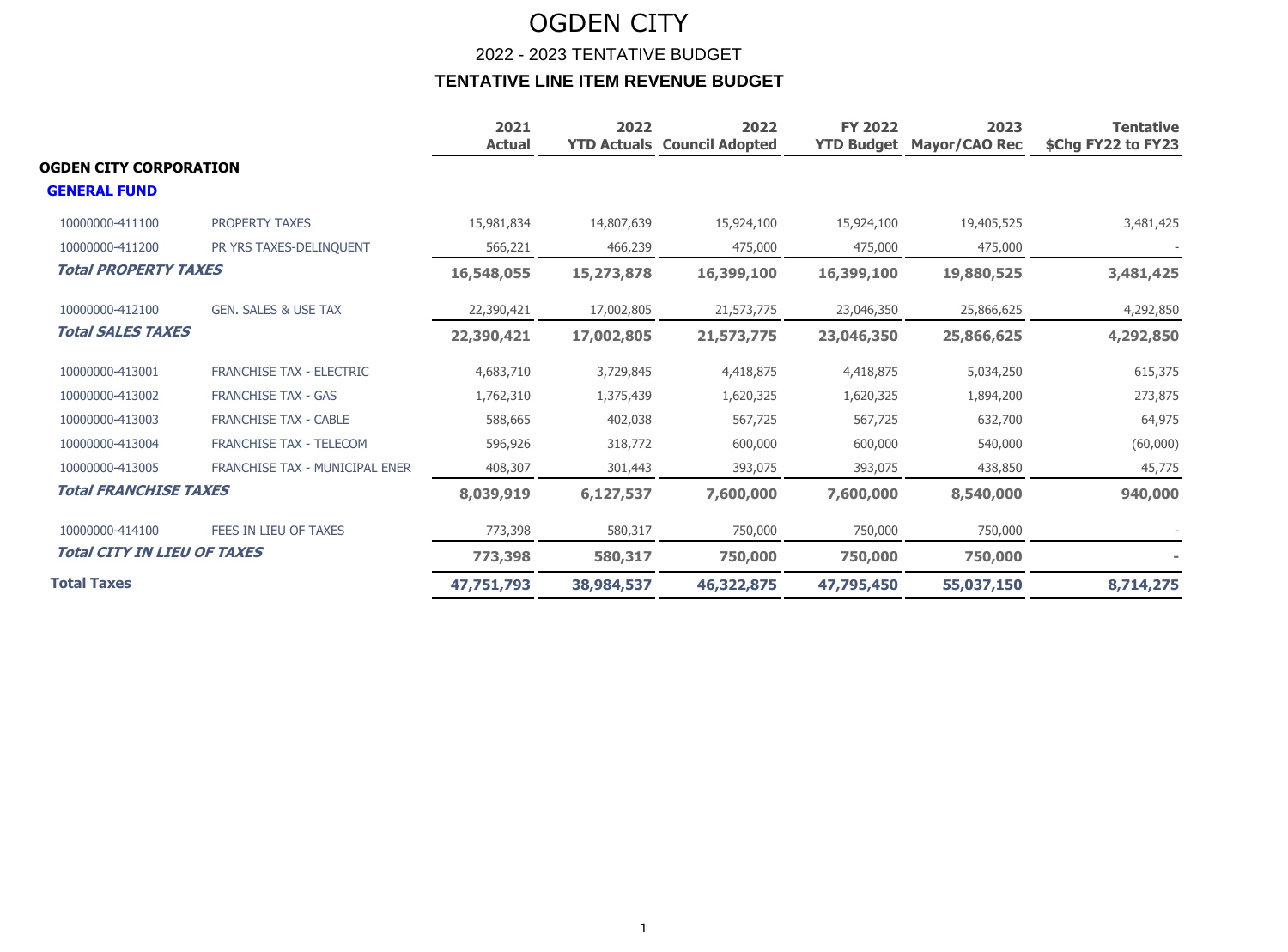# OGDEN CITY

## 2022 - 2023 TENTATIVE BUDGET

### TENTATIVE LINE ITEM REVENUE BUDGET

| | | 2021 Actual | 2022 YTD Actuals | 2022 Council Adopted | FY 2022 YTD Budget | 2023 Mayor/CAO Rec | Tentative $Chg FY22 to FY23 |
|---|---|---|---|---|---|---|---|
| **OGDEN CITY CORPORATION** | | | | | | | |
| **GENERAL FUND** | | | | | | | |
| 10000000-411100 | PROPERTY TAXES | 15,981,834 | 14,807,639 | 15,924,100 | 15,924,100 | 19,405,525 | 3,481,425 |
| 10000000-411200 | PR YRS TAXES-DELINQUENT | 566,221 | 466,239 | 475,000 | 475,000 | 475,000 | - |
| ***Total PROPERTY TAXES*** | | **16,548,055** | **15,273,878** | **16,399,100** | **16,399,100** | **19,880,525** | **3,481,425** |
| 10000000-412100 | GEN. SALES & USE TAX | 22,390,421 | 17,002,805 | 21,573,775 | 23,046,350 | 25,866,625 | 4,292,850 |
| ***Total SALES TAXES*** | | **22,390,421** | **17,002,805** | **21,573,775** | **23,046,350** | **25,866,625** | **4,292,850** |
| 10000000-413001 | FRANCHISE TAX - ELECTRIC | 4,683,710 | 3,729,845 | 4,418,875 | 4,418,875 | 5,034,250 | 615,375 |
| 10000000-413002 | FRANCHISE TAX - GAS | 1,762,310 | 1,375,439 | 1,620,325 | 1,620,325 | 1,894,200 | 273,875 |
| 10000000-413003 | FRANCHISE TAX - CABLE | 588,665 | 402,038 | 567,725 | 567,725 | 632,700 | 64,975 |
| 10000000-413004 | FRANCHISE TAX - TELECOM | 596,926 | 318,772 | 600,000 | 600,000 | 540,000 | (60,000) |
| 10000000-413005 | FRANCHISE TAX - MUNICIPAL ENER | 408,307 | 301,443 | 393,075 | 393,075 | 438,850 | 45,775 |
| ***Total FRANCHISE TAXES*** | | **8,039,919** | **6,127,537** | **7,600,000** | **7,600,000** | **8,540,000** | **940,000** |
| 10000000-414100 | FEES IN LIEU OF TAXES | 773,398 | 580,317 | 750,000 | 750,000 | 750,000 | - |
| ***Total CITY IN LIEU OF TAXES*** | | **773,398** | **580,317** | **750,000** | **750,000** | **750,000** | **-** |
| **Total Taxes** | | **47,751,793** | **38,984,537** | **46,322,875** | **47,795,450** | **55,037,150** | **8,714,275** |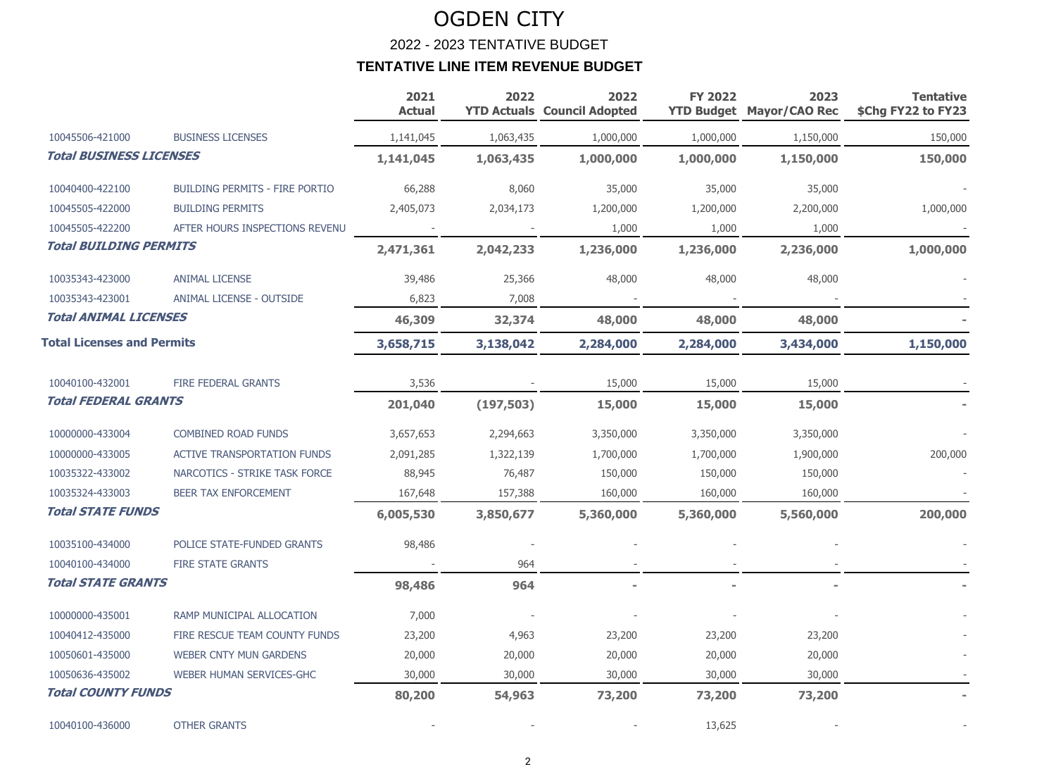# OGDEN CITY

## 2022 - 2023 TENTATIVE BUDGET

### TENTATIVE LINE ITEM REVENUE BUDGET

| | | 2021 Actual | 2022 YTD Actuals | 2022 Council Adopted | FY 2022 YTD Budget | 2023 Mayor/CAO Rec | Tentative $Chg FY22 to FY23 |
|---|---|---|---|---|---|---|---|
| 10045506-421000 | BUSINESS LICENSES | 1,141,045 | 1,063,435 | 1,000,000 | 1,000,000 | 1,150,000 | 150,000 |
| ***Total BUSINESS LICENSES*** | | **1,141,045** | **1,063,435** | **1,000,000** | **1,000,000** | **1,150,000** | **150,000** |
| 10040400-422100 | BUILDING PERMITS - FIRE PORTIO | 66,288 | 8,060 | 35,000 | 35,000 | 35,000 | - |
| 10045505-422000 | BUILDING PERMITS | 2,405,073 | 2,034,173 | 1,200,000 | 1,200,000 | 2,200,000 | 1,000,000 |
| 10045505-422200 | AFTER HOURS INSPECTIONS REVENU | - | - | 1,000 | 1,000 | 1,000 | - |
| ***Total BUILDING PERMITS*** | | **2,471,361** | **2,042,233** | **1,236,000** | **1,236,000** | **2,236,000** | **1,000,000** |
| 10035343-423000 | ANIMAL LICENSE | 39,486 | 25,366 | 48,000 | 48,000 | 48,000 | - |
| 10035343-423001 | ANIMAL LICENSE - OUTSIDE | 6,823 | 7,008 | - | - | - | - |
| ***Total ANIMAL LICENSES*** | | **46,309** | **32,374** | **48,000** | **48,000** | **48,000** | **-** |
| **Total Licenses and Permits** | | **3,658,715** | **3,138,042** | **2,284,000** | **2,284,000** | **3,434,000** | **1,150,000** |
| 10040100-432001 | FIRE FEDERAL GRANTS | 3,536 | - | 15,000 | 15,000 | 15,000 | - |
| ***Total FEDERAL GRANTS*** | | **201,040** | **(197,503)** | **15,000** | **15,000** | **15,000** | **-** |
| 10000000-433004 | COMBINED ROAD FUNDS | 3,657,653 | 2,294,663 | 3,350,000 | 3,350,000 | 3,350,000 | - |
| 10000000-433005 | ACTIVE TRANSPORTATION FUNDS | 2,091,285 | 1,322,139 | 1,700,000 | 1,700,000 | 1,900,000 | 200,000 |
| 10035322-433002 | NARCOTICS - STRIKE TASK FORCE | 88,945 | 76,487 | 150,000 | 150,000 | 150,000 | - |
| 10035324-433003 | BEER TAX ENFORCEMENT | 167,648 | 157,388 | 160,000 | 160,000 | 160,000 | - |
| ***Total STATE FUNDS*** | | **6,005,530** | **3,850,677** | **5,360,000** | **5,360,000** | **5,560,000** | **200,000** |
| 10035100-434000 | POLICE STATE-FUNDED GRANTS | 98,486 | - | - | - | - | - |
| 10040100-434000 | FIRE STATE GRANTS | - | 964 | - | - | - | - |
| ***Total STATE GRANTS*** | | **98,486** | **964** | **-** | **-** | **-** | **-** |
| 10000000-435001 | RAMP MUNICIPAL ALLOCATION | 7,000 | - | - | - | - | - |
| 10040412-435000 | FIRE RESCUE TEAM COUNTY FUNDS | 23,200 | 4,963 | 23,200 | 23,200 | 23,200 | - |
| 10050601-435000 | WEBER CNTY MUN GARDENS | 20,000 | 20,000 | 20,000 | 20,000 | 20,000 | - |
| 10050636-435002 | WEBER HUMAN SERVICES-GHC | 30,000 | 30,000 | 30,000 | 30,000 | 30,000 | - |
| ***Total COUNTY FUNDS*** | | **80,200** | **54,963** | **73,200** | **73,200** | **73,200** | **-** |
| 10040100-436000 | OTHER GRANTS | - | - | - | 13,625 | - | - |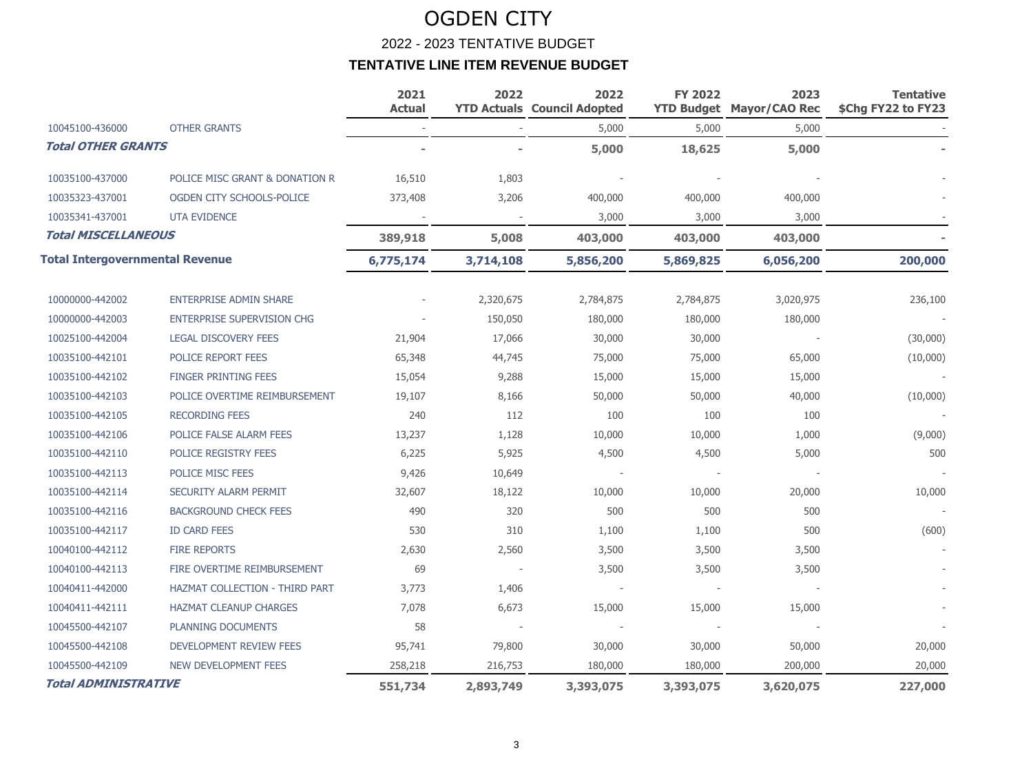# OGDEN CITY

## 2022 - 2023 TENTATIVE BUDGET

### TENTATIVE LINE ITEM REVENUE BUDGET

| | | 2021 Actual | 2022 YTD Actuals | 2022 Council Adopted | FY 2022 YTD Budget | 2023 Mayor/CAO Rec | Tentative $Chg FY22 to FY23 |
|---|---|---|---|---|---|---|---|
| 10045100-436000 | OTHER GRANTS | - | - | 5,000 | 5,000 | 5,000 | - |
| ***Total OTHER GRANTS*** | | **-** | **-** | **5,000** | **18,625** | **5,000** | **-** |
| 10035100-437000 | POLICE MISC GRANT & DONATION R | 16,510 | 1,803 | - | - | - | - |
| 10035323-437001 | OGDEN CITY SCHOOLS-POLICE | 373,408 | 3,206 | 400,000 | 400,000 | 400,000 | - |
| 10035341-437001 | UTA EVIDENCE | - | - | 3,000 | 3,000 | 3,000 | - |
| ***Total MISCELLANEOUS*** | | **389,918** | **5,008** | **403,000** | **403,000** | **403,000** | **-** |
| **Total Intergovernmental Revenue** | | **6,775,174** | **3,714,108** | **5,856,200** | **5,869,825** | **6,056,200** | **200,000** |
| 10000000-442002 | ENTERPRISE ADMIN SHARE | - | 2,320,675 | 2,784,875 | 2,784,875 | 3,020,975 | 236,100 |
| 10000000-442003 | ENTERPRISE SUPERVISION CHG | - | 150,050 | 180,000 | 180,000 | 180,000 | - |
| 10025100-442004 | LEGAL DISCOVERY FEES | 21,904 | 17,066 | 30,000 | 30,000 | - | (30,000) |
| 10035100-442101 | POLICE REPORT FEES | 65,348 | 44,745 | 75,000 | 75,000 | 65,000 | (10,000) |
| 10035100-442102 | FINGER PRINTING FEES | 15,054 | 9,288 | 15,000 | 15,000 | 15,000 | - |
| 10035100-442103 | POLICE OVERTIME REIMBURSEMENT | 19,107 | 8,166 | 50,000 | 50,000 | 40,000 | (10,000) |
| 10035100-442105 | RECORDING FEES | 240 | 112 | 100 | 100 | 100 | - |
| 10035100-442106 | POLICE FALSE ALARM FEES | 13,237 | 1,128 | 10,000 | 10,000 | 1,000 | (9,000) |
| 10035100-442110 | POLICE REGISTRY FEES | 6,225 | 5,925 | 4,500 | 4,500 | 5,000 | 500 |
| 10035100-442113 | POLICE MISC FEES | 9,426 | 10,649 | - | - | - | - |
| 10035100-442114 | SECURITY ALARM PERMIT | 32,607 | 18,122 | 10,000 | 10,000 | 20,000 | 10,000 |
| 10035100-442116 | BACKGROUND CHECK FEES | 490 | 320 | 500 | 500 | 500 | - |
| 10035100-442117 | ID CARD FEES | 530 | 310 | 1,100 | 1,100 | 500 | (600) |
| 10040100-442112 | FIRE REPORTS | 2,630 | 2,560 | 3,500 | 3,500 | 3,500 | - |
| 10040100-442113 | FIRE OVERTIME REIMBURSEMENT | 69 | - | 3,500 | 3,500 | 3,500 | - |
| 10040411-442000 | HAZMAT COLLECTION - THIRD PART | 3,773 | 1,406 | - | - | - | - |
| 10040411-442111 | HAZMAT CLEANUP CHARGES | 7,078 | 6,673 | 15,000 | 15,000 | 15,000 | - |
| 10045500-442107 | PLANNING DOCUMENTS | 58 | - | - | - | - | - |
| 10045500-442108 | DEVELOPMENT REVIEW FEES | 95,741 | 79,800 | 30,000 | 30,000 | 50,000 | 20,000 |
| 10045500-442109 | NEW DEVELOPMENT FEES | 258,218 | 216,753 | 180,000 | 180,000 | 200,000 | 20,000 |
| ***Total ADMINISTRATIVE*** | | **551,734** | **2,893,749** | **3,393,075** | **3,393,075** | **3,620,075** | **227,000** |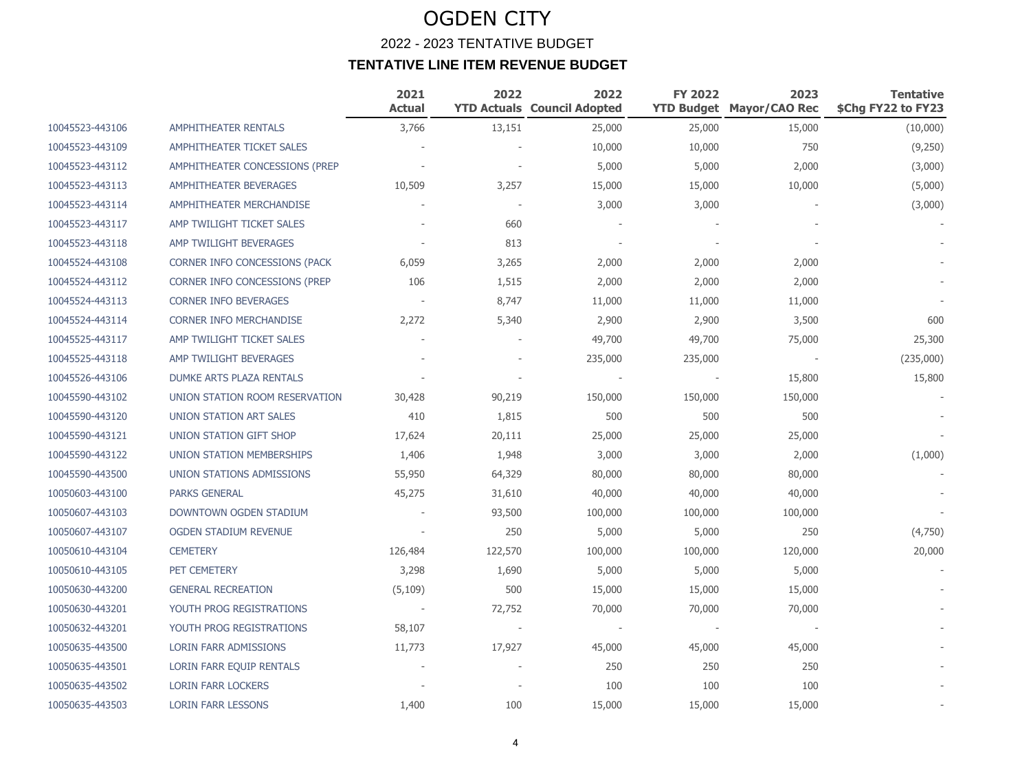# OGDEN CITY

## 2022 - 2023 TENTATIVE BUDGET

### TENTATIVE LINE ITEM REVENUE BUDGET

| | | 2021 Actual | 2022 YTD Actuals | 2022 Council Adopted | FY 2022 YTD Budget | 2023 Mayor/CAO Rec | Tentative $Chg FY22 to FY23 |
|---|---|---|---|---|---|---|---|
| 10045523-443106 | AMPHITHEATER RENTALS | 3,766 | 13,151 | 25,000 | 25,000 | 15,000 | (10,000) |
| 10045523-443109 | AMPHITHEATER TICKET SALES | - | - | 10,000 | 10,000 | 750 | (9,250) |
| 10045523-443112 | AMPHITHEATER CONCESSIONS (PREP | - | - | 5,000 | 5,000 | 2,000 | (3,000) |
| 10045523-443113 | AMPHITHEATER BEVERAGES | 10,509 | 3,257 | 15,000 | 15,000 | 10,000 | (5,000) |
| 10045523-443114 | AMPHITHEATER MERCHANDISE | - | - | 3,000 | 3,000 | - | (3,000) |
| 10045523-443117 | AMP TWILIGHT TICKET SALES | - | 660 | - | - | - | - |
| 10045523-443118 | AMP TWILIGHT BEVERAGES | - | 813 | - | - | - | - |
| 10045524-443108 | CORNER INFO CONCESSIONS (PACK | 6,059 | 3,265 | 2,000 | 2,000 | 2,000 | - |
| 10045524-443112 | CORNER INFO CONCESSIONS (PREP | 106 | 1,515 | 2,000 | 2,000 | 2,000 | - |
| 10045524-443113 | CORNER INFO BEVERAGES | - | 8,747 | 11,000 | 11,000 | 11,000 | - |
| 10045524-443114 | CORNER INFO MERCHANDISE | 2,272 | 5,340 | 2,900 | 2,900 | 3,500 | 600 |
| 10045525-443117 | AMP TWILIGHT TICKET SALES | - | - | 49,700 | 49,700 | 75,000 | 25,300 |
| 10045525-443118 | AMP TWILIGHT BEVERAGES | - | - | 235,000 | 235,000 | - | (235,000) |
| 10045526-443106 | DUMKE ARTS PLAZA RENTALS | - | - | - | - | 15,800 | 15,800 |
| 10045590-443102 | UNION STATION ROOM RESERVATION | 30,428 | 90,219 | 150,000 | 150,000 | 150,000 | - |
| 10045590-443120 | UNION STATION ART SALES | 410 | 1,815 | 500 | 500 | 500 | - |
| 10045590-443121 | UNION STATION GIFT SHOP | 17,624 | 20,111 | 25,000 | 25,000 | 25,000 | - |
| 10045590-443122 | UNION STATION MEMBERSHIPS | 1,406 | 1,948 | 3,000 | 3,000 | 2,000 | (1,000) |
| 10045590-443500 | UNION STATIONS ADMISSIONS | 55,950 | 64,329 | 80,000 | 80,000 | 80,000 | - |
| 10050603-443100 | PARKS GENERAL | 45,275 | 31,610 | 40,000 | 40,000 | 40,000 | - |
| 10050607-443103 | DOWNTOWN OGDEN STADIUM | - | 93,500 | 100,000 | 100,000 | 100,000 | - |
| 10050607-443107 | OGDEN STADIUM REVENUE | - | 250 | 5,000 | 5,000 | 250 | (4,750) |
| 10050610-443104 | CEMETERY | 126,484 | 122,570 | 100,000 | 100,000 | 120,000 | 20,000 |
| 10050610-443105 | PET CEMETERY | 3,298 | 1,690 | 5,000 | 5,000 | 5,000 | - |
| 10050630-443200 | GENERAL RECREATION | (5,109) | 500 | 15,000 | 15,000 | 15,000 | - |
| 10050630-443201 | YOUTH PROG REGISTRATIONS | - | 72,752 | 70,000 | 70,000 | 70,000 | - |
| 10050632-443201 | YOUTH PROG REGISTRATIONS | 58,107 | - | - | - | - | - |
| 10050635-443500 | LORIN FARR ADMISSIONS | 11,773 | 17,927 | 45,000 | 45,000 | 45,000 | - |
| 10050635-443501 | LORIN FARR EQUIP RENTALS | - | - | 250 | 250 | 250 | - |
| 10050635-443502 | LORIN FARR LOCKERS | - | - | 100 | 100 | 100 | - |
| 10050635-443503 | LORIN FARR LESSONS | 1,400 | 100 | 15,000 | 15,000 | 15,000 | - |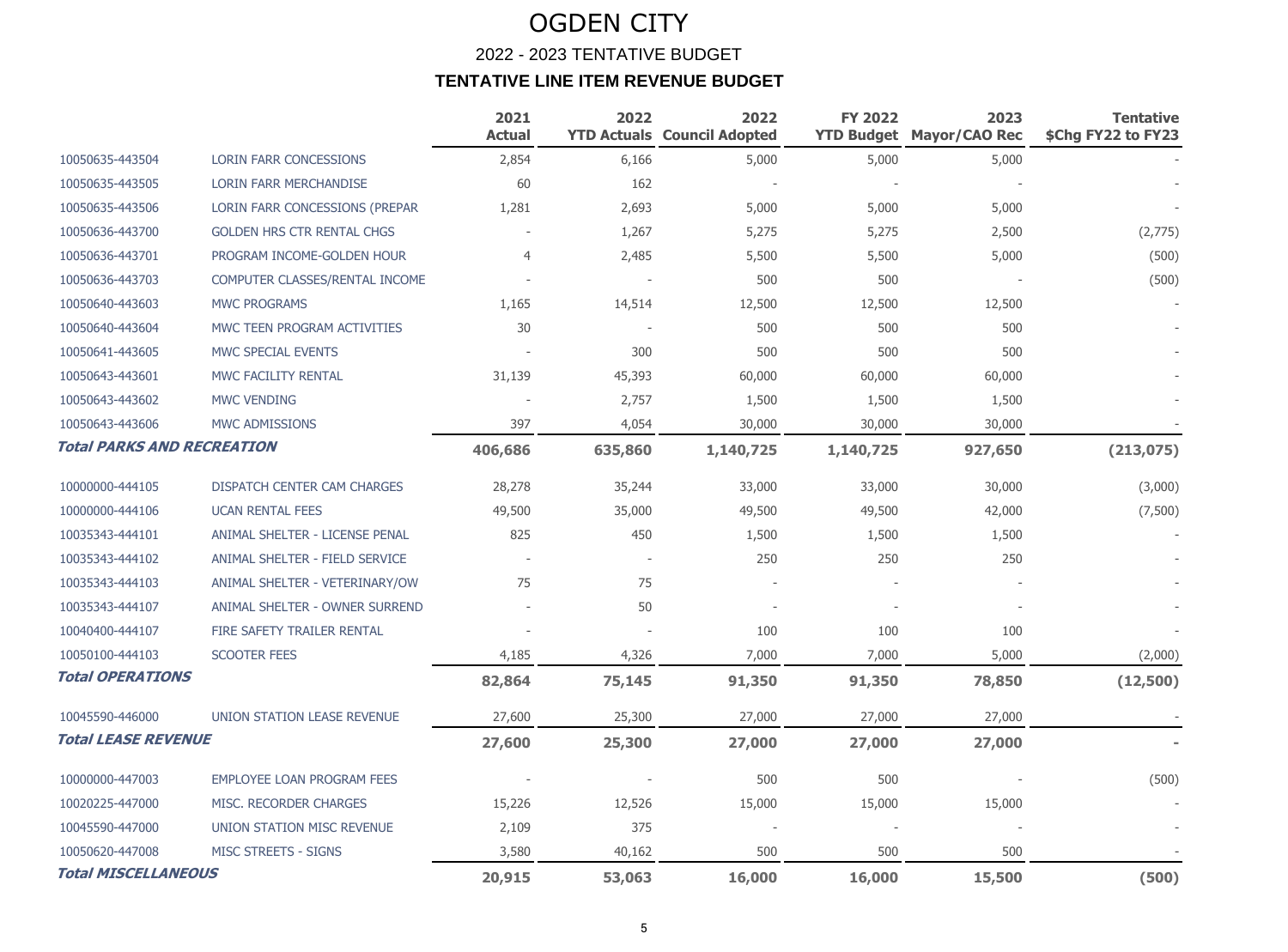# OGDEN CITY

## 2022 - 2023 TENTATIVE BUDGET

### TENTATIVE LINE ITEM REVENUE BUDGET

| | | 2021 Actual | 2022 YTD Actuals | 2022 Council Adopted | FY 2022 YTD Budget | 2023 Mayor/CAO Rec | Tentative $Chg FY22 to FY23 |
|---|---|---|---|---|---|---|---|
| 10050635-443504 | LORIN FARR CONCESSIONS | 2,854 | 6,166 | 5,000 | 5,000 | 5,000 | - |
| 10050635-443505 | LORIN FARR MERCHANDISE | 60 | 162 | - | - | - | - |
| 10050635-443506 | LORIN FARR CONCESSIONS (PREPAR | 1,281 | 2,693 | 5,000 | 5,000 | 5,000 | - |
| 10050636-443700 | GOLDEN HRS CTR RENTAL CHGS | - | 1,267 | 5,275 | 5,275 | 2,500 | (2,775) |
| 10050636-443701 | PROGRAM INCOME-GOLDEN HOUR | 4 | 2,485 | 5,500 | 5,500 | 5,000 | (500) |
| 10050636-443703 | COMPUTER CLASSES/RENTAL INCOME | - | - | 500 | 500 | - | (500) |
| 10050640-443603 | MWC PROGRAMS | 1,165 | 14,514 | 12,500 | 12,500 | 12,500 | - |
| 10050640-443604 | MWC TEEN PROGRAM ACTIVITIES | 30 | - | 500 | 500 | 500 | - |
| 10050641-443605 | MWC SPECIAL EVENTS | - | 300 | 500 | 500 | 500 | - |
| 10050643-443601 | MWC FACILITY RENTAL | 31,139 | 45,393 | 60,000 | 60,000 | 60,000 | - |
| 10050643-443602 | MWC VENDING | - | 2,757 | 1,500 | 1,500 | 1,500 | - |
| 10050643-443606 | MWC ADMISSIONS | 397 | 4,054 | 30,000 | 30,000 | 30,000 | - |
| ***Total PARKS AND RECREATION*** | | **406,686** | **635,860** | **1,140,725** | **1,140,725** | **927,650** | **(213,075)** |
| 10000000-444105 | DISPATCH CENTER CAM CHARGES | 28,278 | 35,244 | 33,000 | 33,000 | 30,000 | (3,000) |
| 10000000-444106 | UCAN RENTAL FEES | 49,500 | 35,000 | 49,500 | 49,500 | 42,000 | (7,500) |
| 10035343-444101 | ANIMAL SHELTER - LICENSE PENAL | 825 | 450 | 1,500 | 1,500 | 1,500 | - |
| 10035343-444102 | ANIMAL SHELTER - FIELD SERVICE | - | - | 250 | 250 | 250 | - |
| 10035343-444103 | ANIMAL SHELTER - VETERINARY/OW | 75 | 75 | - | - | - | - |
| 10035343-444107 | ANIMAL SHELTER - OWNER SURREND | - | 50 | - | - | - | - |
| 10040400-444107 | FIRE SAFETY TRAILER RENTAL | - | - | 100 | 100 | 100 | - |
| 10050100-444103 | SCOOTER FEES | 4,185 | 4,326 | 7,000 | 7,000 | 5,000 | (2,000) |
| ***Total OPERATIONS*** | | **82,864** | **75,145** | **91,350** | **91,350** | **78,850** | **(12,500)** |
| 10045590-446000 | UNION STATION LEASE REVENUE | 27,600 | 25,300 | 27,000 | 27,000 | 27,000 | - |
| ***Total LEASE REVENUE*** | | **27,600** | **25,300** | **27,000** | **27,000** | **27,000** | **-** |
| 10000000-447003 | EMPLOYEE LOAN PROGRAM FEES | - | - | 500 | 500 | - | (500) |
| 10020225-447000 | MISC. RECORDER CHARGES | 15,226 | 12,526 | 15,000 | 15,000 | 15,000 | - |
| 10045590-447000 | UNION STATION MISC REVENUE | 2,109 | 375 | - | - | - | - |
| 10050620-447008 | MISC STREETS - SIGNS | 3,580 | 40,162 | 500 | 500 | 500 | - |
| ***Total MISCELLANEOUS*** | | **20,915** | **53,063** | **16,000** | **16,000** | **15,500** | **(500)** |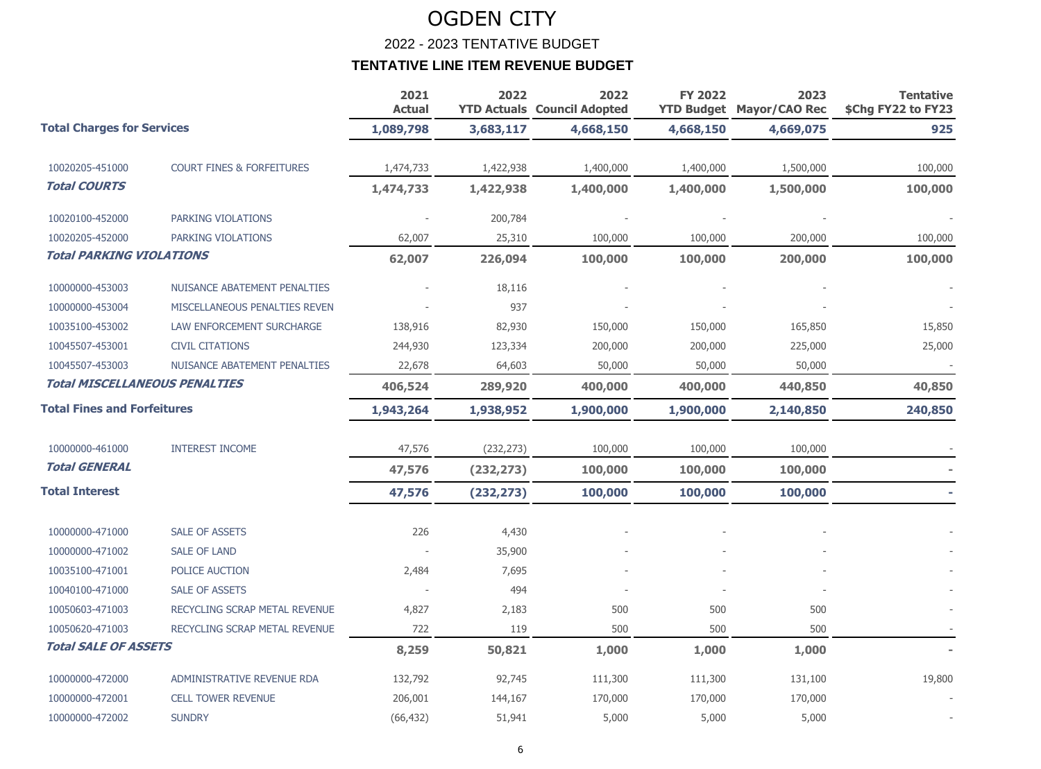# OGDEN CITY

## 2022 - 2023 TENTATIVE BUDGET

### TENTATIVE LINE ITEM REVENUE BUDGET

| | | 2021 Actual | 2022 YTD Actuals | 2022 Council Adopted | FY 2022 YTD Budget | 2023 Mayor/CAO Rec | Tentative $Chg FY22 to FY23 |
|---|---|---|---|---|---|---|---|
| **Total Charges for Services** | | **1,089,798** | **3,683,117** | **4,668,150** | **4,668,150** | **4,669,075** | **925** |
| 10020205-451000 | COURT FINES & FORFEITURES | 1,474,733 | 1,422,938 | 1,400,000 | 1,400,000 | 1,500,000 | 100,000 |
| ***Total COURTS*** | | **1,474,733** | **1,422,938** | **1,400,000** | **1,400,000** | **1,500,000** | **100,000** |
| 10020100-452000 | PARKING VIOLATIONS | - | 200,784 | - | - | - | - |
| 10020205-452000 | PARKING VIOLATIONS | 62,007 | 25,310 | 100,000 | 100,000 | 200,000 | 100,000 |
| ***Total PARKING VIOLATIONS*** | | **62,007** | **226,094** | **100,000** | **100,000** | **200,000** | **100,000** |
| 10000000-453003 | NUISANCE ABATEMENT PENALTIES | - | 18,116 | - | - | - | - |
| 10000000-453004 | MISCELLANEOUS PENALTIES REVEN | - | 937 | - | - | - | - |
| 10035100-453002 | LAW ENFORCEMENT SURCHARGE | 138,916 | 82,930 | 150,000 | 150,000 | 165,850 | 15,850 |
| 10045507-453001 | CIVIL CITATIONS | 244,930 | 123,334 | 200,000 | 200,000 | 225,000 | 25,000 |
| 10045507-453003 | NUISANCE ABATEMENT PENALTIES | 22,678 | 64,603 | 50,000 | 50,000 | 50,000 | - |
| ***Total MISCELLANEOUS PENALTIES*** | | **406,524** | **289,920** | **400,000** | **400,000** | **440,850** | **40,850** |
| **Total Fines and Forfeitures** | | **1,943,264** | **1,938,952** | **1,900,000** | **1,900,000** | **2,140,850** | **240,850** |
| 10000000-461000 | INTEREST INCOME | 47,576 | (232,273) | 100,000 | 100,000 | 100,000 | - |
| ***Total GENERAL*** | | **47,576** | **(232,273)** | **100,000** | **100,000** | **100,000** | **-** |
| **Total Interest** | | **47,576** | **(232,273)** | **100,000** | **100,000** | **100,000** | **-** |
| 10000000-471000 | SALE OF ASSETS | 226 | 4,430 | - | - | - | - |
| 10000000-471002 | SALE OF LAND | - | 35,900 | - | - | - | - |
| 10035100-471001 | POLICE AUCTION | 2,484 | 7,695 | - | - | - | - |
| 10040100-471000 | SALE OF ASSETS | - | 494 | - | - | - | - |
| 10050603-471003 | RECYCLING SCRAP METAL REVENUE | 4,827 | 2,183 | 500 | 500 | 500 | - |
| 10050620-471003 | RECYCLING SCRAP METAL REVENUE | 722 | 119 | 500 | 500 | 500 | - |
| ***Total SALE OF ASSETS*** | | **8,259** | **50,821** | **1,000** | **1,000** | **1,000** | **-** |
| 10000000-472000 | ADMINISTRATIVE REVENUE RDA | 132,792 | 92,745 | 111,300 | 111,300 | 131,100 | 19,800 |
| 10000000-472001 | CELL TOWER REVENUE | 206,001 | 144,167 | 170,000 | 170,000 | 170,000 | - |
| 10000000-472002 | SUNDRY | (66,432) | 51,941 | 5,000 | 5,000 | 5,000 | - |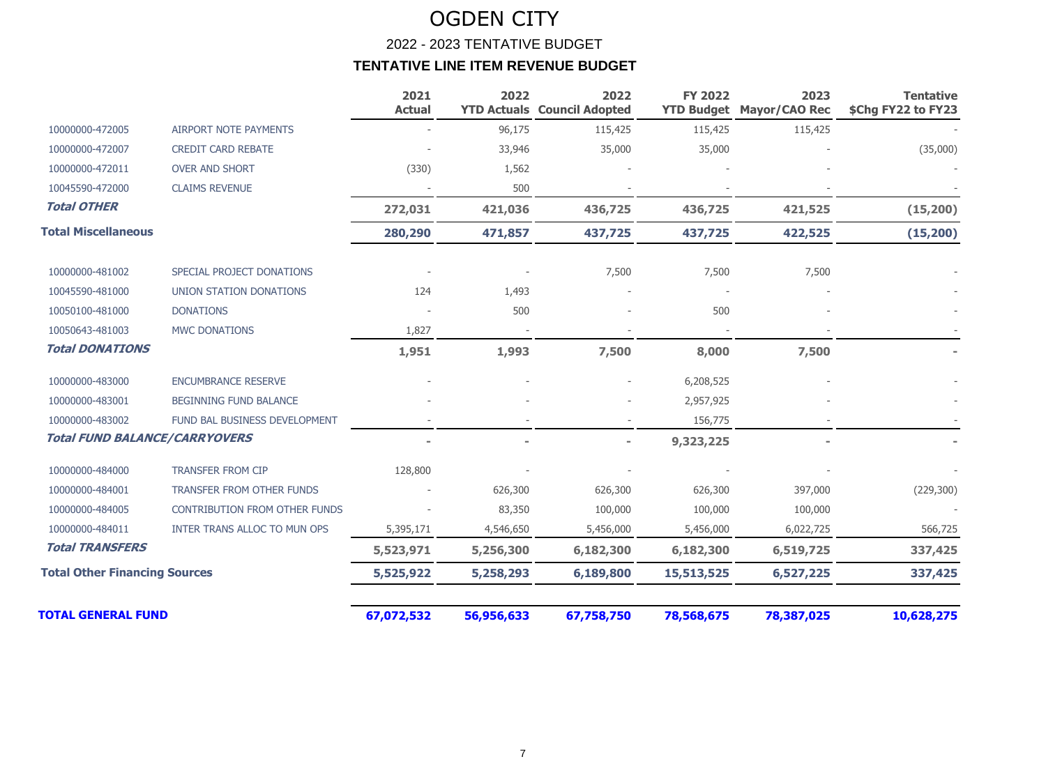# OGDEN CITY

## 2022 - 2023 TENTATIVE BUDGET

### TENTATIVE LINE ITEM REVENUE BUDGET

| | | 2021 Actual | 2022 YTD Actuals | 2022 Council Adopted | FY 2022 YTD Budget | 2023 Mayor/CAO Rec | Tentative $Chg FY22 to FY23 |
|---|---|---|---|---|---|---|---|
| 10000000-472005 | AIRPORT NOTE PAYMENTS | - | 96,175 | 115,425 | 115,425 | 115,425 | - |
| 10000000-472007 | CREDIT CARD REBATE | - | 33,946 | 35,000 | 35,000 | - | (35,000) |
| 10000000-472011 | OVER AND SHORT | (330) | 1,562 | - | - | - | - |
| 10045590-472000 | CLAIMS REVENUE | - | 500 | - | - | - | - |
| ***Total OTHER*** | | **272,031** | **421,036** | **436,725** | **436,725** | **421,525** | **(15,200)** |
| **Total Miscellaneous** | | **280,290** | **471,857** | **437,725** | **437,725** | **422,525** | **(15,200)** |
| 10000000-481002 | SPECIAL PROJECT DONATIONS | - | - | 7,500 | 7,500 | 7,500 | - |
| 10045590-481000 | UNION STATION DONATIONS | 124 | 1,493 | - | - | - | - |
| 10050100-481000 | DONATIONS | - | 500 | - | 500 | - | - |
| 10050643-481003 | MWC DONATIONS | 1,827 | - | - | - | - | - |
| ***Total DONATIONS*** | | **1,951** | **1,993** | **7,500** | **8,000** | **7,500** | **-** |
| 10000000-483000 | ENCUMBRANCE RESERVE | - | - | - | 6,208,525 | - | - |
| 10000000-483001 | BEGINNING FUND BALANCE | - | - | - | 2,957,925 | - | - |
| 10000000-483002 | FUND BAL BUSINESS DEVELOPMENT | - | - | - | 156,775 | - | - |
| ***Total FUND BALANCE/CARRYOVERS*** | | **-** | **-** | **-** | **9,323,225** | **-** | **-** |
| 10000000-484000 | TRANSFER FROM CIP | 128,800 | - | - | - | - | - |
| 10000000-484001 | TRANSFER FROM OTHER FUNDS | - | 626,300 | 626,300 | 626,300 | 397,000 | (229,300) |
| 10000000-484005 | CONTRIBUTION FROM OTHER FUNDS | - | 83,350 | 100,000 | 100,000 | 100,000 | - |
| 10000000-484011 | INTER TRANS ALLOC TO MUN OPS | 5,395,171 | 4,546,650 | 5,456,000 | 5,456,000 | 6,022,725 | 566,725 |
| ***Total TRANSFERS*** | | **5,523,971** | **5,256,300** | **6,182,300** | **6,182,300** | **6,519,725** | **337,425** |
| **Total Other Financing Sources** | | **5,525,922** | **5,258,293** | **6,189,800** | **15,513,525** | **6,527,225** | **337,425** |
| **TOTAL GENERAL FUND** | | **67,072,532** | **56,956,633** | **67,758,750** | **78,568,675** | **78,387,025** | **10,628,275** |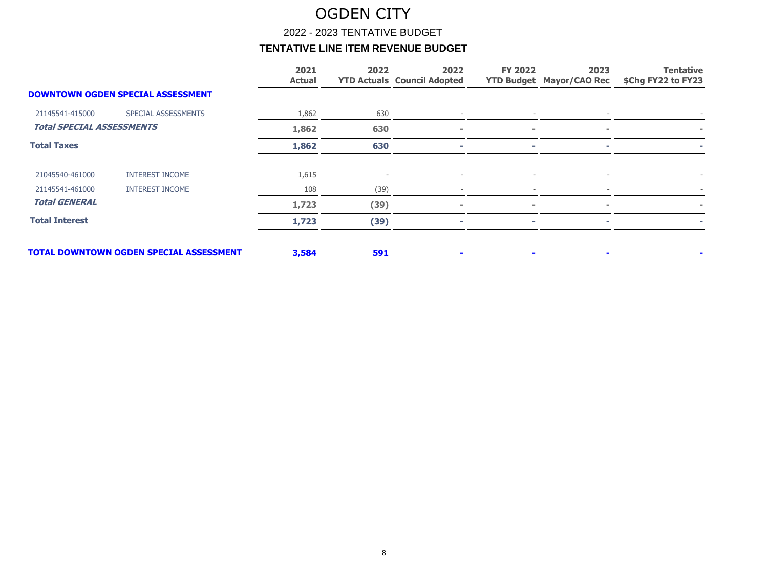# OGDEN CITY

## 2022 - 2023 TENTATIVE BUDGET

### TENTATIVE LINE ITEM REVENUE BUDGET

| | | 2021 Actual | 2022 YTD Actuals | 2022 Council Adopted | FY 2022 YTD Budget | 2023 Mayor/CAO Rec | Tentative $Chg FY22 to FY23 |
|---|---|---|---|---|---|---|---|
| **DOWNTOWN OGDEN SPECIAL ASSESSMENT** | | | | | | | |
| 21145541-415000 | SPECIAL ASSESSMENTS | 1,862 | 630 | - | - | - | - |
| ***Total SPECIAL ASSESSMENTS*** | | **1,862** | **630** | **-** | **-** | **-** | **-** |
| **Total Taxes** | | **1,862** | **630** | **-** | **-** | **-** | **-** |
| 21045540-461000 | INTEREST INCOME | 1,615 | - | - | - | - | - |
| 21145541-461000 | INTEREST INCOME | 108 | (39) | - | - | - | - |
| ***Total GENERAL*** | | **1,723** | **(39)** | **-** | **-** | **-** | **-** |
| **Total Interest** | | **1,723** | **(39)** | **-** | **-** | **-** | **-** |
| **TOTAL DOWNTOWN OGDEN SPECIAL ASSESSMENT** | | **3,584** | **591** | **-** | **-** | **-** | **-** |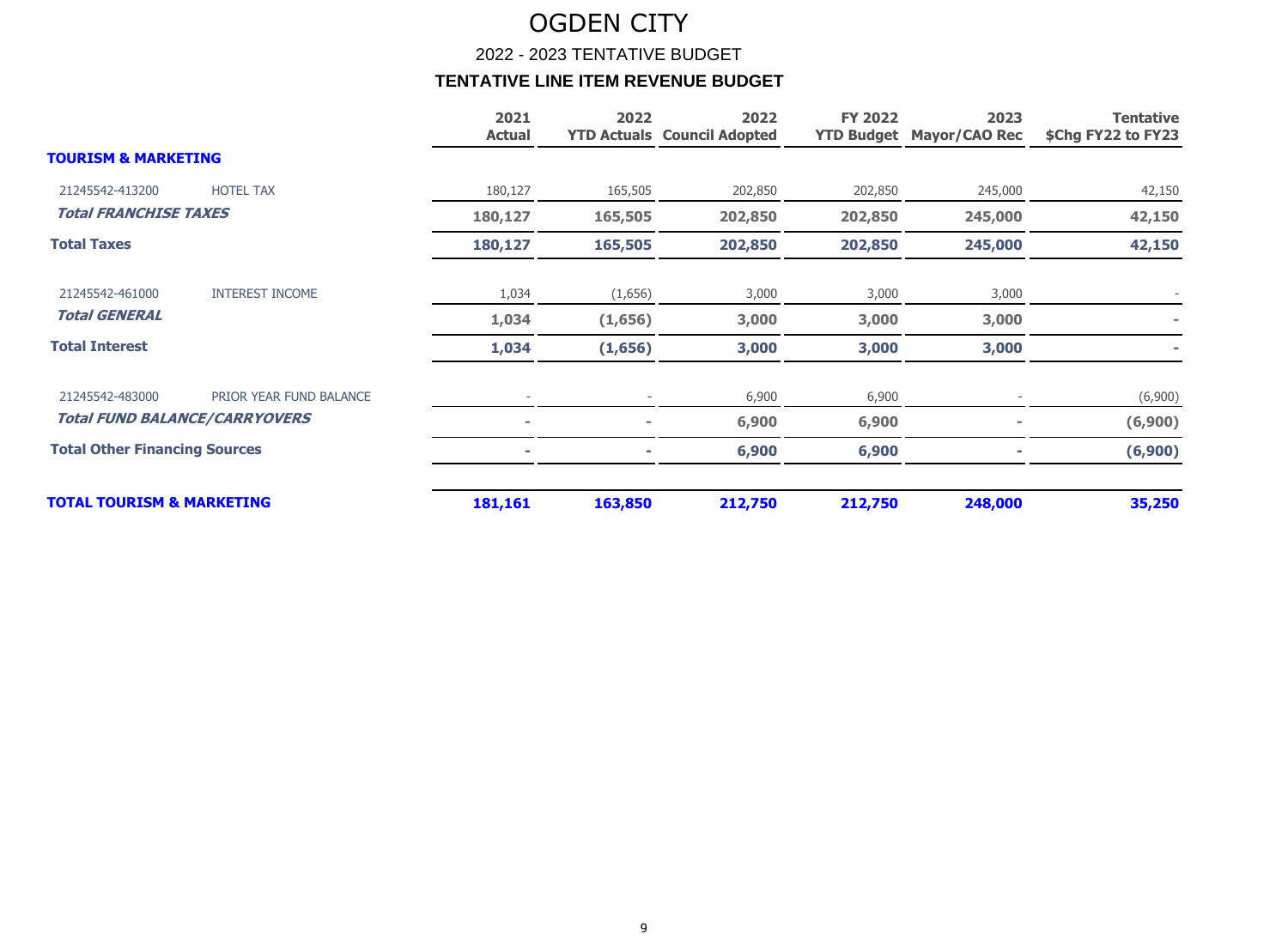# OGDEN CITY

## 2022 - 2023 TENTATIVE BUDGET

### TENTATIVE LINE ITEM REVENUE BUDGET

| | | 2021 Actual | 2022 YTD Actuals | 2022 Council Adopted | FY 2022 YTD Budget | 2023 Mayor/CAO Rec | Tentative $Chg FY22 to FY23 |
|---|---|---|---|---|---|---|---|
| **TOURISM & MARKETING** | | | | | | | |
| 21245542-413200 | HOTEL TAX | 180,127 | 165,505 | 202,850 | 202,850 | 245,000 | 42,150 |
| ***Total FRANCHISE TAXES*** | | **180,127** | **165,505** | **202,850** | **202,850** | **245,000** | **42,150** |
| **Total Taxes** | | **180,127** | **165,505** | **202,850** | **202,850** | **245,000** | **42,150** |
| 21245542-461000 | INTEREST INCOME | 1,034 | (1,656) | 3,000 | 3,000 | 3,000 | - |
| ***Total GENERAL*** | | **1,034** | **(1,656)** | **3,000** | **3,000** | **3,000** | **-** |
| **Total Interest** | | **1,034** | **(1,656)** | **3,000** | **3,000** | **3,000** | **-** |
| 21245542-483000 | PRIOR YEAR FUND BALANCE | - | - | 6,900 | 6,900 | - | (6,900) |
| ***Total FUND BALANCE/CARRYOVERS*** | | **-** | **-** | **6,900** | **6,900** | **-** | **(6,900)** |
| **Total Other Financing Sources** | | **-** | **-** | **6,900** | **6,900** | **-** | **(6,900)** |
| **TOTAL TOURISM & MARKETING** | | **181,161** | **163,850** | **212,750** | **212,750** | **248,000** | **35,250** |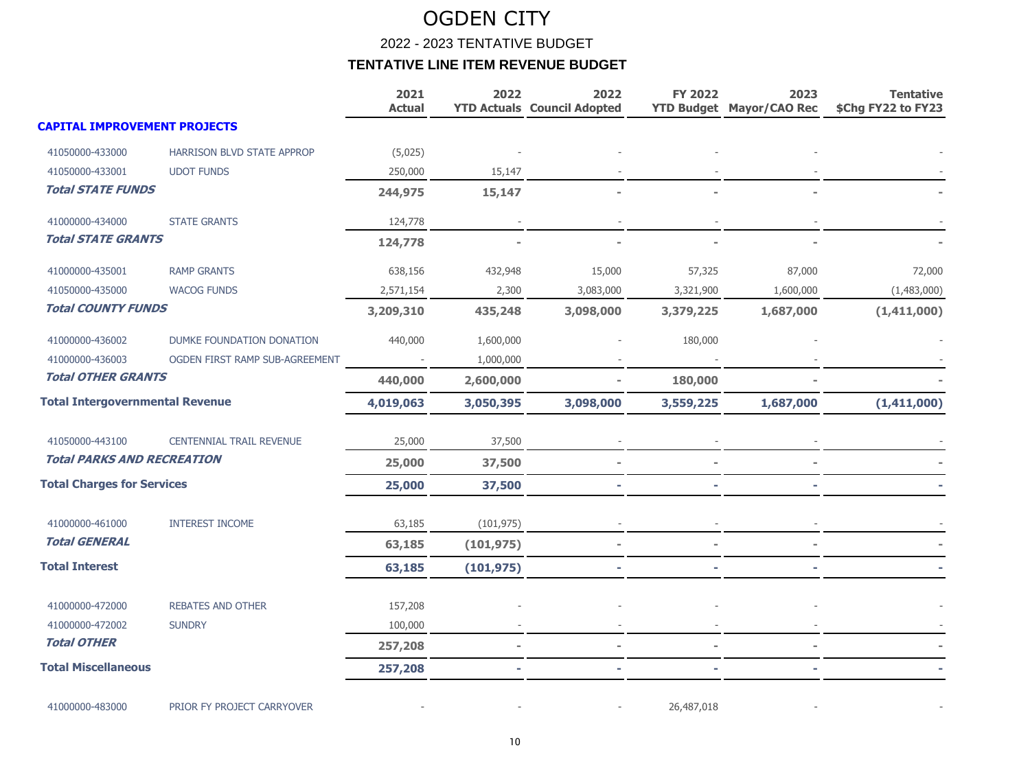# OGDEN CITY

## 2022 - 2023 TENTATIVE BUDGET

### TENTATIVE LINE ITEM REVENUE BUDGET

| | | 2021 Actual | 2022 YTD Actuals | 2022 Council Adopted | FY 2022 YTD Budget | 2023 Mayor/CAO Rec | Tentative $Chg FY22 to FY23 |
|---|---|---|---|---|---|---|---|
| **CAPITAL IMPROVEMENT PROJECTS** | | | | | | | |
| 41050000-433000 | HARRISON BLVD STATE APPROP | (5,025) | - | - | - | - | - |
| 41050000-433001 | UDOT FUNDS | 250,000 | 15,147 | - | - | - | - |
| ***Total STATE FUNDS*** | | **244,975** | **15,147** | **-** | **-** | **-** | **-** |
| 41000000-434000 | STATE GRANTS | 124,778 | - | - | - | - | - |
| ***Total STATE GRANTS*** | | **124,778** | **-** | **-** | **-** | **-** | **-** |
| 41000000-435001 | RAMP GRANTS | 638,156 | 432,948 | 15,000 | 57,325 | 87,000 | 72,000 |
| 41050000-435000 | WACOG FUNDS | 2,571,154 | 2,300 | 3,083,000 | 3,321,900 | 1,600,000 | (1,483,000) |
| ***Total COUNTY FUNDS*** | | **3,209,310** | **435,248** | **3,098,000** | **3,379,225** | **1,687,000** | **(1,411,000)** |
| 41000000-436002 | DUMKE FOUNDATION DONATION | 440,000 | 1,600,000 | - | 180,000 | - | - |
| 41000000-436003 | OGDEN FIRST RAMP SUB-AGREEMENT | - | 1,000,000 | - | - | - | - |
| ***Total OTHER GRANTS*** | | **440,000** | **2,600,000** | **-** | **180,000** | **-** | **-** |
| **Total Intergovernmental Revenue** | | **4,019,063** | **3,050,395** | **3,098,000** | **3,559,225** | **1,687,000** | **(1,411,000)** |
| 41050000-443100 | CENTENNIAL TRAIL REVENUE | 25,000 | 37,500 | - | - | - | - |
| ***Total PARKS AND RECREATION*** | | **25,000** | **37,500** | **-** | **-** | **-** | **-** |
| **Total Charges for Services** | | **25,000** | **37,500** | **-** | **-** | **-** | **-** |
| 41000000-461000 | INTEREST INCOME | 63,185 | (101,975) | - | - | - | - |
| ***Total GENERAL*** | | **63,185** | **(101,975)** | **-** | **-** | **-** | **-** |
| **Total Interest** | | **63,185** | **(101,975)** | **-** | **-** | **-** | **-** |
| 41000000-472000 | REBATES AND OTHER | 157,208 | - | - | - | - | - |
| 41000000-472002 | SUNDRY | 100,000 | - | - | - | - | - |
| ***Total OTHER*** | | **257,208** | **-** | **-** | **-** | **-** | **-** |
| **Total Miscellaneous** | | **257,208** | **-** | **-** | **-** | **-** | **-** |
| 41000000-483000 | PRIOR FY PROJECT CARRYOVER | - | - | - | 26,487,018 | - | - |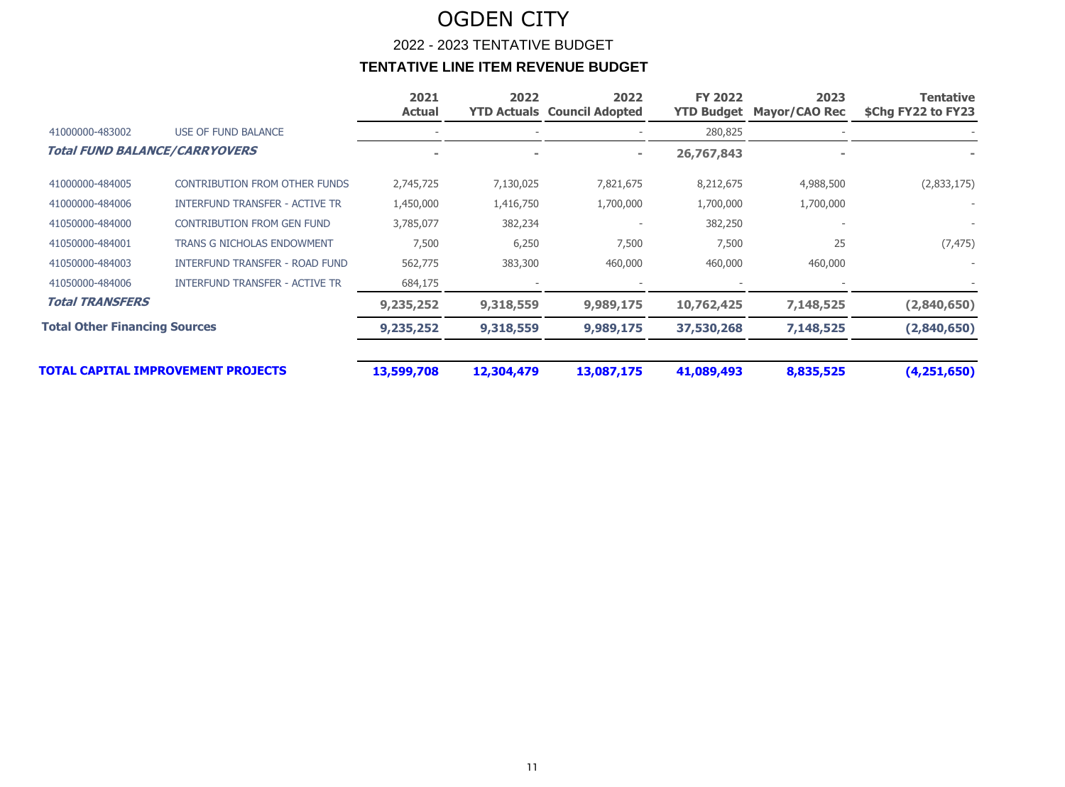# OGDEN CITY

## 2022 - 2023 TENTATIVE BUDGET

### TENTATIVE LINE ITEM REVENUE BUDGET

| | | 2021 Actual | 2022 YTD Actuals | 2022 Council Adopted | FY 2022 YTD Budget | 2023 Mayor/CAO Rec | Tentative $Chg FY22 to FY23 |
|---|---|---|---|---|---|---|---|
| 41000000-483002 | USE OF FUND BALANCE | - | - | - | 280,825 | - | - |
| ***Total FUND BALANCE/CARRYOVERS*** | | **-** | **-** | **-** | **26,767,843** | **-** | **-** |
| 41000000-484005 | CONTRIBUTION FROM OTHER FUNDS | 2,745,725 | 7,130,025 | 7,821,675 | 8,212,675 | 4,988,500 | (2,833,175) |
| 41000000-484006 | INTERFUND TRANSFER - ACTIVE TR | 1,450,000 | 1,416,750 | 1,700,000 | 1,700,000 | 1,700,000 | - |
| 41050000-484000 | CONTRIBUTION FROM GEN FUND | 3,785,077 | 382,234 | - | 382,250 | - | - |
| 41050000-484001 | TRANS G NICHOLAS ENDOWMENT | 7,500 | 6,250 | 7,500 | 7,500 | 25 | (7,475) |
| 41050000-484003 | INTERFUND TRANSFER - ROAD FUND | 562,775 | 383,300 | 460,000 | 460,000 | 460,000 | - |
| 41050000-484006 | INTERFUND TRANSFER - ACTIVE TR | 684,175 | - | - | - | - | - |
| ***Total TRANSFERS*** | | **9,235,252** | **9,318,559** | **9,989,175** | **10,762,425** | **7,148,525** | **(2,840,650)** |
| **Total Other Financing Sources** | | **9,235,252** | **9,318,559** | **9,989,175** | **37,530,268** | **7,148,525** | **(2,840,650)** |
| **TOTAL CAPITAL IMPROVEMENT PROJECTS** | | **13,599,708** | **12,304,479** | **13,087,175** | **41,089,493** | **8,835,525** | **(4,251,650)** |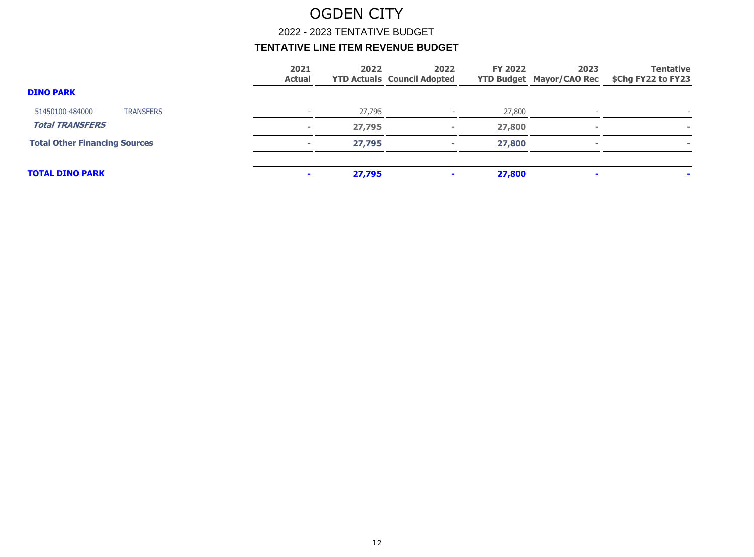# OGDEN CITY

## 2022 - 2023 TENTATIVE BUDGET

### TENTATIVE LINE ITEM REVENUE BUDGET

| | | 2021 Actual | 2022 YTD Actuals | 2022 Council Adopted | FY 2022 YTD Budget | 2023 Mayor/CAO Rec | Tentative $Chg FY22 to FY23 |
|---|---|---|---|---|---|---|---|
| **DINO PARK** | | | | | | | |
| 51450100-484000 | TRANSFERS | - | 27,795 | - | 27,800 | - | - |
| ***Total TRANSFERS*** | | **-** | **27,795** | **-** | **27,800** | **-** | **-** |
| **Total Other Financing Sources** | | **-** | **27,795** | **-** | **27,800** | **-** | **-** |
| **TOTAL DINO PARK** | | **-** | **27,795** | **-** | **27,800** | **-** | **-** |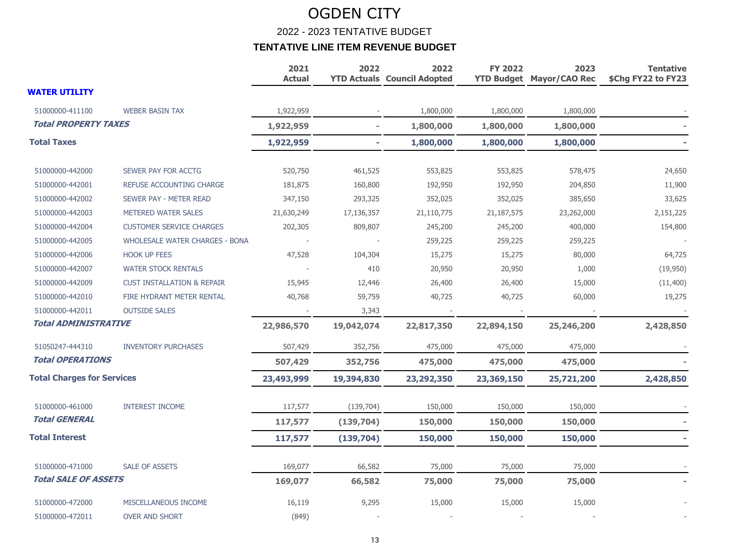# OGDEN CITY

## 2022 - 2023 TENTATIVE BUDGET

### TENTATIVE LINE ITEM REVENUE BUDGET

| | | 2021 Actual | 2022 YTD Actuals | 2022 Council Adopted | FY 2022 YTD Budget | 2023 Mayor/CAO Rec | Tentative $Chg FY22 to FY23 |
|---|---|---|---|---|---|---|---|
| **WATER UTILITY** | | | | | | | |
| 51000000-411100 | WEBER BASIN TAX | 1,922,959 | - | 1,800,000 | 1,800,000 | 1,800,000 | - |
| ***Total PROPERTY TAXES*** | | **1,922,959** | **-** | **1,800,000** | **1,800,000** | **1,800,000** | **-** |
| **Total Taxes** | | **1,922,959** | **-** | **1,800,000** | **1,800,000** | **1,800,000** | **-** |
| 51000000-442000 | SEWER PAY FOR ACCTG | 520,750 | 461,525 | 553,825 | 553,825 | 578,475 | 24,650 |
| 51000000-442001 | REFUSE ACCOUNTING CHARGE | 181,875 | 160,800 | 192,950 | 192,950 | 204,850 | 11,900 |
| 51000000-442002 | SEWER PAY - METER READ | 347,150 | 293,325 | 352,025 | 352,025 | 385,650 | 33,625 |
| 51000000-442003 | METERED WATER SALES | 21,630,249 | 17,136,357 | 21,110,775 | 21,187,575 | 23,262,000 | 2,151,225 |
| 51000000-442004 | CUSTOMER SERVICE CHARGES | 202,305 | 809,807 | 245,200 | 245,200 | 400,000 | 154,800 |
| 51000000-442005 | WHOLESALE WATER CHARGES - BONA | - | - | 259,225 | 259,225 | 259,225 | - |
| 51000000-442006 | HOOK UP FEES | 47,528 | 104,304 | 15,275 | 15,275 | 80,000 | 64,725 |
| 51000000-442007 | WATER STOCK RENTALS | - | 410 | 20,950 | 20,950 | 1,000 | (19,950) |
| 51000000-442009 | CUST INSTALLATION & REPAIR | 15,945 | 12,446 | 26,400 | 26,400 | 15,000 | (11,400) |
| 51000000-442010 | FIRE HYDRANT METER RENTAL | 40,768 | 59,759 | 40,725 | 40,725 | 60,000 | 19,275 |
| 51000000-442011 | OUTSIDE SALES | - | 3,343 | - | - | - | - |
| ***Total ADMINISTRATIVE*** | | **22,986,570** | **19,042,074** | **22,817,350** | **22,894,150** | **25,246,200** | **2,428,850** |
| 51050247-444310 | INVENTORY PURCHASES | 507,429 | 352,756 | 475,000 | 475,000 | 475,000 | - |
| ***Total OPERATIONS*** | | **507,429** | **352,756** | **475,000** | **475,000** | **475,000** | **-** |
| **Total Charges for Services** | | **23,493,999** | **19,394,830** | **23,292,350** | **23,369,150** | **25,721,200** | **2,428,850** |
| 51000000-461000 | INTEREST INCOME | 117,577 | (139,704) | 150,000 | 150,000 | 150,000 | - |
| ***Total GENERAL*** | | **117,577** | **(139,704)** | **150,000** | **150,000** | **150,000** | **-** |
| **Total Interest** | | **117,577** | **(139,704)** | **150,000** | **150,000** | **150,000** | **-** |
| 51000000-471000 | SALE OF ASSETS | 169,077 | 66,582 | 75,000 | 75,000 | 75,000 | - |
| ***Total SALE OF ASSETS*** | | **169,077** | **66,582** | **75,000** | **75,000** | **75,000** | **-** |
| 51000000-472000 | MISCELLANEOUS INCOME | 16,119 | 9,295 | 15,000 | 15,000 | 15,000 | - |
| 51000000-472011 | OVER AND SHORT | (849) | - | - | - | - | - |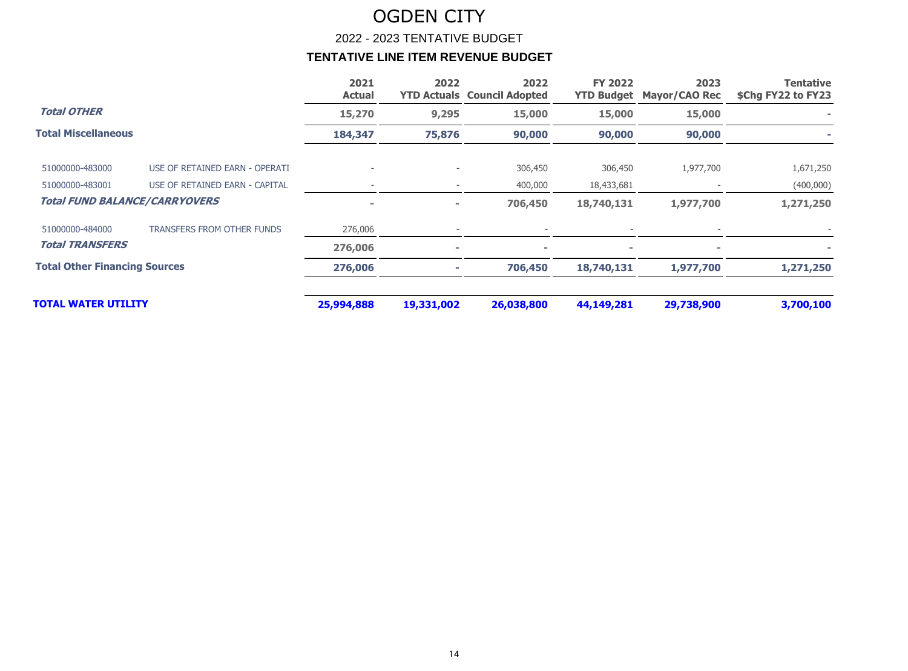# OGDEN CITY

## 2022 - 2023 TENTATIVE BUDGET

### TENTATIVE LINE ITEM REVENUE BUDGET

| | | 2021 Actual | 2022 YTD Actuals | 2022 Council Adopted | FY 2022 YTD Budget | 2023 Mayor/CAO Rec | Tentative $Chg FY22 to FY23 |
|---|---|---|---|---|---|---|---|
| ***Total OTHER*** | | **15,270** | **9,295** | **15,000** | **15,000** | **15,000** | **-** |
| **Total Miscellaneous** | | **184,347** | **75,876** | **90,000** | **90,000** | **90,000** | **-** |
| 51000000-483000 | USE OF RETAINED EARN - OPERATI | - | - | 306,450 | 306,450 | 1,977,700 | 1,671,250 |
| 51000000-483001 | USE OF RETAINED EARN - CAPITAL | - | - | 400,000 | 18,433,681 | - | (400,000) |
| ***Total FUND BALANCE/CARRYOVERS*** | | **-** | **-** | **706,450** | **18,740,131** | **1,977,700** | **1,271,250** |
| 51000000-484000 | TRANSFERS FROM OTHER FUNDS | 276,006 | - | - | - | - | - |
| ***Total TRANSFERS*** | | **276,006** | **-** | **-** | **-** | **-** | **-** |
| **Total Other Financing Sources** | | **276,006** | **-** | **706,450** | **18,740,131** | **1,977,700** | **1,271,250** |
| **TOTAL WATER UTILITY** | | **25,994,888** | **19,331,002** | **26,038,800** | **44,149,281** | **29,738,900** | **3,700,100** |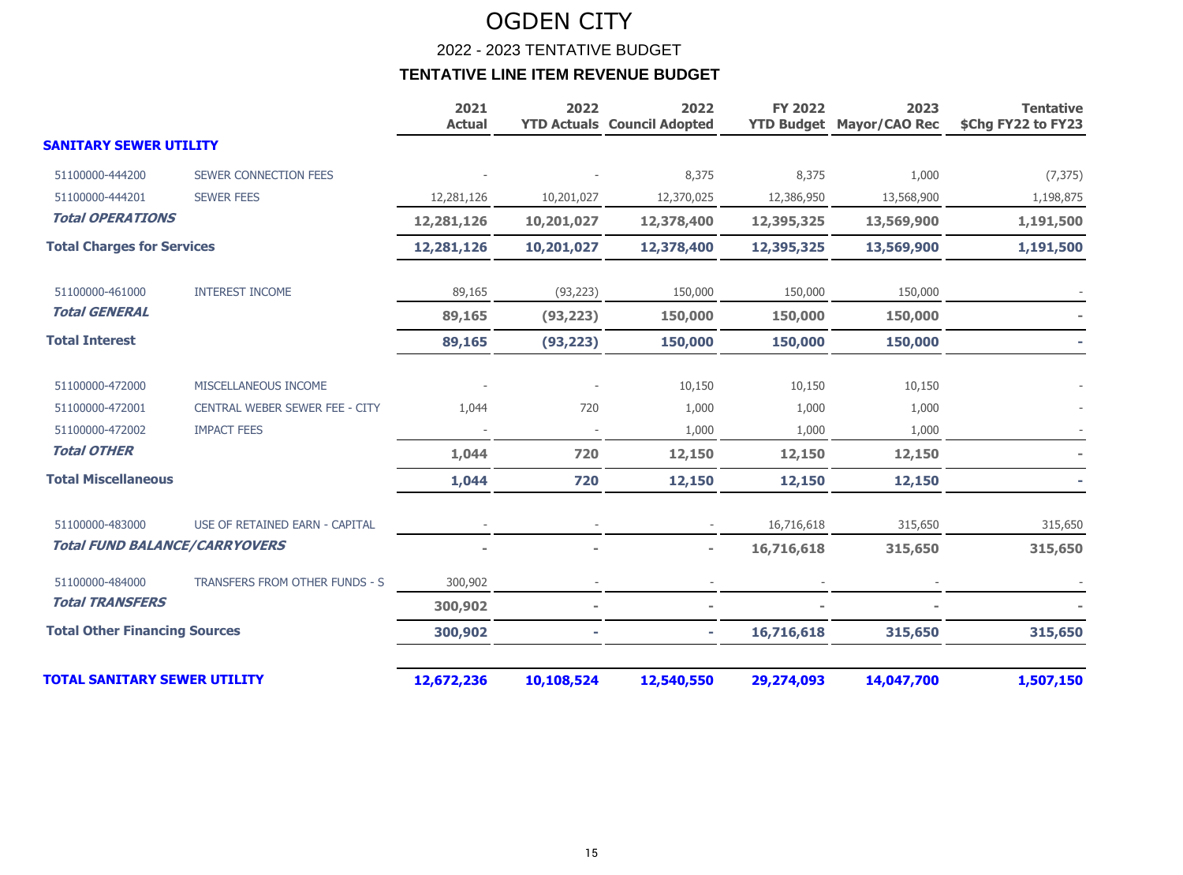# OGDEN CITY

## 2022 - 2023 TENTATIVE BUDGET

### TENTATIVE LINE ITEM REVENUE BUDGET

| | | 2021 Actual | 2022 YTD Actuals | 2022 Council Adopted | FY 2022 YTD Budget | 2023 Mayor/CAO Rec | Tentative $Chg FY22 to FY23 |
|---|---|---|---|---|---|---|---|
| **SANITARY SEWER UTILITY** | | | | | | | |
| 51100000-444200 | SEWER CONNECTION FEES | - | - | 8,375 | 8,375 | 1,000 | (7,375) |
| 51100000-444201 | SEWER FEES | 12,281,126 | 10,201,027 | 12,370,025 | 12,386,950 | 13,568,900 | 1,198,875 |
| ***Total OPERATIONS*** | | **12,281,126** | **10,201,027** | **12,378,400** | **12,395,325** | **13,569,900** | **1,191,500** |
| **Total Charges for Services** | | **12,281,126** | **10,201,027** | **12,378,400** | **12,395,325** | **13,569,900** | **1,191,500** |
| 51100000-461000 | INTEREST INCOME | 89,165 | (93,223) | 150,000 | 150,000 | 150,000 | - |
| ***Total GENERAL*** | | **89,165** | **(93,223)** | **150,000** | **150,000** | **150,000** | **-** |
| **Total Interest** | | **89,165** | **(93,223)** | **150,000** | **150,000** | **150,000** | **-** |
| 51100000-472000 | MISCELLANEOUS INCOME | - | - | 10,150 | 10,150 | 10,150 | - |
| 51100000-472001 | CENTRAL WEBER SEWER FEE - CITY | 1,044 | 720 | 1,000 | 1,000 | 1,000 | - |
| 51100000-472002 | IMPACT FEES | - | - | 1,000 | 1,000 | 1,000 | - |
| ***Total OTHER*** | | **1,044** | **720** | **12,150** | **12,150** | **12,150** | **-** |
| **Total Miscellaneous** | | **1,044** | **720** | **12,150** | **12,150** | **12,150** | **-** |
| 51100000-483000 | USE OF RETAINED EARN - CAPITAL | - | - | - | 16,716,618 | 315,650 | 315,650 |
| ***Total FUND BALANCE/CARRYOVERS*** | | **-** | **-** | **-** | **16,716,618** | **315,650** | **315,650** |
| 51100000-484000 | TRANSFERS FROM OTHER FUNDS - S | 300,902 | - | - | - | - | - |
| ***Total TRANSFERS*** | | **300,902** | **-** | **-** | **-** | **-** | **-** |
| **Total Other Financing Sources** | | **300,902** | **-** | **-** | **16,716,618** | **315,650** | **315,650** |
| **TOTAL SANITARY SEWER UTILITY** | | **12,672,236** | **10,108,524** | **12,540,550** | **29,274,093** | **14,047,700** | **1,507,150** |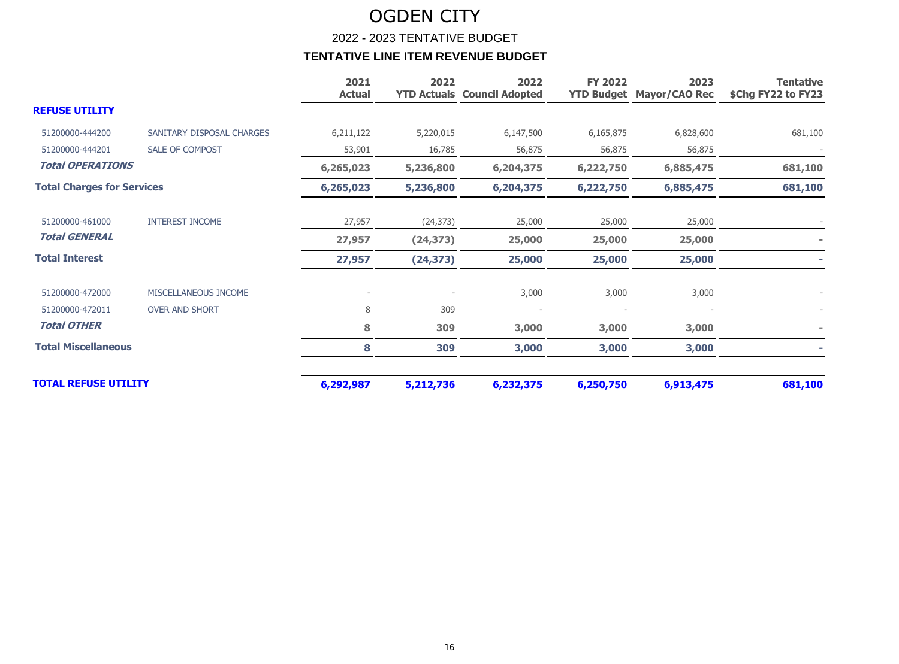# OGDEN CITY

## 2022 - 2023 TENTATIVE BUDGET

### TENTATIVE LINE ITEM REVENUE BUDGET

| | | 2021 Actual | 2022 YTD Actuals | 2022 Council Adopted | FY 2022 YTD Budget | 2023 Mayor/CAO Rec | Tentative $Chg FY22 to FY23 |
|---|---|---|---|---|---|---|---|
| **REFUSE UTILITY** | | | | | | | |
| 51200000-444200 | SANITARY DISPOSAL CHARGES | 6,211,122 | 5,220,015 | 6,147,500 | 6,165,875 | 6,828,600 | 681,100 |
| 51200000-444201 | SALE OF COMPOST | 53,901 | 16,785 | 56,875 | 56,875 | 56,875 | - |
| ***Total OPERATIONS*** | | **6,265,023** | **5,236,800** | **6,204,375** | **6,222,750** | **6,885,475** | **681,100** |
| **Total Charges for Services** | | **6,265,023** | **5,236,800** | **6,204,375** | **6,222,750** | **6,885,475** | **681,100** |
| 51200000-461000 | INTEREST INCOME | 27,957 | (24,373) | 25,000 | 25,000 | 25,000 | - |
| ***Total GENERAL*** | | **27,957** | **(24,373)** | **25,000** | **25,000** | **25,000** | **-** |
| **Total Interest** | | **27,957** | **(24,373)** | **25,000** | **25,000** | **25,000** | **-** |
| 51200000-472000 | MISCELLANEOUS INCOME | - | - | 3,000 | 3,000 | 3,000 | - |
| 51200000-472011 | OVER AND SHORT | 8 | 309 | - | - | - | - |
| ***Total OTHER*** | | **8** | **309** | **3,000** | **3,000** | **3,000** | **-** |
| **Total Miscellaneous** | | **8** | **309** | **3,000** | **3,000** | **3,000** | **-** |
| **TOTAL REFUSE UTILITY** | | **6,292,987** | **5,212,736** | **6,232,375** | **6,250,750** | **6,913,475** | **681,100** |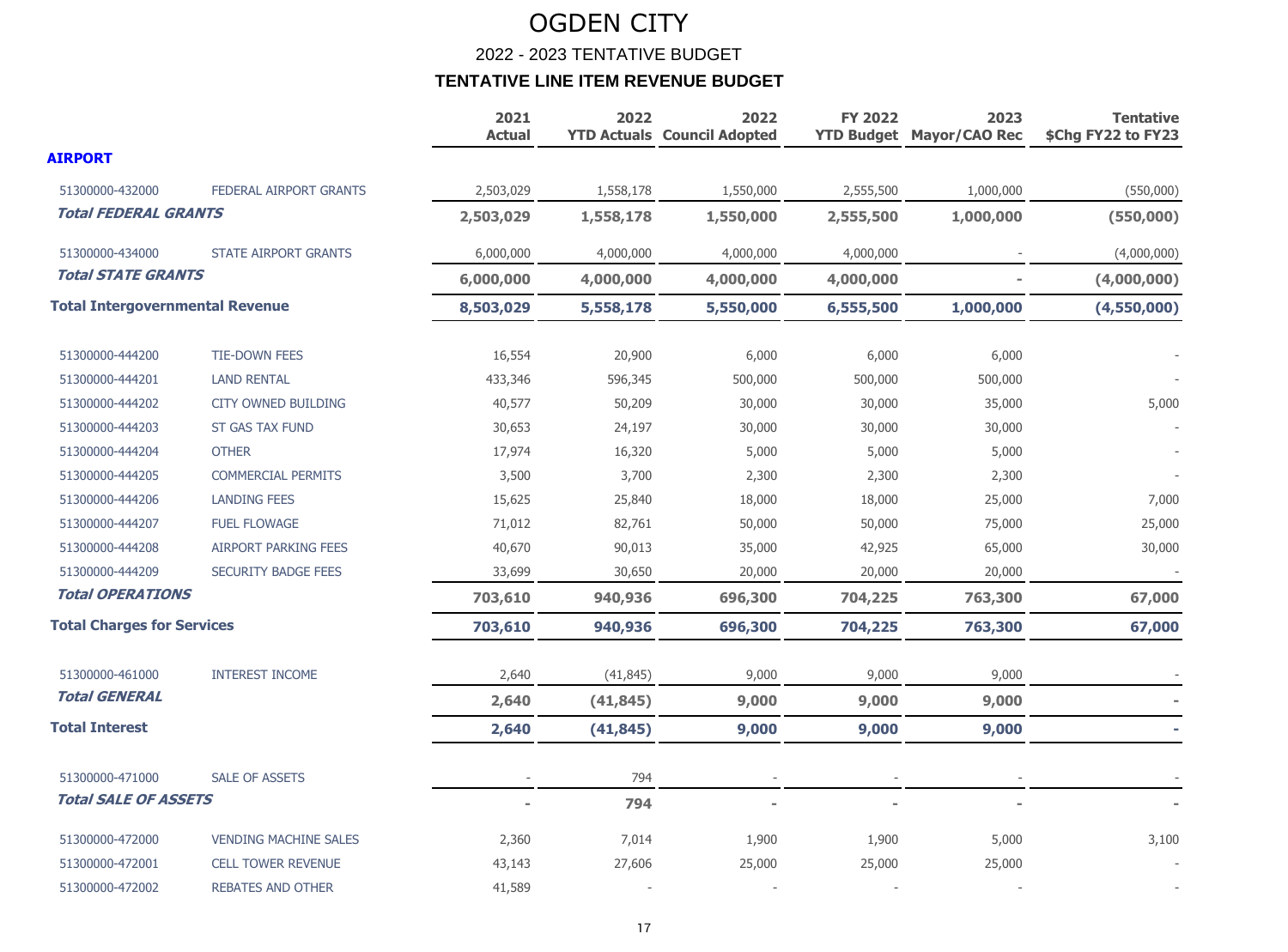# OGDEN CITY

## 2022 - 2023 TENTATIVE BUDGET

### TENTATIVE LINE ITEM REVENUE BUDGET

| | | 2021 Actual | 2022 YTD Actuals | 2022 Council Adopted | FY 2022 YTD Budget | 2023 Mayor/CAO Rec | Tentative $Chg FY22 to FY23 |
|---|---|---|---|---|---|---|---|
| **AIRPORT** | | | | | | | |
| 51300000-432000 | FEDERAL AIRPORT GRANTS | 2,503,029 | 1,558,178 | 1,550,000 | 2,555,500 | 1,000,000 | (550,000) |
| ***Total FEDERAL GRANTS*** | | **2,503,029** | **1,558,178** | **1,550,000** | **2,555,500** | **1,000,000** | **(550,000)** |
| 51300000-434000 | STATE AIRPORT GRANTS | 6,000,000 | 4,000,000 | 4,000,000 | 4,000,000 | - | (4,000,000) |
| ***Total STATE GRANTS*** | | **6,000,000** | **4,000,000** | **4,000,000** | **4,000,000** | **-** | **(4,000,000)** |
| **Total Intergovernmental Revenue** | | **8,503,029** | **5,558,178** | **5,550,000** | **6,555,500** | **1,000,000** | **(4,550,000)** |
| 51300000-444200 | TIE-DOWN FEES | 16,554 | 20,900 | 6,000 | 6,000 | 6,000 | - |
| 51300000-444201 | LAND RENTAL | 433,346 | 596,345 | 500,000 | 500,000 | 500,000 | - |
| 51300000-444202 | CITY OWNED BUILDING | 40,577 | 50,209 | 30,000 | 30,000 | 35,000 | 5,000 |
| 51300000-444203 | ST GAS TAX FUND | 30,653 | 24,197 | 30,000 | 30,000 | 30,000 | - |
| 51300000-444204 | OTHER | 17,974 | 16,320 | 5,000 | 5,000 | 5,000 | - |
| 51300000-444205 | COMMERCIAL PERMITS | 3,500 | 3,700 | 2,300 | 2,300 | 2,300 | - |
| 51300000-444206 | LANDING FEES | 15,625 | 25,840 | 18,000 | 18,000 | 25,000 | 7,000 |
| 51300000-444207 | FUEL FLOWAGE | 71,012 | 82,761 | 50,000 | 50,000 | 75,000 | 25,000 |
| 51300000-444208 | AIRPORT PARKING FEES | 40,670 | 90,013 | 35,000 | 42,925 | 65,000 | 30,000 |
| 51300000-444209 | SECURITY BADGE FEES | 33,699 | 30,650 | 20,000 | 20,000 | 20,000 | - |
| ***Total OPERATIONS*** | | **703,610** | **940,936** | **696,300** | **704,225** | **763,300** | **67,000** |
| **Total Charges for Services** | | **703,610** | **940,936** | **696,300** | **704,225** | **763,300** | **67,000** |
| 51300000-461000 | INTEREST INCOME | 2,640 | (41,845) | 9,000 | 9,000 | 9,000 | - |
| ***Total GENERAL*** | | **2,640** | **(41,845)** | **9,000** | **9,000** | **9,000** | **-** |
| **Total Interest** | | **2,640** | **(41,845)** | **9,000** | **9,000** | **9,000** | **-** |
| 51300000-471000 | SALE OF ASSETS | - | 794 | - | - | - | - |
| ***Total SALE OF ASSETS*** | | **-** | **794** | **-** | **-** | **-** | **-** |
| 51300000-472000 | VENDING MACHINE SALES | 2,360 | 7,014 | 1,900 | 1,900 | 5,000 | 3,100 |
| 51300000-472001 | CELL TOWER REVENUE | 43,143 | 27,606 | 25,000 | 25,000 | 25,000 | - |
| 51300000-472002 | REBATES AND OTHER | 41,589 | - | - | - | - | - |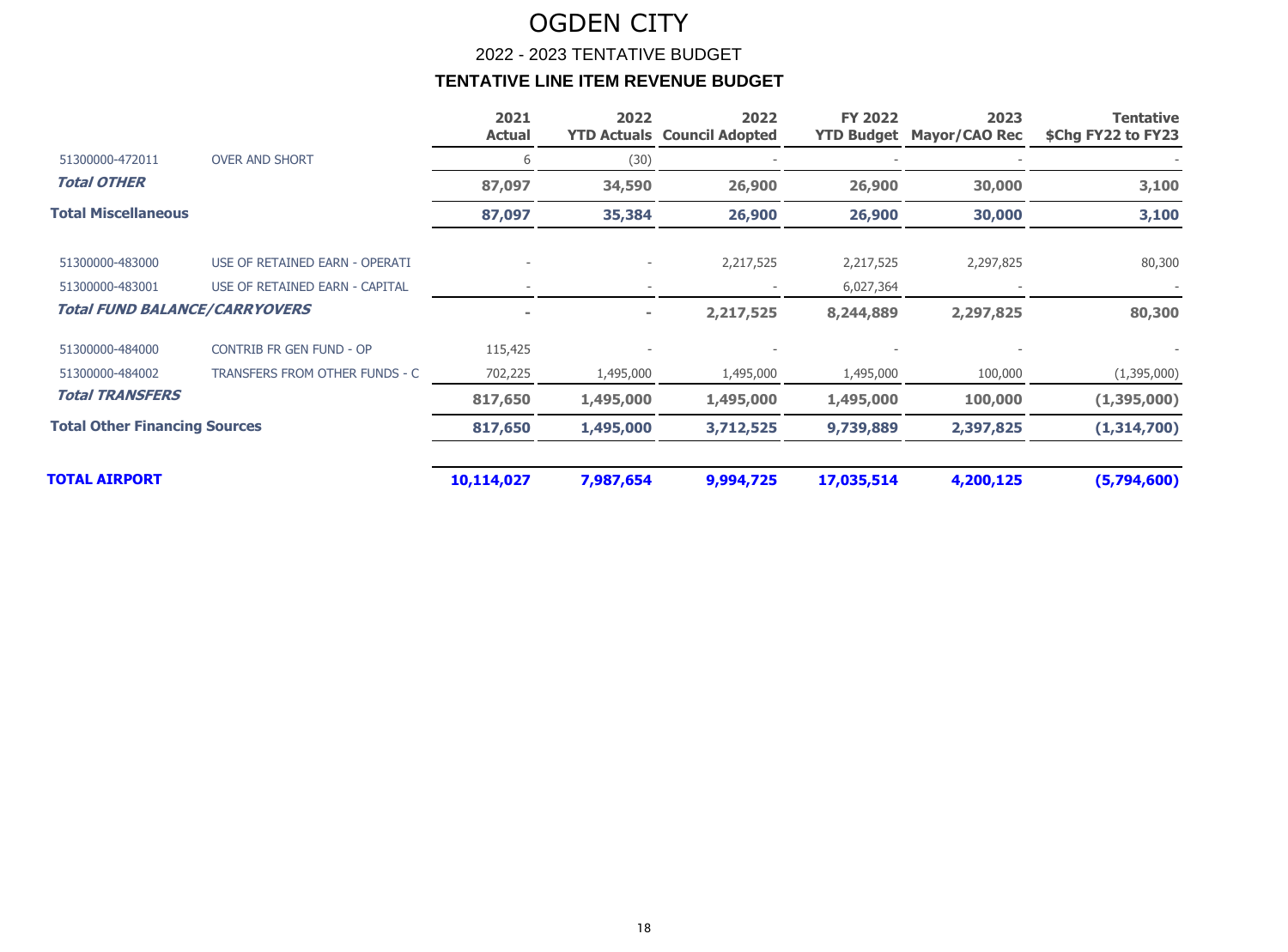# OGDEN CITY

## 2022 - 2023 TENTATIVE BUDGET

### TENTATIVE LINE ITEM REVENUE BUDGET

| | | 2021 Actual | 2022 YTD Actuals | 2022 Council Adopted | FY 2022 YTD Budget | 2023 Mayor/CAO Rec | Tentative $Chg FY22 to FY23 |
|---|---|---|---|---|---|---|---|
| 51300000-472011 | OVER AND SHORT | 6 | (30) | - | - | - | - |
| ***Total OTHER*** | | **87,097** | **34,590** | **26,900** | **26,900** | **30,000** | **3,100** |
| **Total Miscellaneous** | | **87,097** | **35,384** | **26,900** | **26,900** | **30,000** | **3,100** |
| 51300000-483000 | USE OF RETAINED EARN - OPERATI | - | - | 2,217,525 | 2,217,525 | 2,297,825 | 80,300 |
| 51300000-483001 | USE OF RETAINED EARN - CAPITAL | - | - | - | 6,027,364 | - | - |
| ***Total FUND BALANCE/CARRYOVERS*** | | **-** | **-** | **2,217,525** | **8,244,889** | **2,297,825** | **80,300** |
| 51300000-484000 | CONTRIB FR GEN FUND - OP | 115,425 | - | - | - | - | - |
| 51300000-484002 | TRANSFERS FROM OTHER FUNDS - C | 702,225 | 1,495,000 | 1,495,000 | 1,495,000 | 100,000 | (1,395,000) |
| ***Total TRANSFERS*** | | **817,650** | **1,495,000** | **1,495,000** | **1,495,000** | **100,000** | **(1,395,000)** |
| **Total Other Financing Sources** | | **817,650** | **1,495,000** | **3,712,525** | **9,739,889** | **2,397,825** | **(1,314,700)** |
| **TOTAL AIRPORT** | | **10,114,027** | **7,987,654** | **9,994,725** | **17,035,514** | **4,200,125** | **(5,794,600)** |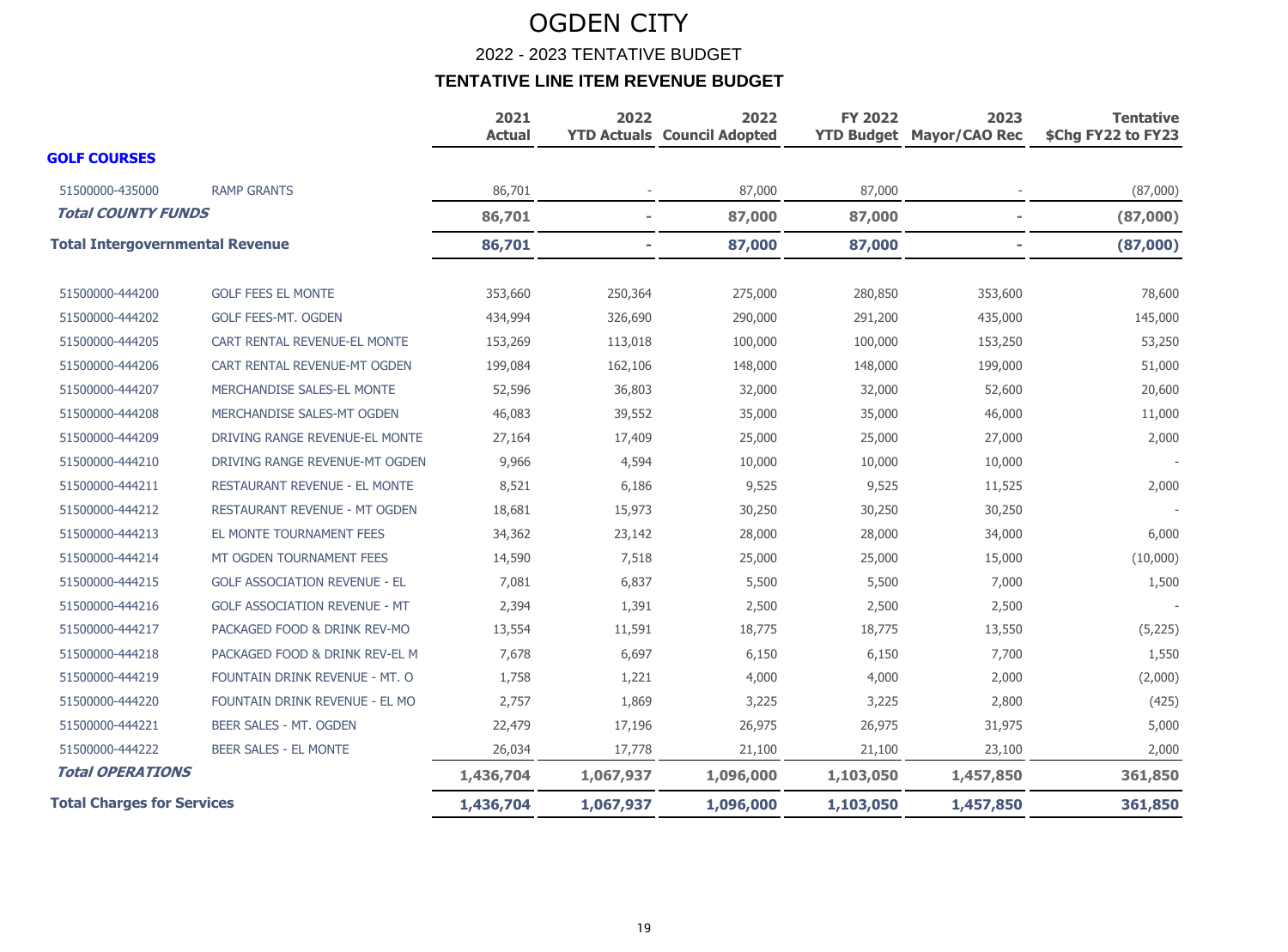# OGDEN CITY

## 2022 - 2023 TENTATIVE BUDGET

### TENTATIVE LINE ITEM REVENUE BUDGET

| | | 2021 Actual | 2022 YTD Actuals | 2022 Council Adopted | FY 2022 YTD Budget | 2023 Mayor/CAO Rec | Tentative $Chg FY22 to FY23 |
|---|---|---|---|---|---|---|---|
| **GOLF COURSES** | | | | | | | |
| 51500000-435000 | RAMP GRANTS | 86,701 | - | 87,000 | 87,000 | - | (87,000) |
| ***Total COUNTY FUNDS*** | | **86,701** | **-** | **87,000** | **87,000** | **-** | **(87,000)** |
| **Total Intergovernmental Revenue** | | **86,701** | **-** | **87,000** | **87,000** | **-** | **(87,000)** |
| 51500000-444200 | GOLF FEES EL MONTE | 353,660 | 250,364 | 275,000 | 280,850 | 353,600 | 78,600 |
| 51500000-444202 | GOLF FEES-MT. OGDEN | 434,994 | 326,690 | 290,000 | 291,200 | 435,000 | 145,000 |
| 51500000-444205 | CART RENTAL REVENUE-EL MONTE | 153,269 | 113,018 | 100,000 | 100,000 | 153,250 | 53,250 |
| 51500000-444206 | CART RENTAL REVENUE-MT OGDEN | 199,084 | 162,106 | 148,000 | 148,000 | 199,000 | 51,000 |
| 51500000-444207 | MERCHANDISE SALES-EL MONTE | 52,596 | 36,803 | 32,000 | 32,000 | 52,600 | 20,600 |
| 51500000-444208 | MERCHANDISE SALES-MT OGDEN | 46,083 | 39,552 | 35,000 | 35,000 | 46,000 | 11,000 |
| 51500000-444209 | DRIVING RANGE REVENUE-EL MONTE | 27,164 | 17,409 | 25,000 | 25,000 | 27,000 | 2,000 |
| 51500000-444210 | DRIVING RANGE REVENUE-MT OGDEN | 9,966 | 4,594 | 10,000 | 10,000 | 10,000 | - |
| 51500000-444211 | RESTAURANT REVENUE - EL MONTE | 8,521 | 6,186 | 9,525 | 9,525 | 11,525 | 2,000 |
| 51500000-444212 | RESTAURANT REVENUE - MT OGDEN | 18,681 | 15,973 | 30,250 | 30,250 | 30,250 | - |
| 51500000-444213 | EL MONTE TOURNAMENT FEES | 34,362 | 23,142 | 28,000 | 28,000 | 34,000 | 6,000 |
| 51500000-444214 | MT OGDEN TOURNAMENT FEES | 14,590 | 7,518 | 25,000 | 25,000 | 15,000 | (10,000) |
| 51500000-444215 | GOLF ASSOCIATION REVENUE - EL | 7,081 | 6,837 | 5,500 | 5,500 | 7,000 | 1,500 |
| 51500000-444216 | GOLF ASSOCIATION REVENUE - MT | 2,394 | 1,391 | 2,500 | 2,500 | 2,500 | - |
| 51500000-444217 | PACKAGED FOOD & DRINK REV-MO | 13,554 | 11,591 | 18,775 | 18,775 | 13,550 | (5,225) |
| 51500000-444218 | PACKAGED FOOD & DRINK REV-EL M | 7,678 | 6,697 | 6,150 | 6,150 | 7,700 | 1,550 |
| 51500000-444219 | FOUNTAIN DRINK REVENUE - MT. O | 1,758 | 1,221 | 4,000 | 4,000 | 2,000 | (2,000) |
| 51500000-444220 | FOUNTAIN DRINK REVENUE - EL MO | 2,757 | 1,869 | 3,225 | 3,225 | 2,800 | (425) |
| 51500000-444221 | BEER SALES - MT. OGDEN | 22,479 | 17,196 | 26,975 | 26,975 | 31,975 | 5,000 |
| 51500000-444222 | BEER SALES - EL MONTE | 26,034 | 17,778 | 21,100 | 21,100 | 23,100 | 2,000 |
| ***Total OPERATIONS*** | | **1,436,704** | **1,067,937** | **1,096,000** | **1,103,050** | **1,457,850** | **361,850** |
| **Total Charges for Services** | | **1,436,704** | **1,067,937** | **1,096,000** | **1,103,050** | **1,457,850** | **361,850** |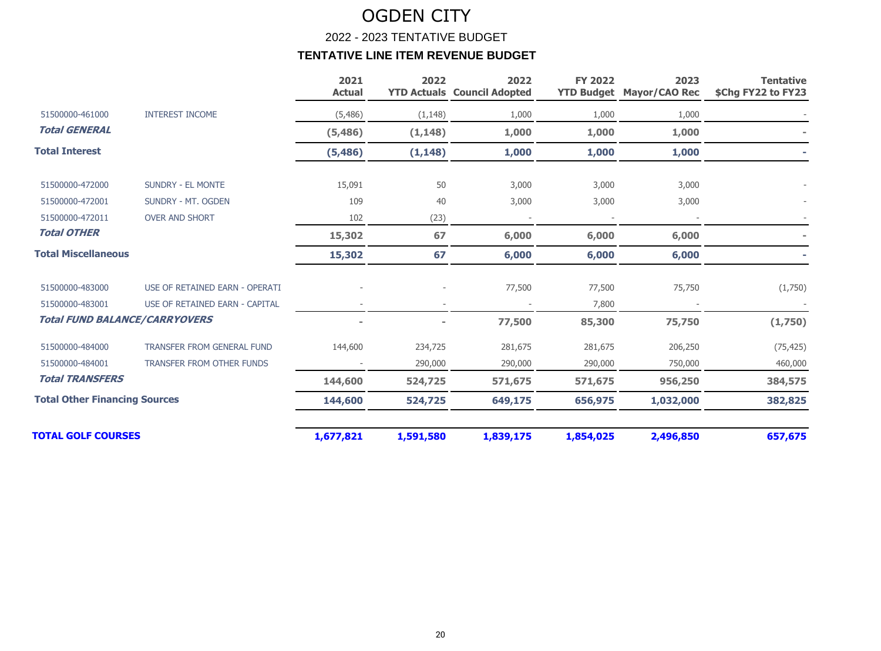# OGDEN CITY

## 2022 - 2023 TENTATIVE BUDGET

### TENTATIVE LINE ITEM REVENUE BUDGET

| | | 2021 Actual | 2022 YTD Actuals | 2022 Council Adopted | FY 2022 YTD Budget | 2023 Mayor/CAO Rec | Tentative $Chg FY22 to FY23 |
|---|---|---|---|---|---|---|---|
| 51500000-461000 | INTEREST INCOME | (5,486) | (1,148) | 1,000 | 1,000 | 1,000 | - |
| ***Total GENERAL*** | | **(5,486)** | **(1,148)** | **1,000** | **1,000** | **1,000** | **-** |
| **Total Interest** | | **(5,486)** | **(1,148)** | **1,000** | **1,000** | **1,000** | **-** |
| 51500000-472000 | SUNDRY - EL MONTE | 15,091 | 50 | 3,000 | 3,000 | 3,000 | - |
| 51500000-472001 | SUNDRY - MT. OGDEN | 109 | 40 | 3,000 | 3,000 | 3,000 | - |
| 51500000-472011 | OVER AND SHORT | 102 | (23) | - | - | - | - |
| ***Total OTHER*** | | **15,302** | **67** | **6,000** | **6,000** | **6,000** | **-** |
| **Total Miscellaneous** | | **15,302** | **67** | **6,000** | **6,000** | **6,000** | **-** |
| 51500000-483000 | USE OF RETAINED EARN - OPERATI | - | - | 77,500 | 77,500 | 75,750 | (1,750) |
| 51500000-483001 | USE OF RETAINED EARN - CAPITAL | - | - | - | 7,800 | - | - |
| ***Total FUND BALANCE/CARRYOVERS*** | | **-** | **-** | **77,500** | **85,300** | **75,750** | **(1,750)** |
| 51500000-484000 | TRANSFER FROM GENERAL FUND | 144,600 | 234,725 | 281,675 | 281,675 | 206,250 | (75,425) |
| 51500000-484001 | TRANSFER FROM OTHER FUNDS | - | 290,000 | 290,000 | 290,000 | 750,000 | 460,000 |
| ***Total TRANSFERS*** | | **144,600** | **524,725** | **571,675** | **571,675** | **956,250** | **384,575** |
| **Total Other Financing Sources** | | **144,600** | **524,725** | **649,175** | **656,975** | **1,032,000** | **382,825** |
| **TOTAL GOLF COURSES** | | **1,677,821** | **1,591,580** | **1,839,175** | **1,854,025** | **2,496,850** | **657,675** |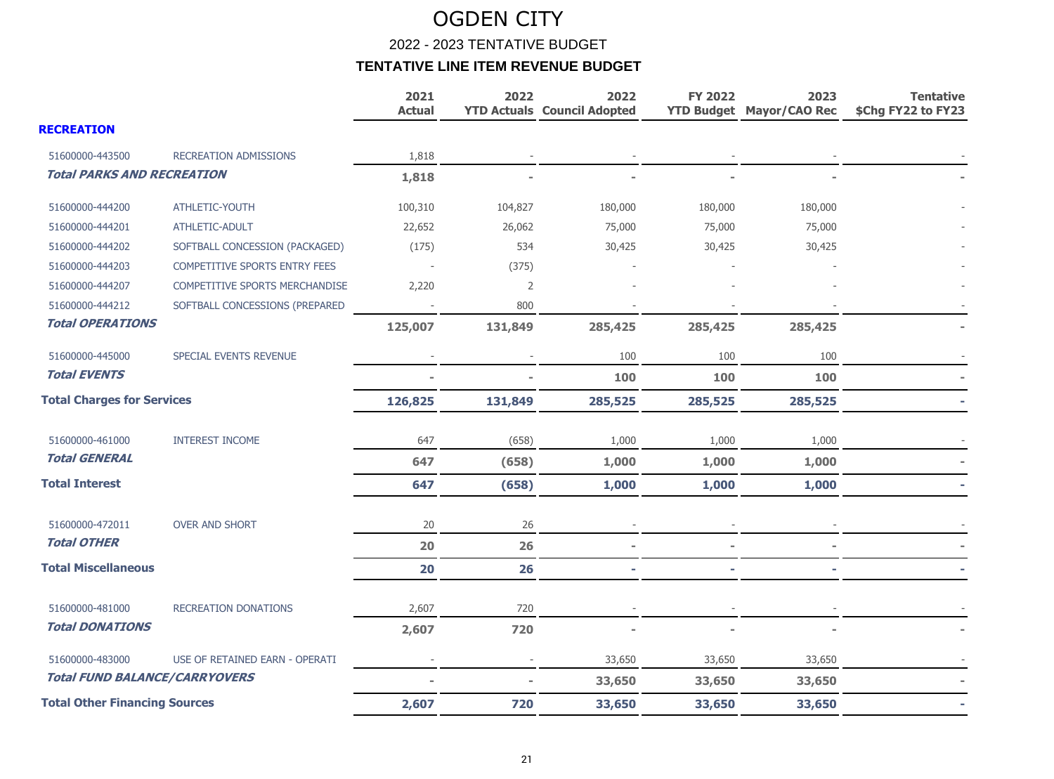# OGDEN CITY

## 2022 - 2023 TENTATIVE BUDGET

### TENTATIVE LINE ITEM REVENUE BUDGET

| | | 2021 Actual | 2022 YTD Actuals | 2022 Council Adopted | FY 2022 YTD Budget | 2023 Mayor/CAO Rec | Tentative $Chg FY22 to FY23 |
|---|---|---|---|---|---|---|---|
| **RECREATION** | | | | | | | |
| 51600000-443500 | RECREATION ADMISSIONS | 1,818 | - | - | - | - | - |
| ***Total PARKS AND RECREATION*** | | **1,818** | **-** | **-** | **-** | **-** | **-** |
| 51600000-444200 | ATHLETIC-YOUTH | 100,310 | 104,827 | 180,000 | 180,000 | 180,000 | - |
| 51600000-444201 | ATHLETIC-ADULT | 22,652 | 26,062 | 75,000 | 75,000 | 75,000 | - |
| 51600000-444202 | SOFTBALL CONCESSION (PACKAGED) | (175) | 534 | 30,425 | 30,425 | 30,425 | - |
| 51600000-444203 | COMPETITIVE SPORTS ENTRY FEES | - | (375) | - | - | - | - |
| 51600000-444207 | COMPETITIVE SPORTS MERCHANDISE | 2,220 | 2 | - | - | - | - |
| 51600000-444212 | SOFTBALL CONCESSIONS (PREPARED | - | 800 | - | - | - | - |
| ***Total OPERATIONS*** | | **125,007** | **131,849** | **285,425** | **285,425** | **285,425** | **-** |
| 51600000-445000 | SPECIAL EVENTS REVENUE | - | - | 100 | 100 | 100 | - |
| ***Total EVENTS*** | | **-** | **-** | **100** | **100** | **100** | **-** |
| **Total Charges for Services** | | **126,825** | **131,849** | **285,525** | **285,525** | **285,525** | **-** |
| 51600000-461000 | INTEREST INCOME | 647 | (658) | 1,000 | 1,000 | 1,000 | - |
| ***Total GENERAL*** | | **647** | **(658)** | **1,000** | **1,000** | **1,000** | **-** |
| **Total Interest** | | **647** | **(658)** | **1,000** | **1,000** | **1,000** | **-** |
| 51600000-472011 | OVER AND SHORT | 20 | 26 | - | - | - | - |
| ***Total OTHER*** | | **20** | **26** | **-** | **-** | **-** | **-** |
| **Total Miscellaneous** | | **20** | **26** | **-** | **-** | **-** | **-** |
| 51600000-481000 | RECREATION DONATIONS | 2,607 | 720 | - | - | - | - |
| ***Total DONATIONS*** | | **2,607** | **720** | **-** | **-** | **-** | **-** |
| 51600000-483000 | USE OF RETAINED EARN - OPERATI | - | - | 33,650 | 33,650 | 33,650 | - |
| ***Total FUND BALANCE/CARRYOVERS*** | | **-** | **-** | **33,650** | **33,650** | **33,650** | **-** |
| **Total Other Financing Sources** | | **2,607** | **720** | **33,650** | **33,650** | **33,650** | **-** |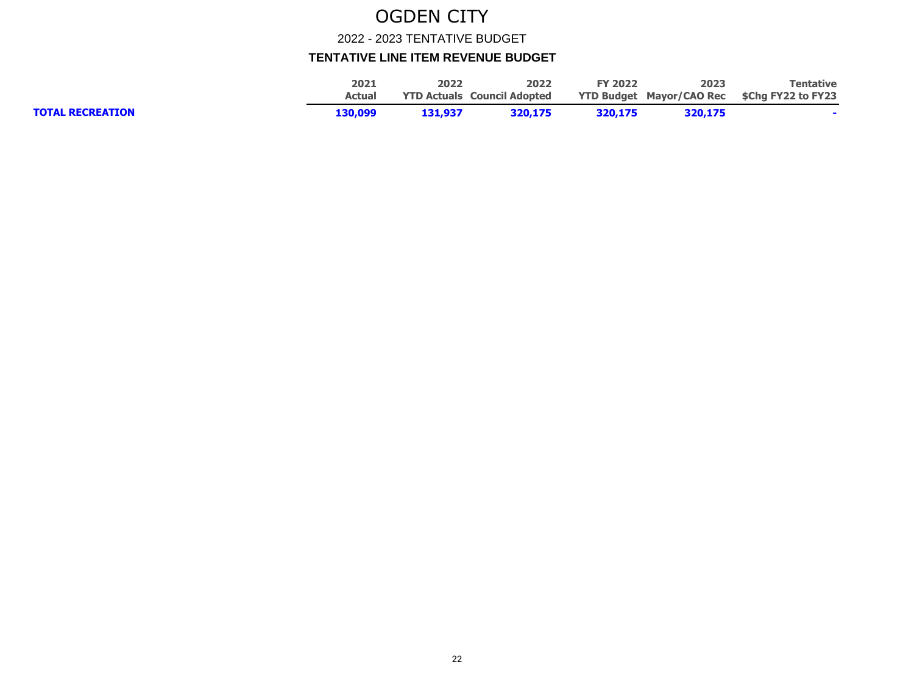# OGDEN CITY

## 2022 - 2023 TENTATIVE BUDGET

### TENTATIVE LINE ITEM REVENUE BUDGET

| | 2021 Actual | 2022 YTD Actuals | 2022 Council Adopted | FY 2022 YTD Budget | 2023 Mayor/CAO Rec | Tentative $Chg FY22 to FY23 |
|---|---|---|---|---|---|---|
| **TOTAL RECREATION** | **130,099** | **131,937** | **320,175** | **320,175** | **320,175** | **-** |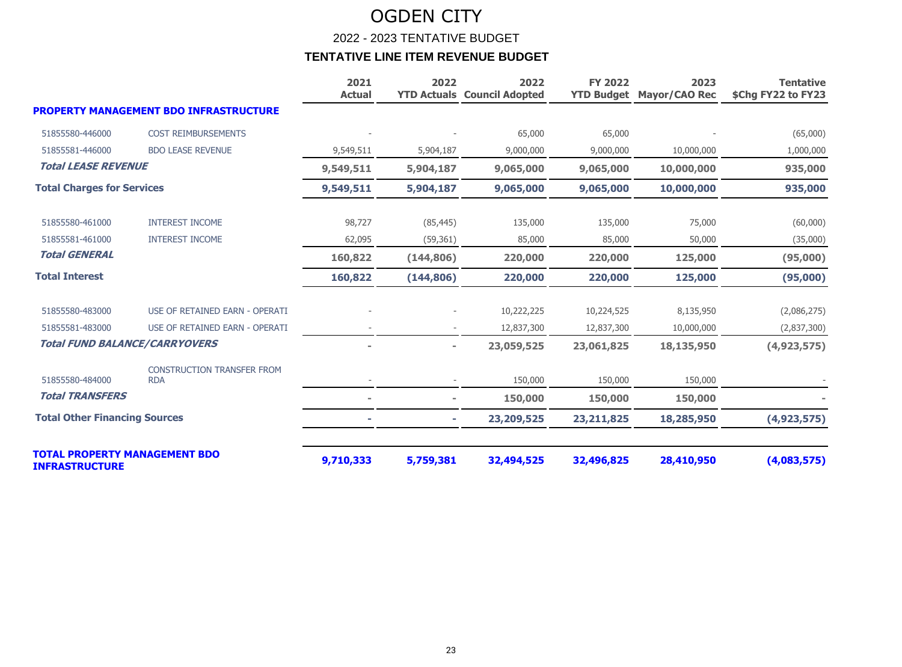# OGDEN CITY

## 2022 - 2023 TENTATIVE BUDGET

### TENTATIVE LINE ITEM REVENUE BUDGET

| | | 2021 Actual | 2022 YTD Actuals | 2022 Council Adopted | FY 2022 YTD Budget | 2023 Mayor/CAO Rec | Tentative $Chg FY22 to FY23 |
|---|---|---|---|---|---|---|---|
| **PROPERTY MANAGEMENT BDO INFRASTRUCTURE** | | | | | | | |
| 51855580-446000 | COST REIMBURSEMENTS | - | - | 65,000 | 65,000 | - | (65,000) |
| 51855581-446000 | BDO LEASE REVENUE | 9,549,511 | 5,904,187 | 9,000,000 | 9,000,000 | 10,000,000 | 1,000,000 |
| ***Total LEASE REVENUE*** | | **9,549,511** | **5,904,187** | **9,065,000** | **9,065,000** | **10,000,000** | **935,000** |
| **Total Charges for Services** | | **9,549,511** | **5,904,187** | **9,065,000** | **9,065,000** | **10,000,000** | **935,000** |
| 51855580-461000 | INTEREST INCOME | 98,727 | (85,445) | 135,000 | 135,000 | 75,000 | (60,000) |
| 51855581-461000 | INTEREST INCOME | 62,095 | (59,361) | 85,000 | 85,000 | 50,000 | (35,000) |
| ***Total GENERAL*** | | **160,822** | **(144,806)** | **220,000** | **220,000** | **125,000** | **(95,000)** |
| **Total Interest** | | **160,822** | **(144,806)** | **220,000** | **220,000** | **125,000** | **(95,000)** |
| 51855580-483000 | USE OF RETAINED EARN - OPERATI | - | - | 10,222,225 | 10,224,525 | 8,135,950 | (2,086,275) |
| 51855581-483000 | USE OF RETAINED EARN - OPERATI | - | - | 12,837,300 | 12,837,300 | 10,000,000 | (2,837,300) |
| ***Total FUND BALANCE/CARRYOVERS*** | | **-** | **-** | **23,059,525** | **23,061,825** | **18,135,950** | **(4,923,575)** |
| 51855580-484000 | CONSTRUCTION TRANSFER FROM RDA | - | - | 150,000 | 150,000 | 150,000 | - |
| ***Total TRANSFERS*** | | **-** | **-** | **150,000** | **150,000** | **150,000** | **-** |
| **Total Other Financing Sources** | | **-** | **-** | **23,209,525** | **23,211,825** | **18,285,950** | **(4,923,575)** |
| **TOTAL PROPERTY MANAGEMENT BDO INFRASTRUCTURE** | | **9,710,333** | **5,759,381** | **32,494,525** | **32,496,825** | **28,410,950** | **(4,083,575)** |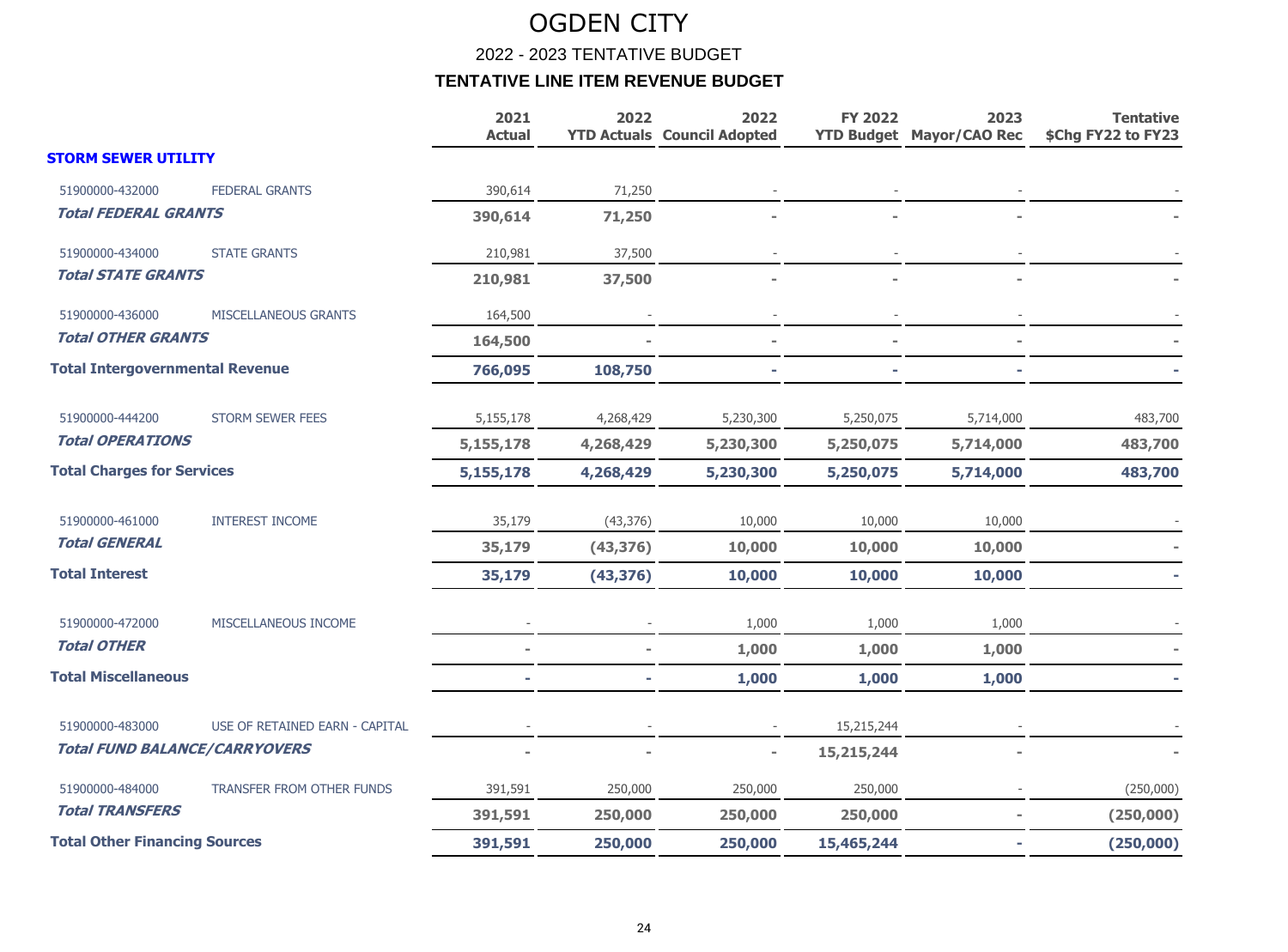# OGDEN CITY

## 2022 - 2023 TENTATIVE BUDGET

### TENTATIVE LINE ITEM REVENUE BUDGET

| | | 2021 Actual | 2022 YTD Actuals | 2022 Council Adopted | FY 2022 YTD Budget | 2023 Mayor/CAO Rec | Tentative $Chg FY22 to FY23 |
|---|---|---|---|---|---|---|---|
| **STORM SEWER UTILITY** | | | | | | | |
| 51900000-432000 | FEDERAL GRANTS | 390,614 | 71,250 | - | - | - | - |
| ***Total FEDERAL GRANTS*** | | **390,614** | **71,250** | **-** | **-** | **-** | **-** |
| 51900000-434000 | STATE GRANTS | 210,981 | 37,500 | - | - | - | - |
| ***Total STATE GRANTS*** | | **210,981** | **37,500** | **-** | **-** | **-** | **-** |
| 51900000-436000 | MISCELLANEOUS GRANTS | 164,500 | - | - | - | - | - |
| ***Total OTHER GRANTS*** | | **164,500** | **-** | **-** | **-** | **-** | **-** |
| **Total Intergovernmental Revenue** | | **766,095** | **108,750** | **-** | **-** | **-** | **-** |
| 51900000-444200 | STORM SEWER FEES | 5,155,178 | 4,268,429 | 5,230,300 | 5,250,075 | 5,714,000 | 483,700 |
| ***Total OPERATIONS*** | | **5,155,178** | **4,268,429** | **5,230,300** | **5,250,075** | **5,714,000** | **483,700** |
| **Total Charges for Services** | | **5,155,178** | **4,268,429** | **5,230,300** | **5,250,075** | **5,714,000** | **483,700** |
| 51900000-461000 | INTEREST INCOME | 35,179 | (43,376) | 10,000 | 10,000 | 10,000 | - |
| ***Total GENERAL*** | | **35,179** | **(43,376)** | **10,000** | **10,000** | **10,000** | **-** |
| **Total Interest** | | **35,179** | **(43,376)** | **10,000** | **10,000** | **10,000** | **-** |
| 51900000-472000 | MISCELLANEOUS INCOME | - | - | 1,000 | 1,000 | 1,000 | - |
| ***Total OTHER*** | | **-** | **-** | **1,000** | **1,000** | **1,000** | **-** |
| **Total Miscellaneous** | | **-** | **-** | **1,000** | **1,000** | **1,000** | **-** |
| 51900000-483000 | USE OF RETAINED EARN - CAPITAL | - | - | - | 15,215,244 | - | - |
| ***Total FUND BALANCE/CARRYOVERS*** | | **-** | **-** | **-** | **15,215,244** | **-** | **-** |
| 51900000-484000 | TRANSFER FROM OTHER FUNDS | 391,591 | 250,000 | 250,000 | 250,000 | - | (250,000) |
| ***Total TRANSFERS*** | | **391,591** | **250,000** | **250,000** | **250,000** | **-** | **(250,000)** |
| **Total Other Financing Sources** | | **391,591** | **250,000** | **250,000** | **15,465,244** | **-** | **(250,000)** |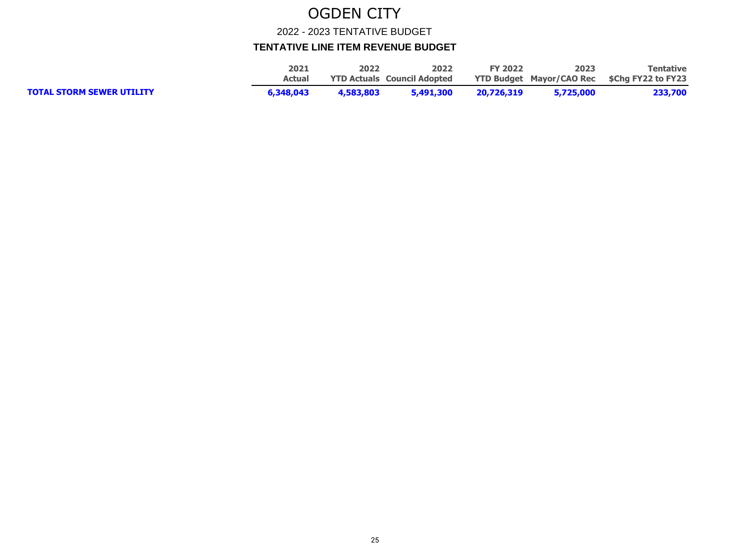# OGDEN CITY

## 2022 - 2023 TENTATIVE BUDGET

### TENTATIVE LINE ITEM REVENUE BUDGET

| | 2021 Actual | 2022 YTD Actuals | 2022 Council Adopted | FY 2022 YTD Budget | 2023 Mayor/CAO Rec | Tentative $Chg FY22 to FY23 |
|---|---|---|---|---|---|---|
| **TOTAL STORM SEWER UTILITY** | **6,348,043** | **4,583,803** | **5,491,300** | **20,726,319** | **5,725,000** | **233,700** |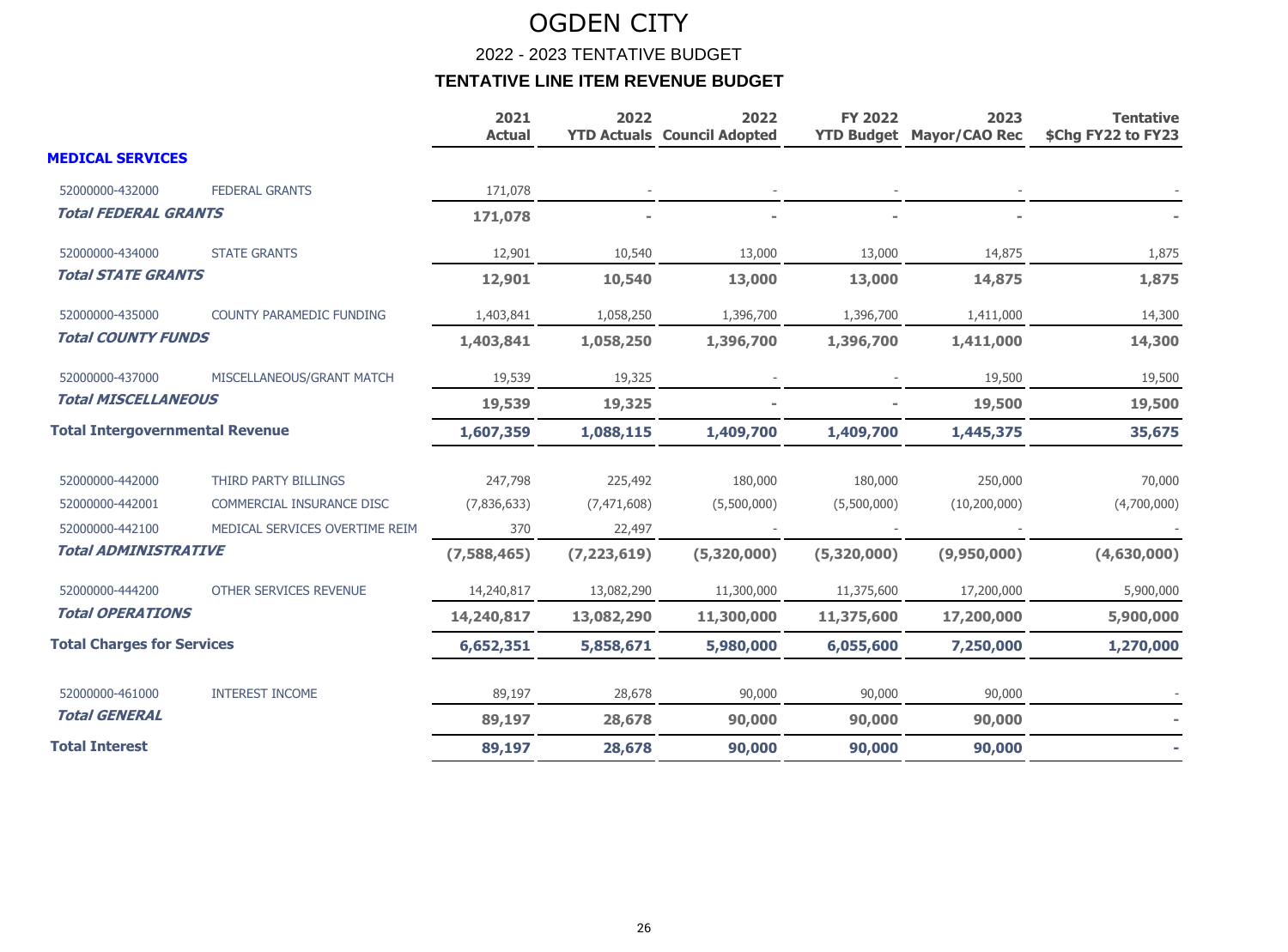# OGDEN CITY

## 2022 - 2023 TENTATIVE BUDGET

### TENTATIVE LINE ITEM REVENUE BUDGET

| | | 2021 Actual | 2022 YTD Actuals | 2022 Council Adopted | FY 2022 YTD Budget | 2023 Mayor/CAO Rec | Tentative $Chg FY22 to FY23 |
|---|---|---|---|---|---|---|---|
| **MEDICAL SERVICES** | | | | | | | |
| 52000000-432000 | FEDERAL GRANTS | 171,078 | - | - | - | - | - |
| ***Total FEDERAL GRANTS*** | | **171,078** | **-** | **-** | **-** | **-** | **-** |
| 52000000-434000 | STATE GRANTS | 12,901 | 10,540 | 13,000 | 13,000 | 14,875 | 1,875 |
| ***Total STATE GRANTS*** | | **12,901** | **10,540** | **13,000** | **13,000** | **14,875** | **1,875** |
| 52000000-435000 | COUNTY PARAMEDIC FUNDING | 1,403,841 | 1,058,250 | 1,396,700 | 1,396,700 | 1,411,000 | 14,300 |
| ***Total COUNTY FUNDS*** | | **1,403,841** | **1,058,250** | **1,396,700** | **1,396,700** | **1,411,000** | **14,300** |
| 52000000-437000 | MISCELLANEOUS/GRANT MATCH | 19,539 | 19,325 | - | - | 19,500 | 19,500 |
| ***Total MISCELLANEOUS*** | | **19,539** | **19,325** | **-** | **-** | **19,500** | **19,500** |
| **Total Intergovernmental Revenue** | | **1,607,359** | **1,088,115** | **1,409,700** | **1,409,700** | **1,445,375** | **35,675** |
| 52000000-442000 | THIRD PARTY BILLINGS | 247,798 | 225,492 | 180,000 | 180,000 | 250,000 | 70,000 |
| 52000000-442001 | COMMERCIAL INSURANCE DISC | (7,836,633) | (7,471,608) | (5,500,000) | (5,500,000) | (10,200,000) | (4,700,000) |
| 52000000-442100 | MEDICAL SERVICES OVERTIME REIM | 370 | 22,497 | - | - | - | - |
| ***Total ADMINISTRATIVE*** | | **(7,588,465)** | **(7,223,619)** | **(5,320,000)** | **(5,320,000)** | **(9,950,000)** | **(4,630,000)** |
| 52000000-444200 | OTHER SERVICES REVENUE | 14,240,817 | 13,082,290 | 11,300,000 | 11,375,600 | 17,200,000 | 5,900,000 |
| ***Total OPERATIONS*** | | **14,240,817** | **13,082,290** | **11,300,000** | **11,375,600** | **17,200,000** | **5,900,000** |
| **Total Charges for Services** | | **6,652,351** | **5,858,671** | **5,980,000** | **6,055,600** | **7,250,000** | **1,270,000** |
| 52000000-461000 | INTEREST INCOME | 89,197 | 28,678 | 90,000 | 90,000 | 90,000 | - |
| ***Total GENERAL*** | | **89,197** | **28,678** | **90,000** | **90,000** | **90,000** | **-** |
| **Total Interest** | | **89,197** | **28,678** | **90,000** | **90,000** | **90,000** | **-** |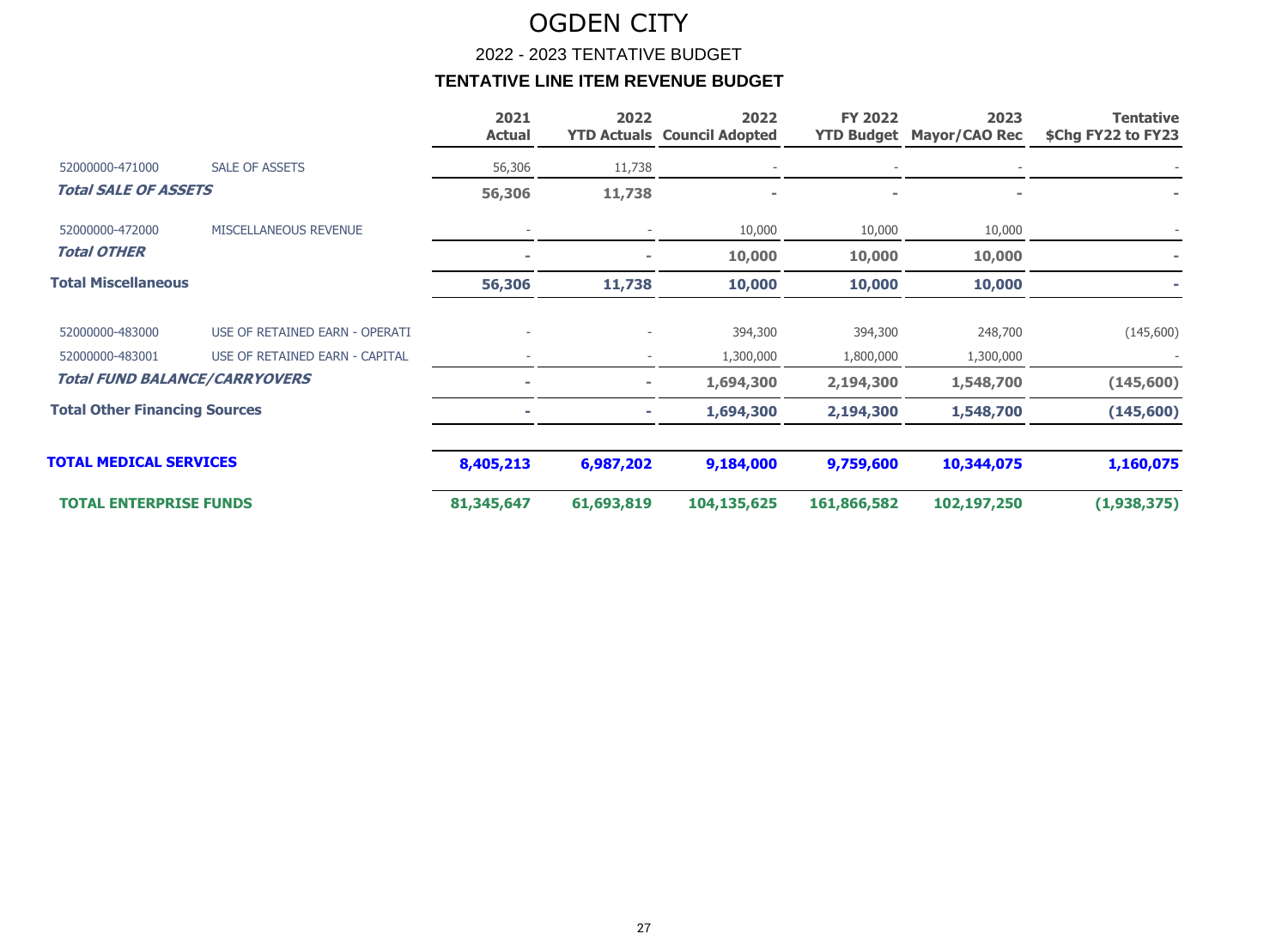# OGDEN CITY

## 2022 - 2023 TENTATIVE BUDGET

### TENTATIVE LINE ITEM REVENUE BUDGET

| | | 2021 Actual | 2022 YTD Actuals | 2022 Council Adopted | FY 2022 YTD Budget | 2023 Mayor/CAO Rec | Tentative $Chg FY22 to FY23 |
|---|---|---|---|---|---|---|---|
| 52000000-471000 | SALE OF ASSETS | 56,306 | 11,738 | - | - | - | - |
| ***Total SALE OF ASSETS*** | | **56,306** | **11,738** | **-** | **-** | **-** | **-** |
| 52000000-472000 | MISCELLANEOUS REVENUE | - | - | 10,000 | 10,000 | 10,000 | - |
| ***Total OTHER*** | | **-** | **-** | **10,000** | **10,000** | **10,000** | **-** |
| **Total Miscellaneous** | | **56,306** | **11,738** | **10,000** | **10,000** | **10,000** | **-** |
| 52000000-483000 | USE OF RETAINED EARN - OPERATI | - | - | 394,300 | 394,300 | 248,700 | (145,600) |
| 52000000-483001 | USE OF RETAINED EARN - CAPITAL | - | - | 1,300,000 | 1,800,000 | 1,300,000 | - |
| ***Total FUND BALANCE/CARRYOVERS*** | | **-** | **-** | **1,694,300** | **2,194,300** | **1,548,700** | **(145,600)** |
| **Total Other Financing Sources** | | **-** | **-** | **1,694,300** | **2,194,300** | **1,548,700** | **(145,600)** |
| **TOTAL MEDICAL SERVICES** | | **8,405,213** | **6,987,202** | **9,184,000** | **9,759,600** | **10,344,075** | **1,160,075** |
| **TOTAL ENTERPRISE FUNDS** | | **81,345,647** | **61,693,819** | **104,135,625** | **161,866,582** | **102,197,250** | **(1,938,375)** |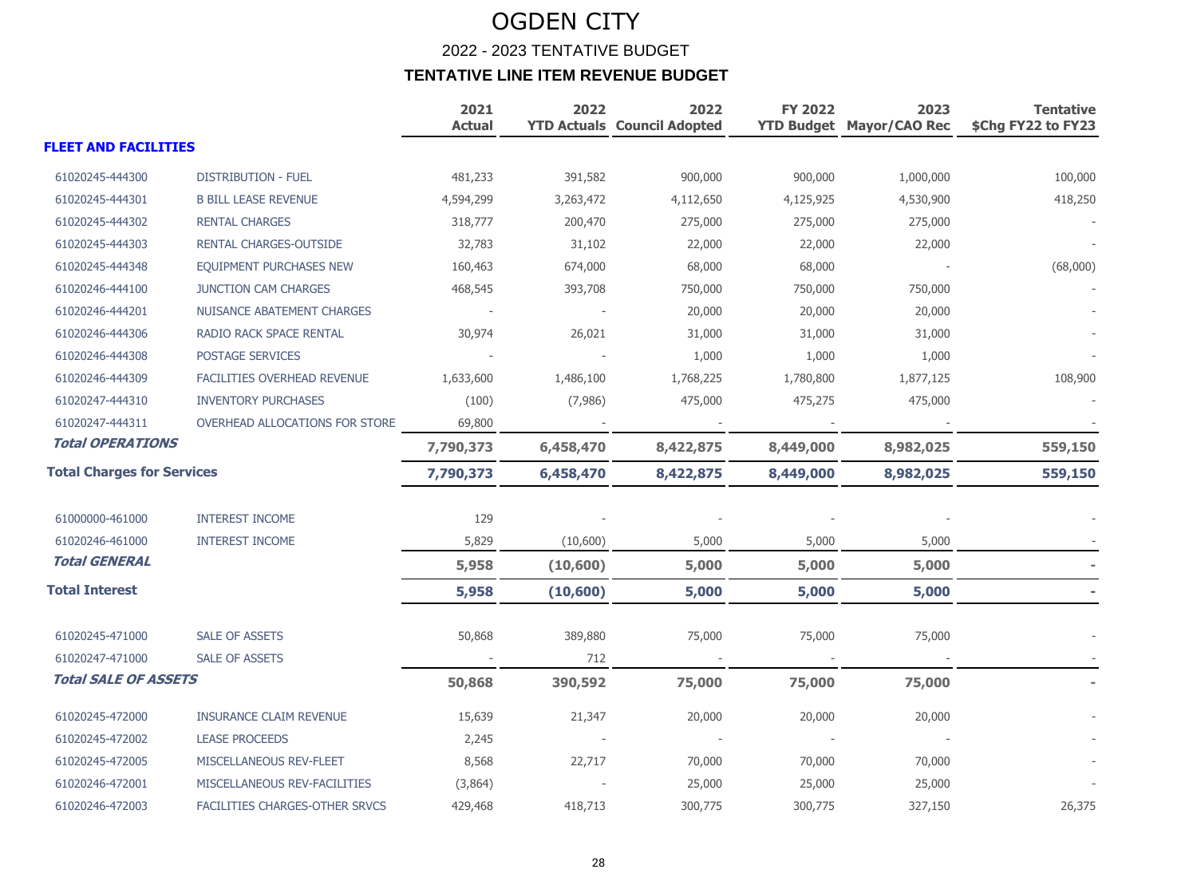# OGDEN CITY

## 2022 - 2023 TENTATIVE BUDGET

### TENTATIVE LINE ITEM REVENUE BUDGET

| | | 2021 Actual | 2022 YTD Actuals | 2022 Council Adopted | FY 2022 YTD Budget | 2023 Mayor/CAO Rec | Tentative $Chg FY22 to FY23 |
|---|---|---|---|---|---|---|---|
| **FLEET AND FACILITIES** | | | | | | | |
| 61020245-444300 | DISTRIBUTION - FUEL | 481,233 | 391,582 | 900,000 | 900,000 | 1,000,000 | 100,000 |
| 61020245-444301 | B BILL LEASE REVENUE | 4,594,299 | 3,263,472 | 4,112,650 | 4,125,925 | 4,530,900 | 418,250 |
| 61020245-444302 | RENTAL CHARGES | 318,777 | 200,470 | 275,000 | 275,000 | 275,000 | - |
| 61020245-444303 | RENTAL CHARGES-OUTSIDE | 32,783 | 31,102 | 22,000 | 22,000 | 22,000 | - |
| 61020245-444348 | EQUIPMENT PURCHASES NEW | 160,463 | 674,000 | 68,000 | 68,000 | - | (68,000) |
| 61020246-444100 | JUNCTION CAM CHARGES | 468,545 | 393,708 | 750,000 | 750,000 | 750,000 | - |
| 61020246-444201 | NUISANCE ABATEMENT CHARGES | - | - | 20,000 | 20,000 | 20,000 | - |
| 61020246-444306 | RADIO RACK SPACE RENTAL | 30,974 | 26,021 | 31,000 | 31,000 | 31,000 | - |
| 61020246-444308 | POSTAGE SERVICES | - | - | 1,000 | 1,000 | 1,000 | - |
| 61020246-444309 | FACILITIES OVERHEAD REVENUE | 1,633,600 | 1,486,100 | 1,768,225 | 1,780,800 | 1,877,125 | 108,900 |
| 61020247-444310 | INVENTORY PURCHASES | (100) | (7,986) | 475,000 | 475,275 | 475,000 | - |
| 61020247-444311 | OVERHEAD ALLOCATIONS FOR STORE | 69,800 | - | - | - | - | - |
| ***Total OPERATIONS*** | | **7,790,373** | **6,458,470** | **8,422,875** | **8,449,000** | **8,982,025** | **559,150** |
| **Total Charges for Services** | | **7,790,373** | **6,458,470** | **8,422,875** | **8,449,000** | **8,982,025** | **559,150** |
| 61000000-461000 | INTEREST INCOME | 129 | - | - | - | - | - |
| 61020246-461000 | INTEREST INCOME | 5,829 | (10,600) | 5,000 | 5,000 | 5,000 | - |
| ***Total GENERAL*** | | **5,958** | **(10,600)** | **5,000** | **5,000** | **5,000** | **-** |
| **Total Interest** | | **5,958** | **(10,600)** | **5,000** | **5,000** | **5,000** | **-** |
| 61020245-471000 | SALE OF ASSETS | 50,868 | 389,880 | 75,000 | 75,000 | 75,000 | - |
| 61020247-471000 | SALE OF ASSETS | - | 712 | - | - | - | - |
| ***Total SALE OF ASSETS*** | | **50,868** | **390,592** | **75,000** | **75,000** | **75,000** | **-** |
| 61020245-472000 | INSURANCE CLAIM REVENUE | 15,639 | 21,347 | 20,000 | 20,000 | 20,000 | - |
| 61020245-472002 | LEASE PROCEEDS | 2,245 | - | - | - | - | - |
| 61020245-472005 | MISCELLANEOUS REV-FLEET | 8,568 | 22,717 | 70,000 | 70,000 | 70,000 | - |
| 61020246-472001 | MISCELLANEOUS REV-FACILITIES | (3,864) | - | 25,000 | 25,000 | 25,000 | - |
| 61020246-472003 | FACILITIES CHARGES-OTHER SRVCS | 429,468 | 418,713 | 300,775 | 300,775 | 327,150 | 26,375 |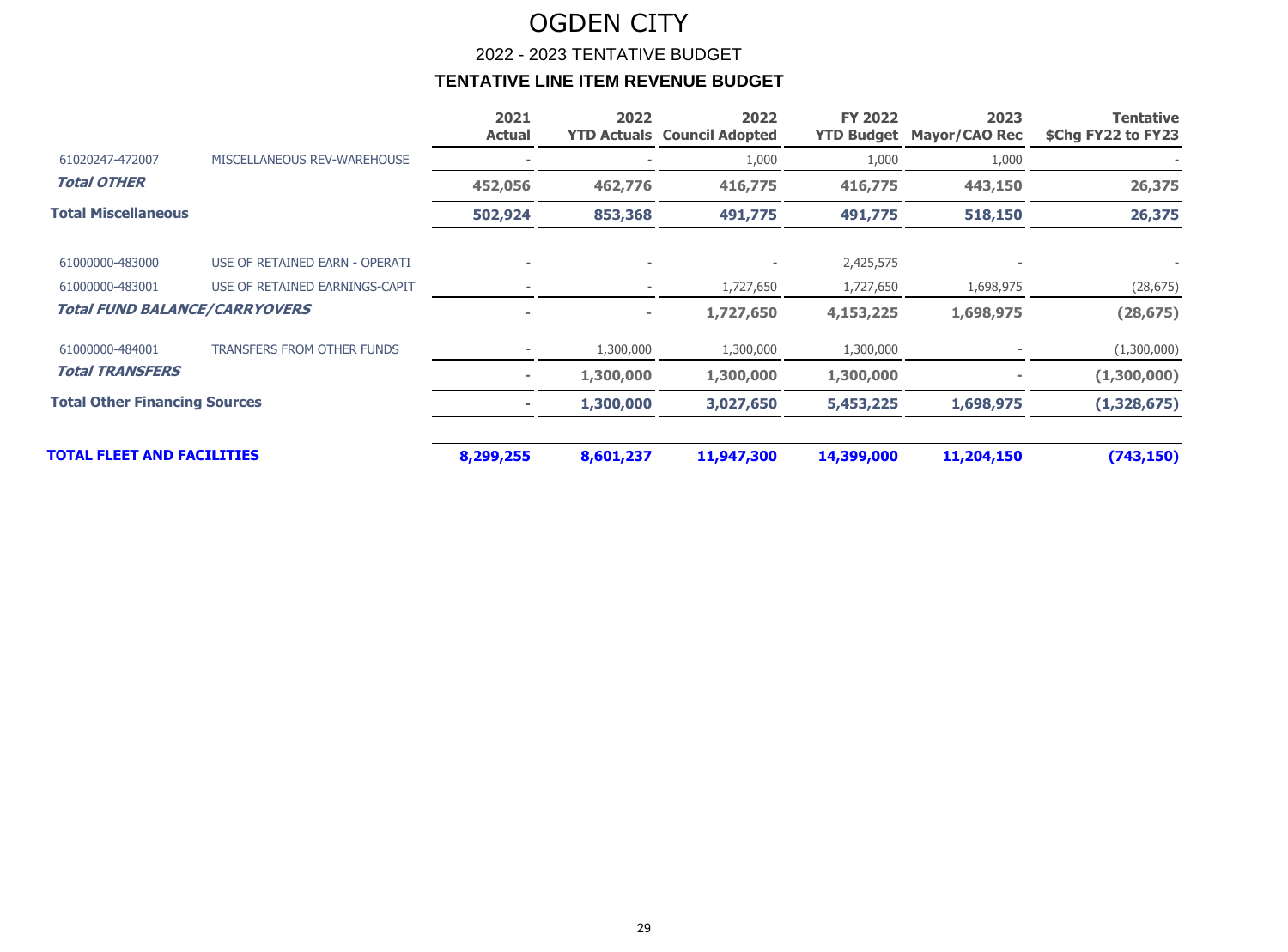# OGDEN CITY

## 2022 - 2023 TENTATIVE BUDGET

### TENTATIVE LINE ITEM REVENUE BUDGET

| | | 2021 Actual | 2022 YTD Actuals | 2022 Council Adopted | FY 2022 YTD Budget | 2023 Mayor/CAO Rec | Tentative $Chg FY22 to FY23 |
|---|---|---|---|---|---|---|---|
| 61020247-472007 | MISCELLANEOUS REV-WAREHOUSE | - | - | 1,000 | 1,000 | 1,000 | - |
| ***Total OTHER*** | | **452,056** | **462,776** | **416,775** | **416,775** | **443,150** | **26,375** |
| **Total Miscellaneous** | | **502,924** | **853,368** | **491,775** | **491,775** | **518,150** | **26,375** |
| 61000000-483000 | USE OF RETAINED EARN - OPERATI | - | - | - | 2,425,575 | - | - |
| 61000000-483001 | USE OF RETAINED EARNINGS-CAPIT | - | - | 1,727,650 | 1,727,650 | 1,698,975 | (28,675) |
| ***Total FUND BALANCE/CARRYOVERS*** | | **-** | **-** | **1,727,650** | **4,153,225** | **1,698,975** | **(28,675)** |
| 61000000-484001 | TRANSFERS FROM OTHER FUNDS | - | 1,300,000 | 1,300,000 | 1,300,000 | - | (1,300,000) |
| ***Total TRANSFERS*** | | **-** | **1,300,000** | **1,300,000** | **1,300,000** | **-** | **(1,300,000)** |
| **Total Other Financing Sources** | | **-** | **1,300,000** | **3,027,650** | **5,453,225** | **1,698,975** | **(1,328,675)** |
| **TOTAL FLEET AND FACILITIES** | | **8,299,255** | **8,601,237** | **11,947,300** | **14,399,000** | **11,204,150** | **(743,150)** |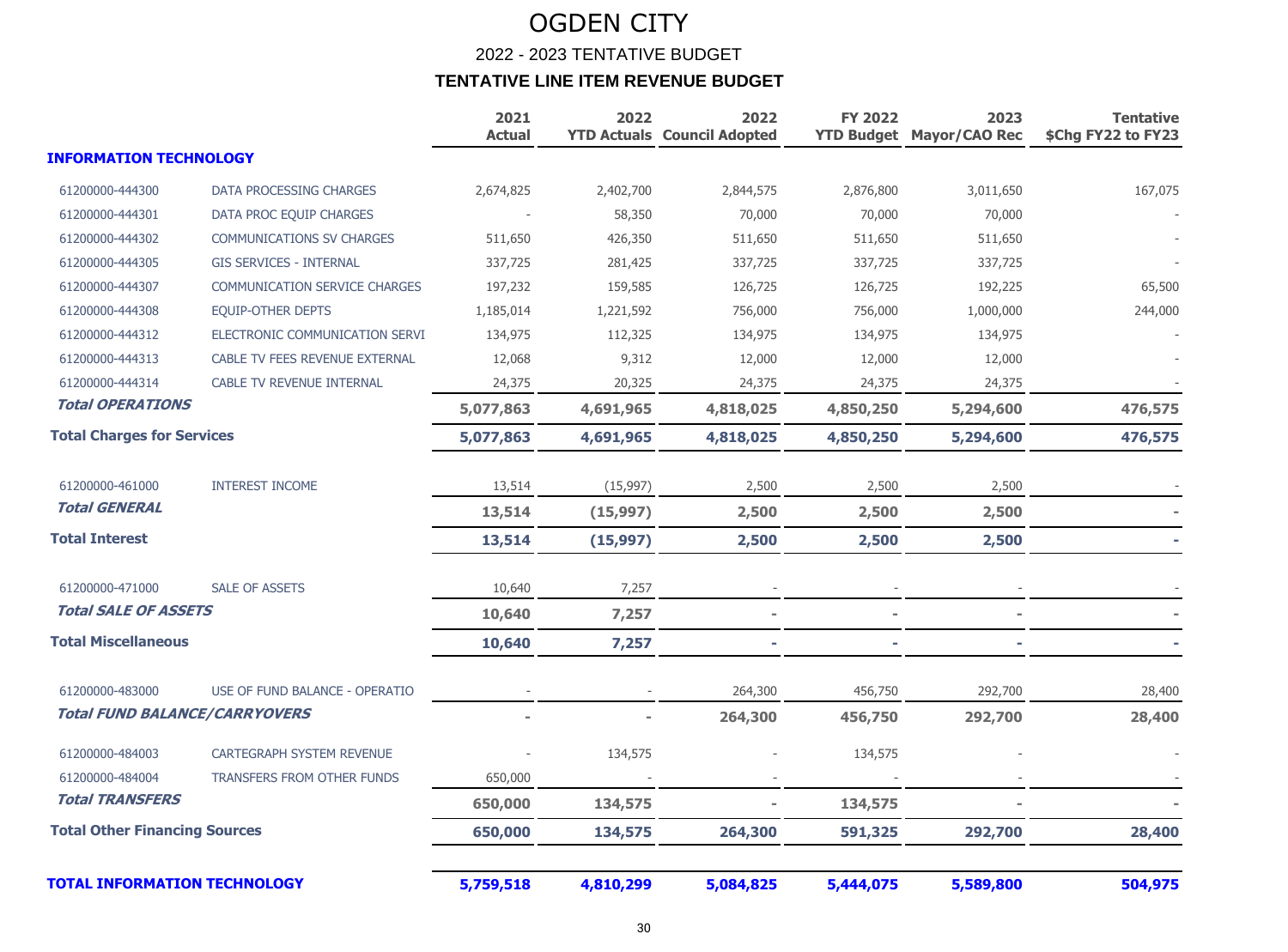# OGDEN CITY

## 2022 - 2023 TENTATIVE BUDGET

### TENTATIVE LINE ITEM REVENUE BUDGET

| | | 2021 Actual | 2022 YTD Actuals | 2022 Council Adopted | FY 2022 YTD Budget | 2023 Mayor/CAO Rec | Tentative $Chg FY22 to FY23 |
|---|---|---|---|---|---|---|---|
| **INFORMATION TECHNOLOGY** | | | | | | | |
| 61200000-444300 | DATA PROCESSING CHARGES | 2,674,825 | 2,402,700 | 2,844,575 | 2,876,800 | 3,011,650 | 167,075 |
| 61200000-444301 | DATA PROC EQUIP CHARGES | - | 58,350 | 70,000 | 70,000 | 70,000 | - |
| 61200000-444302 | COMMUNICATIONS SV CHARGES | 511,650 | 426,350 | 511,650 | 511,650 | 511,650 | - |
| 61200000-444305 | GIS SERVICES - INTERNAL | 337,725 | 281,425 | 337,725 | 337,725 | 337,725 | - |
| 61200000-444307 | COMMUNICATION SERVICE CHARGES | 197,232 | 159,585 | 126,725 | 126,725 | 192,225 | 65,500 |
| 61200000-444308 | EQUIP-OTHER DEPTS | 1,185,014 | 1,221,592 | 756,000 | 756,000 | 1,000,000 | 244,000 |
| 61200000-444312 | ELECTRONIC COMMUNICATION SERVI | 134,975 | 112,325 | 134,975 | 134,975 | 134,975 | - |
| 61200000-444313 | CABLE TV FEES REVENUE EXTERNAL | 12,068 | 9,312 | 12,000 | 12,000 | 12,000 | - |
| 61200000-444314 | CABLE TV REVENUE INTERNAL | 24,375 | 20,325 | 24,375 | 24,375 | 24,375 | - |
| ***Total OPERATIONS*** | | **5,077,863** | **4,691,965** | **4,818,025** | **4,850,250** | **5,294,600** | **476,575** |
| **Total Charges for Services** | | **5,077,863** | **4,691,965** | **4,818,025** | **4,850,250** | **5,294,600** | **476,575** |
| 61200000-461000 | INTEREST INCOME | 13,514 | (15,997) | 2,500 | 2,500 | 2,500 | - |
| ***Total GENERAL*** | | **13,514** | **(15,997)** | **2,500** | **2,500** | **2,500** | **-** |
| **Total Interest** | | **13,514** | **(15,997)** | **2,500** | **2,500** | **2,500** | **-** |
| 61200000-471000 | SALE OF ASSETS | 10,640 | 7,257 | - | - | - | - |
| ***Total SALE OF ASSETS*** | | **10,640** | **7,257** | **-** | **-** | **-** | **-** |
| **Total Miscellaneous** | | **10,640** | **7,257** | **-** | **-** | **-** | **-** |
| 61200000-483000 | USE OF FUND BALANCE - OPERATIO | - | - | 264,300 | 456,750 | 292,700 | 28,400 |
| ***Total FUND BALANCE/CARRYOVERS*** | | **-** | **-** | **264,300** | **456,750** | **292,700** | **28,400** |
| 61200000-484003 | CARTEGRAPH SYSTEM REVENUE | - | 134,575 | - | 134,575 | - | - |
| 61200000-484004 | TRANSFERS FROM OTHER FUNDS | 650,000 | - | - | - | - | - |
| ***Total TRANSFERS*** | | **650,000** | **134,575** | **-** | **134,575** | **-** | **-** |
| **Total Other Financing Sources** | | **650,000** | **134,575** | **264,300** | **591,325** | **292,700** | **28,400** |
| **TOTAL INFORMATION TECHNOLOGY** | | **5,759,518** | **4,810,299** | **5,084,825** | **5,444,075** | **5,589,800** | **504,975** |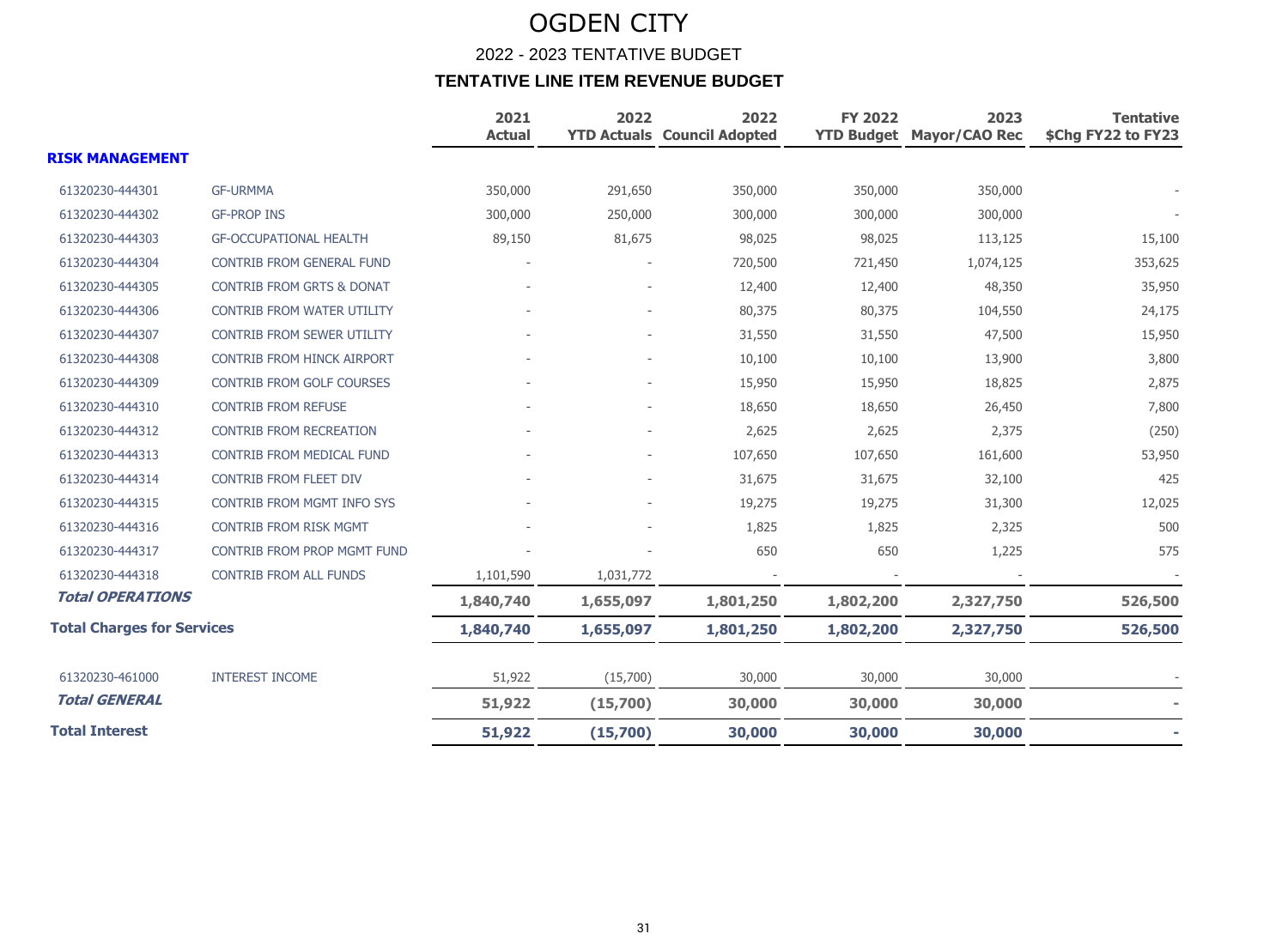# OGDEN CITY

## 2022 - 2023 TENTATIVE BUDGET

### TENTATIVE LINE ITEM REVENUE BUDGET

| | | 2021 Actual | 2022 YTD Actuals | 2022 Council Adopted | FY 2022 YTD Budget | 2023 Mayor/CAO Rec | Tentative $Chg FY22 to FY23 |
|---|---|---|---|---|---|---|---|
| **RISK MANAGEMENT** | | | | | | | |
| 61320230-444301 | GF-URMMA | 350,000 | 291,650 | 350,000 | 350,000 | 350,000 | - |
| 61320230-444302 | GF-PROP INS | 300,000 | 250,000 | 300,000 | 300,000 | 300,000 | - |
| 61320230-444303 | GF-OCCUPATIONAL HEALTH | 89,150 | 81,675 | 98,025 | 98,025 | 113,125 | 15,100 |
| 61320230-444304 | CONTRIB FROM GENERAL FUND | - | - | 720,500 | 721,450 | 1,074,125 | 353,625 |
| 61320230-444305 | CONTRIB FROM GRTS & DONAT | - | - | 12,400 | 12,400 | 48,350 | 35,950 |
| 61320230-444306 | CONTRIB FROM WATER UTILITY | - | - | 80,375 | 80,375 | 104,550 | 24,175 |
| 61320230-444307 | CONTRIB FROM SEWER UTILITY | - | - | 31,550 | 31,550 | 47,500 | 15,950 |
| 61320230-444308 | CONTRIB FROM HINCK AIRPORT | - | - | 10,100 | 10,100 | 13,900 | 3,800 |
| 61320230-444309 | CONTRIB FROM GOLF COURSES | - | - | 15,950 | 15,950 | 18,825 | 2,875 |
| 61320230-444310 | CONTRIB FROM REFUSE | - | - | 18,650 | 18,650 | 26,450 | 7,800 |
| 61320230-444312 | CONTRIB FROM RECREATION | - | - | 2,625 | 2,625 | 2,375 | (250) |
| 61320230-444313 | CONTRIB FROM MEDICAL FUND | - | - | 107,650 | 107,650 | 161,600 | 53,950 |
| 61320230-444314 | CONTRIB FROM FLEET DIV | - | - | 31,675 | 31,675 | 32,100 | 425 |
| 61320230-444315 | CONTRIB FROM MGMT INFO SYS | - | - | 19,275 | 19,275 | 31,300 | 12,025 |
| 61320230-444316 | CONTRIB FROM RISK MGMT | - | - | 1,825 | 1,825 | 2,325 | 500 |
| 61320230-444317 | CONTRIB FROM PROP MGMT FUND | - | - | 650 | 650 | 1,225 | 575 |
| 61320230-444318 | CONTRIB FROM ALL FUNDS | 1,101,590 | 1,031,772 | - | - | - | - |
| ***Total OPERATIONS*** | | **1,840,740** | **1,655,097** | **1,801,250** | **1,802,200** | **2,327,750** | **526,500** |
| **Total Charges for Services** | | **1,840,740** | **1,655,097** | **1,801,250** | **1,802,200** | **2,327,750** | **526,500** |
| 61320230-461000 | INTEREST INCOME | 51,922 | (15,700) | 30,000 | 30,000 | 30,000 | - |
| ***Total GENERAL*** | | **51,922** | **(15,700)** | **30,000** | **30,000** | **30,000** | **-** |
| **Total Interest** | | **51,922** | **(15,700)** | **30,000** | **30,000** | **30,000** | **-** |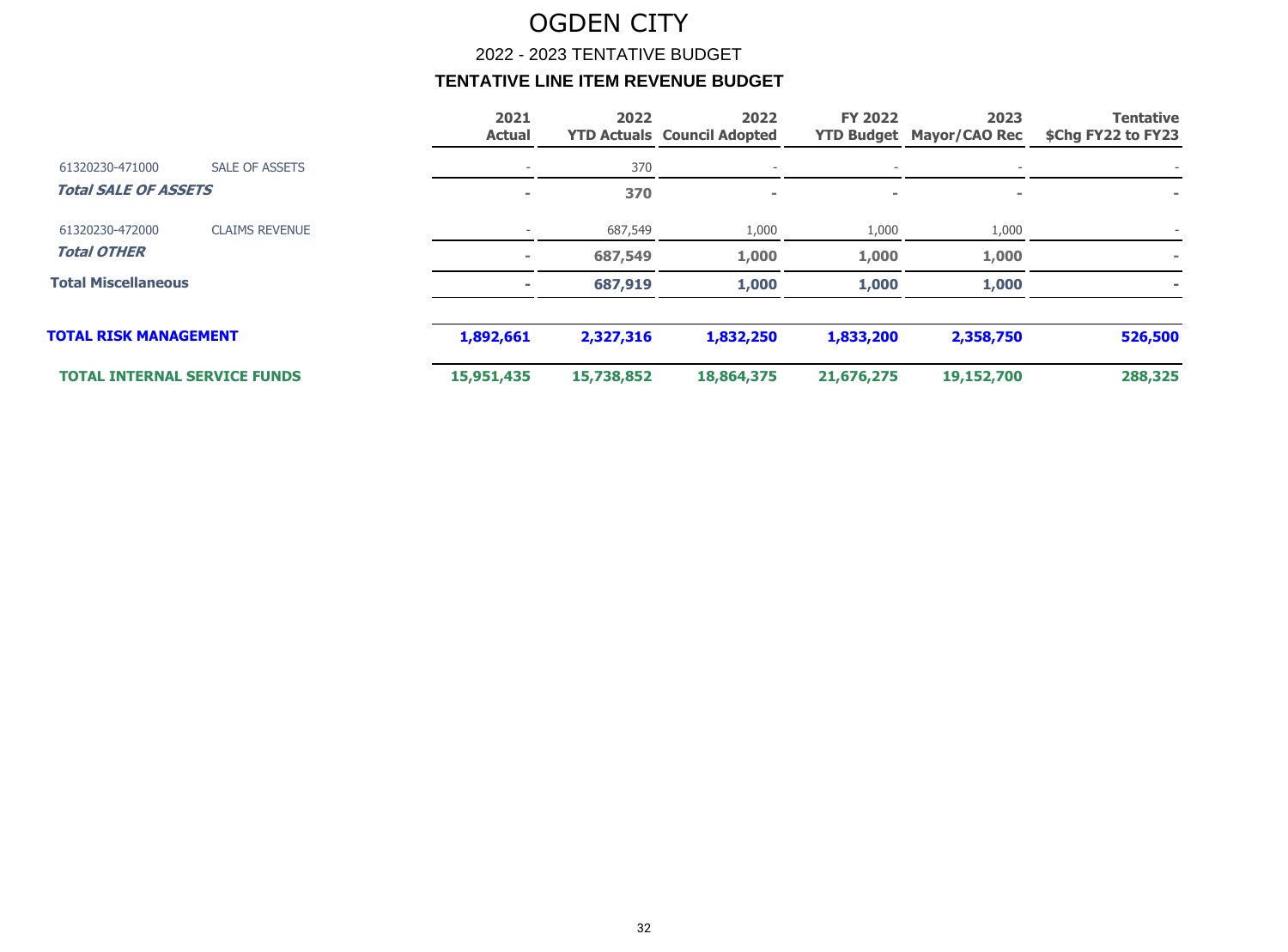# OGDEN CITY

## 2022 - 2023 TENTATIVE BUDGET

### TENTATIVE LINE ITEM REVENUE BUDGET

| | | 2021 Actual | 2022 YTD Actuals | 2022 Council Adopted | FY 2022 YTD Budget | 2023 Mayor/CAO Rec | Tentative $Chg FY22 to FY23 |
|---|---|---|---|---|---|---|---|
| 61320230-471000 | SALE OF ASSETS | - | 370 | - | - | - | - |
| ***Total SALE OF ASSETS*** | | **-** | **370** | **-** | **-** | **-** | **-** |
| 61320230-472000 | CLAIMS REVENUE | - | 687,549 | 1,000 | 1,000 | 1,000 | - |
| ***Total OTHER*** | | **-** | **687,549** | **1,000** | **1,000** | **1,000** | **-** |
| **Total Miscellaneous** | | **-** | **687,919** | **1,000** | **1,000** | **1,000** | **-** |
| **TOTAL RISK MANAGEMENT** | | **1,892,661** | **2,327,316** | **1,832,250** | **1,833,200** | **2,358,750** | **526,500** |
| **TOTAL INTERNAL SERVICE FUNDS** | | **15,951,435** | **15,738,852** | **18,864,375** | **21,676,275** | **19,152,700** | **288,325** |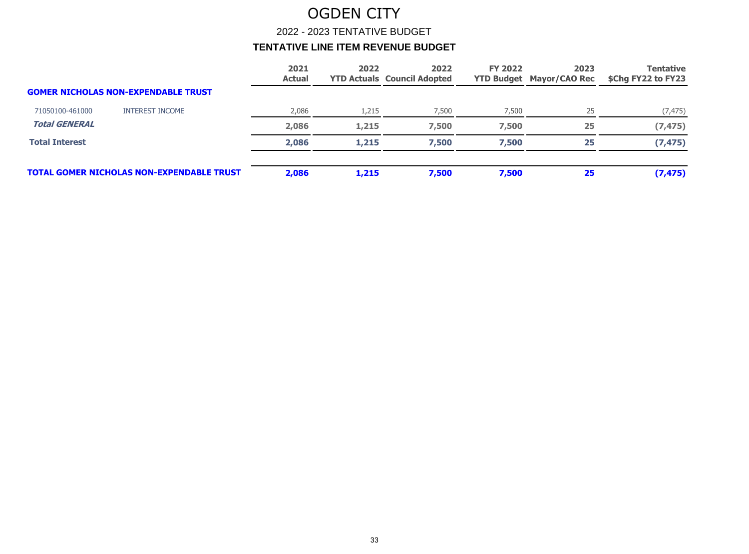# OGDEN CITY

## 2022 - 2023 TENTATIVE BUDGET

### TENTATIVE LINE ITEM REVENUE BUDGET

| | | 2021 Actual | 2022 YTD Actuals | 2022 Council Adopted | FY 2022 YTD Budget | 2023 Mayor/CAO Rec | Tentative $Chg FY22 to FY23 |
|---|---|---|---|---|---|---|---|
| **GOMER NICHOLAS NON-EXPENDABLE TRUST** | | | | | | | |
| 71050100-461000 | INTEREST INCOME | 2,086 | 1,215 | 7,500 | 7,500 | 25 | (7,475) |
| ***Total GENERAL*** | | **2,086** | **1,215** | **7,500** | **7,500** | **25** | **(7,475)** |
| **Total Interest** | | **2,086** | **1,215** | **7,500** | **7,500** | **25** | **(7,475)** |
| **TOTAL GOMER NICHOLAS NON-EXPENDABLE TRUST** | | **2,086** | **1,215** | **7,500** | **7,500** | **25** | **(7,475)** |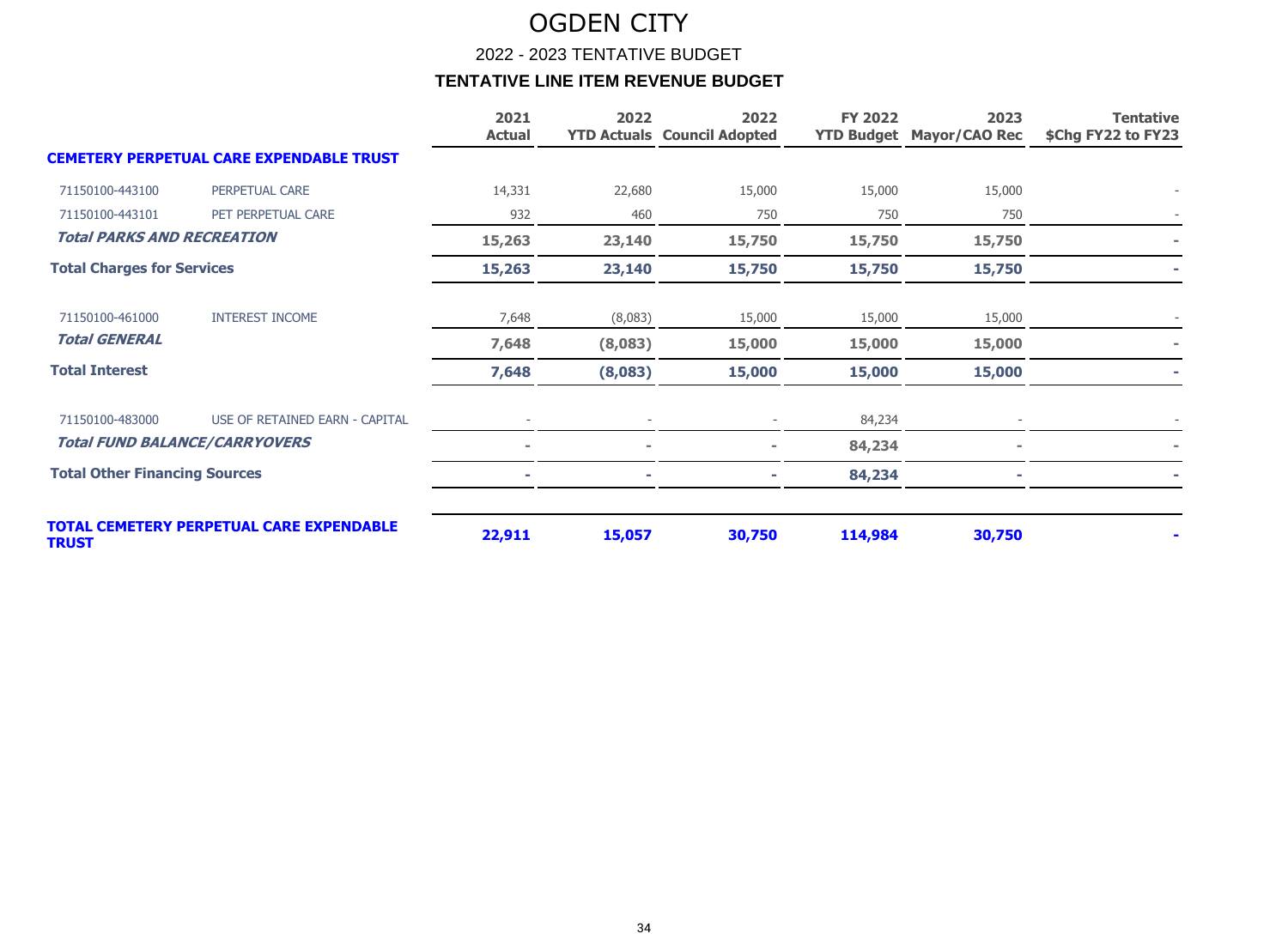# OGDEN CITY

## 2022 - 2023 TENTATIVE BUDGET

### TENTATIVE LINE ITEM REVENUE BUDGET

| | | 2021 Actual | 2022 YTD Actuals | 2022 Council Adopted | FY 2022 YTD Budget | 2023 Mayor/CAO Rec | Tentative $Chg FY22 to FY23 |
|---|---|---|---|---|---|---|---|
| **CEMETERY PERPETUAL CARE EXPENDABLE TRUST** | | | | | | | |
| 71150100-443100 | PERPETUAL CARE | 14,331 | 22,680 | 15,000 | 15,000 | 15,000 | - |
| 71150100-443101 | PET PERPETUAL CARE | 932 | 460 | 750 | 750 | 750 | - |
| ***Total PARKS AND RECREATION*** | | **15,263** | **23,140** | **15,750** | **15,750** | **15,750** | **-** |
| **Total Charges for Services** | | **15,263** | **23,140** | **15,750** | **15,750** | **15,750** | **-** |
| 71150100-461000 | INTEREST INCOME | 7,648 | (8,083) | 15,000 | 15,000 | 15,000 | - |
| ***Total GENERAL*** | | **7,648** | **(8,083)** | **15,000** | **15,000** | **15,000** | **-** |
| **Total Interest** | | **7,648** | **(8,083)** | **15,000** | **15,000** | **15,000** | **-** |
| 71150100-483000 | USE OF RETAINED EARN - CAPITAL | - | - | - | 84,234 | - | - |
| ***Total FUND BALANCE/CARRYOVERS*** | | **-** | **-** | **-** | **84,234** | **-** | **-** |
| **Total Other Financing Sources** | | **-** | **-** | **-** | **84,234** | **-** | **-** |
| **TOTAL CEMETERY PERPETUAL CARE EXPENDABLE TRUST** | | **22,911** | **15,057** | **30,750** | **114,984** | **30,750** | **-** |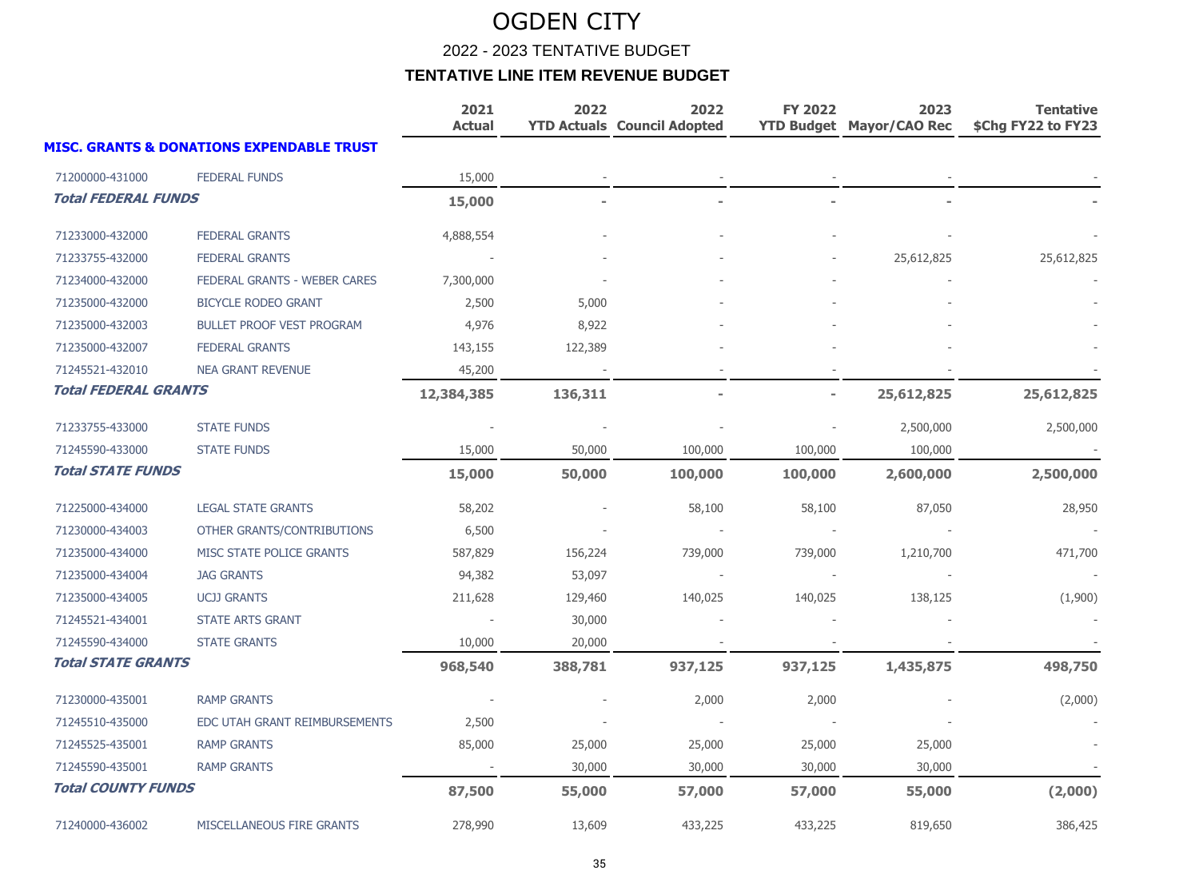# OGDEN CITY

## 2022 - 2023 TENTATIVE BUDGET

### TENTATIVE LINE ITEM REVENUE BUDGET

| | | 2021 Actual | 2022 YTD Actuals | 2022 Council Adopted | FY 2022 YTD Budget | 2023 Mayor/CAO Rec | Tentative $Chg FY22 to FY23 |
|---|---|---|---|---|---|---|---|
| **MISC. GRANTS & DONATIONS EXPENDABLE TRUST** | | | | | | | |
| 71200000-431000 | FEDERAL FUNDS | 15,000 | - | - | - | - | - |
| ***Total FEDERAL FUNDS*** | | **15,000** | **-** | **-** | **-** | **-** | **-** |
| 71233000-432000 | FEDERAL GRANTS | 4,888,554 | - | - | - | - | - |
| 71233755-432000 | FEDERAL GRANTS | - | - | - | - | 25,612,825 | 25,612,825 |
| 71234000-432000 | FEDERAL GRANTS - WEBER CARES | 7,300,000 | - | - | - | - | - |
| 71235000-432000 | BICYCLE RODEO GRANT | 2,500 | 5,000 | - | - | - | - |
| 71235000-432003 | BULLET PROOF VEST PROGRAM | 4,976 | 8,922 | - | - | - | - |
| 71235000-432007 | FEDERAL GRANTS | 143,155 | 122,389 | - | - | - | - |
| 71245521-432010 | NEA GRANT REVENUE | 45,200 | - | - | - | - | - |
| ***Total FEDERAL GRANTS*** | | **12,384,385** | **136,311** | **-** | **-** | **25,612,825** | **25,612,825** |
| 71233755-433000 | STATE FUNDS | - | - | - | - | 2,500,000 | 2,500,000 |
| 71245590-433000 | STATE FUNDS | 15,000 | 50,000 | 100,000 | 100,000 | 100,000 | - |
| ***Total STATE FUNDS*** | | **15,000** | **50,000** | **100,000** | **100,000** | **2,600,000** | **2,500,000** |
| 71225000-434000 | LEGAL STATE GRANTS | 58,202 | - | 58,100 | 58,100 | 87,050 | 28,950 |
| 71230000-434003 | OTHER GRANTS/CONTRIBUTIONS | 6,500 | - | - | - | - | - |
| 71235000-434000 | MISC STATE POLICE GRANTS | 587,829 | 156,224 | 739,000 | 739,000 | 1,210,700 | 471,700 |
| 71235000-434004 | JAG GRANTS | 94,382 | 53,097 | - | - | - | - |
| 71235000-434005 | UCJJ GRANTS | 211,628 | 129,460 | 140,025 | 140,025 | 138,125 | (1,900) |
| 71245521-434001 | STATE ARTS GRANT | - | 30,000 | - | - | - | - |
| 71245590-434000 | STATE GRANTS | 10,000 | 20,000 | - | - | - | - |
| ***Total STATE GRANTS*** | | **968,540** | **388,781** | **937,125** | **937,125** | **1,435,875** | **498,750** |
| 71230000-435001 | RAMP GRANTS | - | - | 2,000 | 2,000 | - | (2,000) |
| 71245510-435000 | EDC UTAH GRANT REIMBURSEMENTS | 2,500 | - | - | - | - | - |
| 71245525-435001 | RAMP GRANTS | 85,000 | 25,000 | 25,000 | 25,000 | 25,000 | - |
| 71245590-435001 | RAMP GRANTS | - | 30,000 | 30,000 | 30,000 | 30,000 | - |
| ***Total COUNTY FUNDS*** | | **87,500** | **55,000** | **57,000** | **57,000** | **55,000** | **(2,000)** |
| 71240000-436002 | MISCELLANEOUS FIRE GRANTS | 278,990 | 13,609 | 433,225 | 433,225 | 819,650 | 386,425 |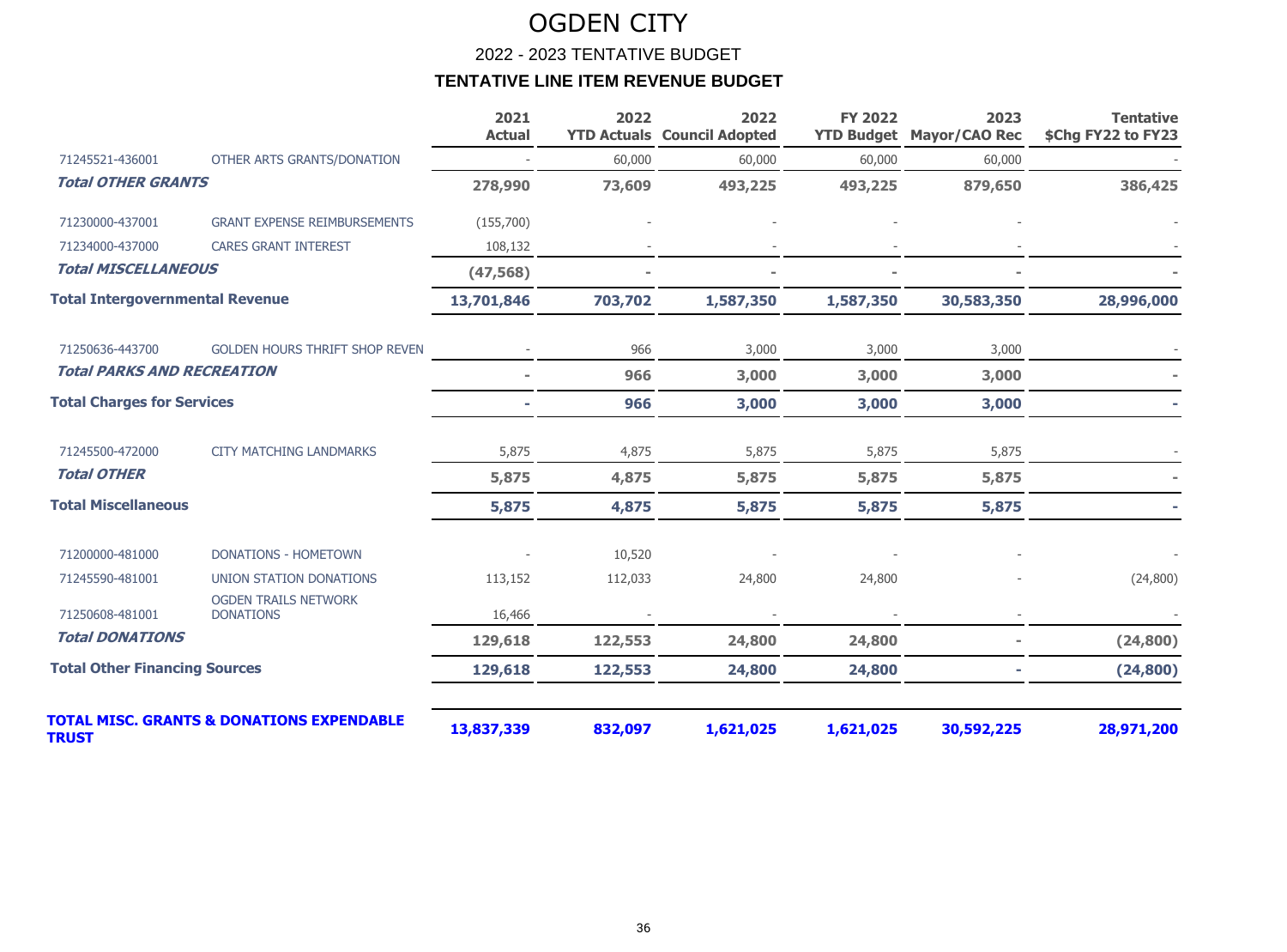# OGDEN CITY

## 2022 - 2023 TENTATIVE BUDGET

### TENTATIVE LINE ITEM REVENUE BUDGET

| | | 2021 Actual | 2022 YTD Actuals | 2022 Council Adopted | FY 2022 YTD Budget | 2023 Mayor/CAO Rec | Tentative $Chg FY22 to FY23 |
|---|---|---|---|---|---|---|---|
| 71245521-436001 | OTHER ARTS GRANTS/DONATION | - | 60,000 | 60,000 | 60,000 | 60,000 | - |
| ***Total OTHER GRANTS*** | | **278,990** | **73,609** | **493,225** | **493,225** | **879,650** | **386,425** |
| 71230000-437001 | GRANT EXPENSE REIMBURSEMENTS | (155,700) | - | - | - | - | - |
| 71234000-437000 | CARES GRANT INTEREST | 108,132 | - | - | - | - | - |
| ***Total MISCELLANEOUS*** | | **(47,568)** | **-** | **-** | **-** | **-** | **-** |
| **Total Intergovernmental Revenue** | | **13,701,846** | **703,702** | **1,587,350** | **1,587,350** | **30,583,350** | **28,996,000** |
| 71250636-443700 | GOLDEN HOURS THRIFT SHOP REVEN | - | 966 | 3,000 | 3,000 | 3,000 | - |
| ***Total PARKS AND RECREATION*** | | **-** | **966** | **3,000** | **3,000** | **3,000** | **-** |
| **Total Charges for Services** | | **-** | **966** | **3,000** | **3,000** | **3,000** | **-** |
| 71245500-472000 | CITY MATCHING LANDMARKS | 5,875 | 4,875 | 5,875 | 5,875 | 5,875 | - |
| ***Total OTHER*** | | **5,875** | **4,875** | **5,875** | **5,875** | **5,875** | **-** |
| **Total Miscellaneous** | | **5,875** | **4,875** | **5,875** | **5,875** | **5,875** | **-** |
| 71200000-481000 | DONATIONS - HOMETOWN | - | 10,520 | - | - | - | - |
| 71245590-481001 | UNION STATION DONATIONS | 113,152 | 112,033 | 24,800 | 24,800 | - | (24,800) |
| 71250608-481001 | OGDEN TRAILS NETWORK DONATIONS | 16,466 | - | - | - | - | - |
| ***Total DONATIONS*** | | **129,618** | **122,553** | **24,800** | **24,800** | **-** | **(24,800)** |
| **Total Other Financing Sources** | | **129,618** | **122,553** | **24,800** | **24,800** | **-** | **(24,800)** |
| **TOTAL MISC. GRANTS & DONATIONS EXPENDABLE TRUST** | | **13,837,339** | **832,097** | **1,621,025** | **1,621,025** | **30,592,225** | **28,971,200** |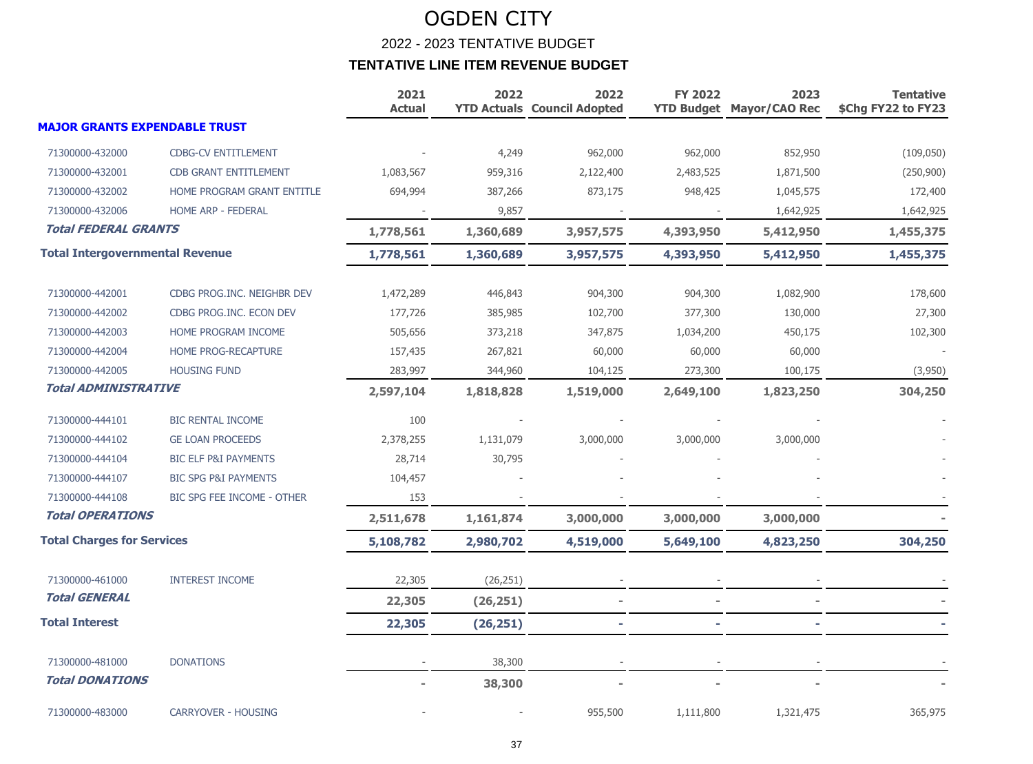# OGDEN CITY

## 2022 - 2023 TENTATIVE BUDGET

### TENTATIVE LINE ITEM REVENUE BUDGET

| | | 2021 Actual | 2022 YTD Actuals | 2022 Council Adopted | FY 2022 YTD Budget | 2023 Mayor/CAO Rec | Tentative $Chg FY22 to FY23 |
|---|---|---|---|---|---|---|---|
| **MAJOR GRANTS EXPENDABLE TRUST** | | | | | | | |
| 71300000-432000 | CDBG-CV ENTITLEMENT | - | 4,249 | 962,000 | 962,000 | 852,950 | (109,050) |
| 71300000-432001 | CDB GRANT ENTITLEMENT | 1,083,567 | 959,316 | 2,122,400 | 2,483,525 | 1,871,500 | (250,900) |
| 71300000-432002 | HOME PROGRAM GRANT ENTITLE | 694,994 | 387,266 | 873,175 | 948,425 | 1,045,575 | 172,400 |
| 71300000-432006 | HOME ARP - FEDERAL | - | 9,857 | - | - | 1,642,925 | 1,642,925 |
| ***Total FEDERAL GRANTS*** | | **1,778,561** | **1,360,689** | **3,957,575** | **4,393,950** | **5,412,950** | **1,455,375** |
| **Total Intergovernmental Revenue** | | **1,778,561** | **1,360,689** | **3,957,575** | **4,393,950** | **5,412,950** | **1,455,375** |
| 71300000-442001 | CDBG PROG.INC. NEIGHBR DEV | 1,472,289 | 446,843 | 904,300 | 904,300 | 1,082,900 | 178,600 |
| 71300000-442002 | CDBG PROG.INC. ECON DEV | 177,726 | 385,985 | 102,700 | 377,300 | 130,000 | 27,300 |
| 71300000-442003 | HOME PROGRAM INCOME | 505,656 | 373,218 | 347,875 | 1,034,200 | 450,175 | 102,300 |
| 71300000-442004 | HOME PROG-RECAPTURE | 157,435 | 267,821 | 60,000 | 60,000 | 60,000 | - |
| 71300000-442005 | HOUSING FUND | 283,997 | 344,960 | 104,125 | 273,300 | 100,175 | (3,950) |
| ***Total ADMINISTRATIVE*** | | **2,597,104** | **1,818,828** | **1,519,000** | **2,649,100** | **1,823,250** | **304,250** |
| 71300000-444101 | BIC RENTAL INCOME | 100 | - | - | - | - | - |
| 71300000-444102 | GE LOAN PROCEEDS | 2,378,255 | 1,131,079 | 3,000,000 | 3,000,000 | 3,000,000 | - |
| 71300000-444104 | BIC ELF P&I PAYMENTS | 28,714 | 30,795 | - | - | - | - |
| 71300000-444107 | BIC SPG P&I PAYMENTS | 104,457 | - | - | - | - | - |
| 71300000-444108 | BIC SPG FEE INCOME - OTHER | 153 | - | - | - | - | - |
| ***Total OPERATIONS*** | | **2,511,678** | **1,161,874** | **3,000,000** | **3,000,000** | **3,000,000** | **-** |
| **Total Charges for Services** | | **5,108,782** | **2,980,702** | **4,519,000** | **5,649,100** | **4,823,250** | **304,250** |
| 71300000-461000 | INTEREST INCOME | 22,305 | (26,251) | - | - | - | - |
| ***Total GENERAL*** | | **22,305** | **(26,251)** | **-** | **-** | **-** | **-** |
| **Total Interest** | | **22,305** | **(26,251)** | **-** | **-** | **-** | **-** |
| 71300000-481000 | DONATIONS | - | 38,300 | - | - | - | - |
| ***Total DONATIONS*** | | **-** | **38,300** | **-** | **-** | **-** | **-** |
| 71300000-483000 | CARRYOVER - HOUSING | - | - | 955,500 | 1,111,800 | 1,321,475 | 365,975 |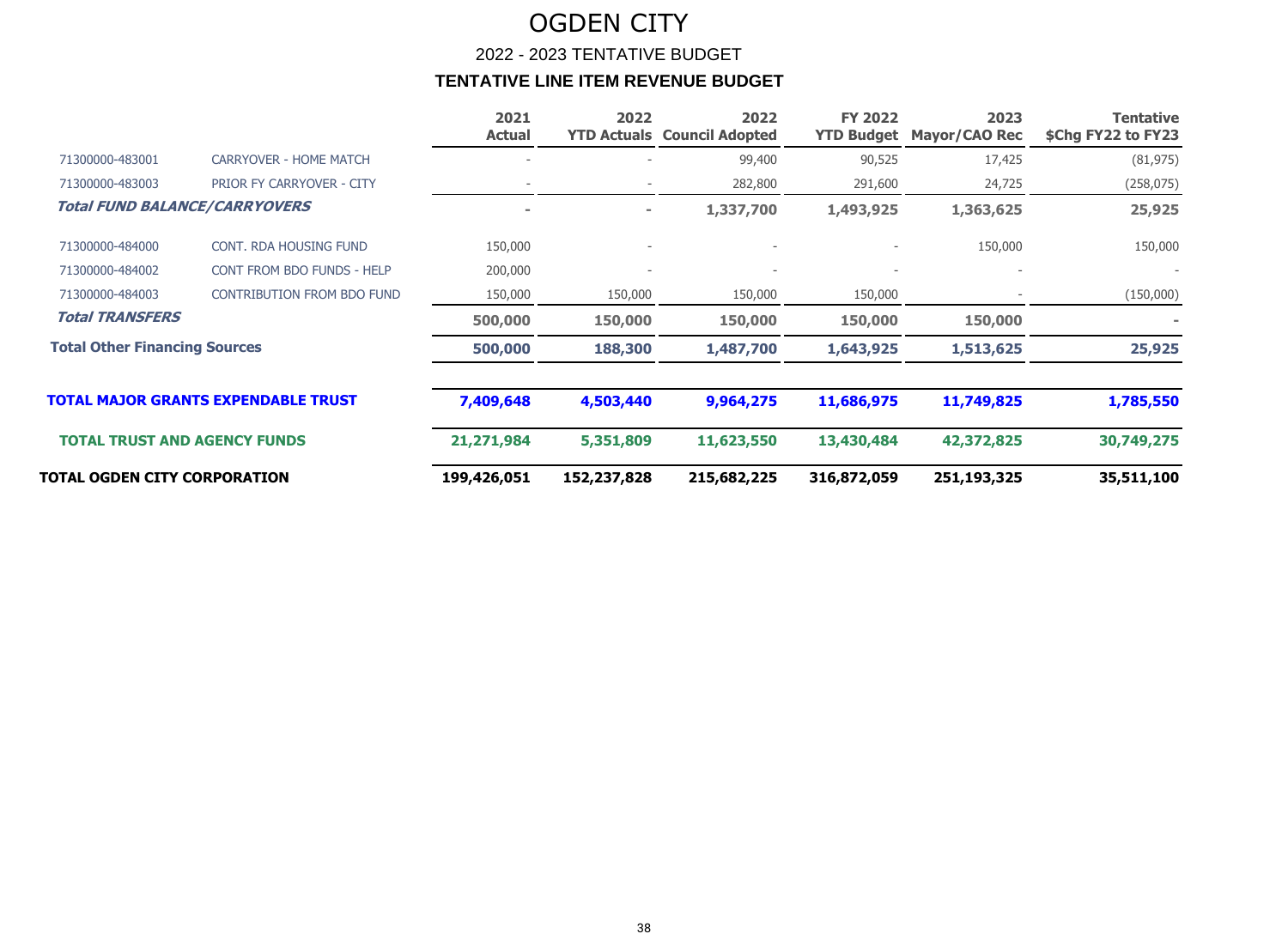# OGDEN CITY

## 2022 - 2023 TENTATIVE BUDGET

### TENTATIVE LINE ITEM REVENUE BUDGET

| | | 2021 Actual | 2022 YTD Actuals | 2022 Council Adopted | FY 2022 YTD Budget | 2023 Mayor/CAO Rec | Tentative $Chg FY22 to FY23 |
|---|---|---|---|---|---|---|---|
| 71300000-483001 | CARRYOVER - HOME MATCH | - | - | 99,400 | 90,525 | 17,425 | (81,975) |
| 71300000-483003 | PRIOR FY CARRYOVER - CITY | - | - | 282,800 | 291,600 | 24,725 | (258,075) |
| ***Total FUND BALANCE/CARRYOVERS*** | | **-** | **-** | **1,337,700** | **1,493,925** | **1,363,625** | **25,925** |
| 71300000-484000 | CONT. RDA HOUSING FUND | 150,000 | - | - | - | 150,000 | 150,000 |
| 71300000-484002 | CONT FROM BDO FUNDS - HELP | 200,000 | - | - | - | - | - |
| 71300000-484003 | CONTRIBUTION FROM BDO FUND | 150,000 | 150,000 | 150,000 | 150,000 | - | (150,000) |
| ***Total TRANSFERS*** | | **500,000** | **150,000** | **150,000** | **150,000** | **150,000** | **-** |
| **Total Other Financing Sources** | | **500,000** | **188,300** | **1,487,700** | **1,643,925** | **1,513,625** | **25,925** |
| **TOTAL MAJOR GRANTS EXPENDABLE TRUST** | | **7,409,648** | **4,503,440** | **9,964,275** | **11,686,975** | **11,749,825** | **1,785,550** |
| **TOTAL TRUST AND AGENCY FUNDS** | | **21,271,984** | **5,351,809** | **11,623,550** | **13,430,484** | **42,372,825** | **30,749,275** |
| **TOTAL OGDEN CITY CORPORATION** | | **199,426,051** | **152,237,828** | **215,682,225** | **316,872,059** | **251,193,325** | **35,511,100** |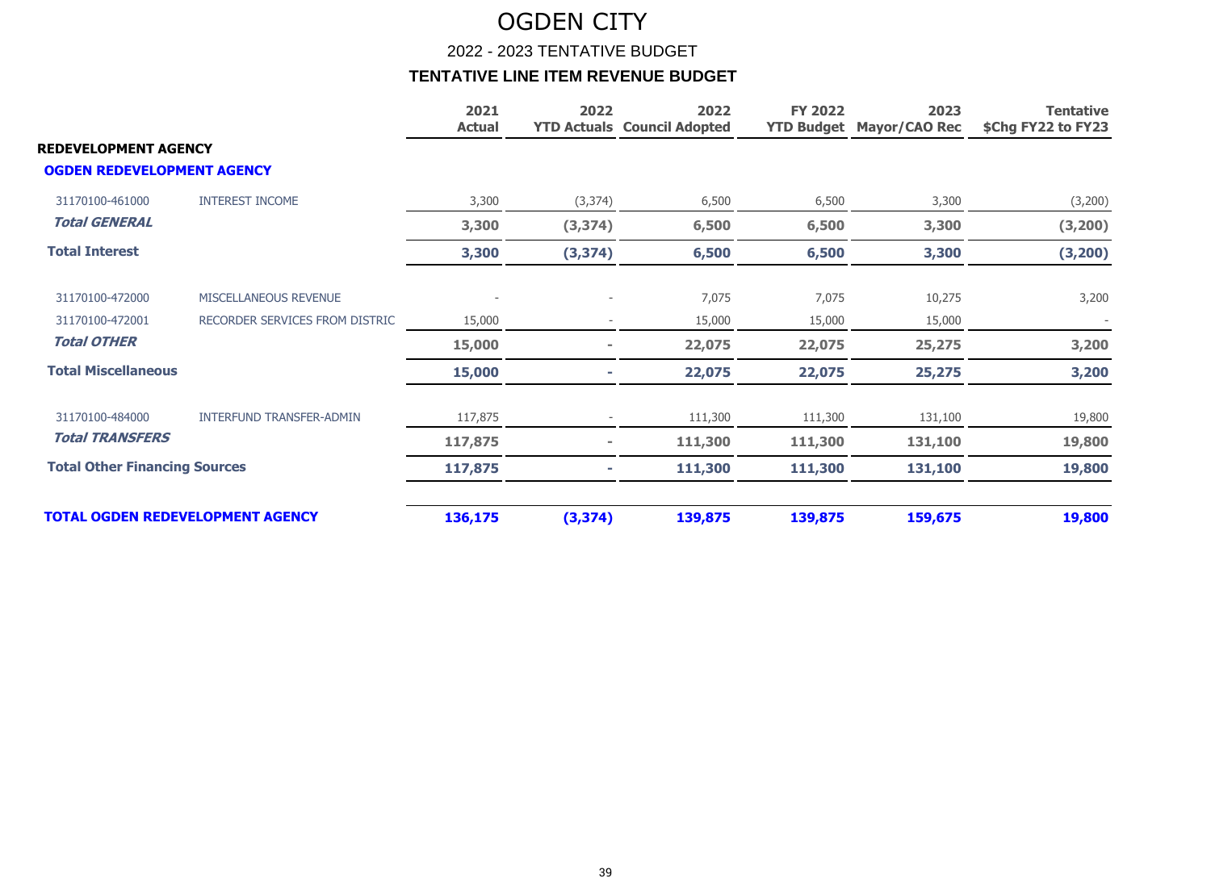# OGDEN CITY

## 2022 - 2023 TENTATIVE BUDGET

### TENTATIVE LINE ITEM REVENUE BUDGET

| | | 2021 Actual | 2022 YTD Actuals | 2022 Council Adopted | FY 2022 YTD Budget | 2023 Mayor/CAO Rec | Tentative $Chg FY22 to FY23 |
|---|---|---|---|---|---|---|---|
| **REDEVELOPMENT AGENCY** | | | | | | | |
| **OGDEN REDEVELOPMENT AGENCY** | | | | | | | |
| 31170100-461000 | INTEREST INCOME | 3,300 | (3,374) | 6,500 | 6,500 | 3,300 | (3,200) |
| ***Total GENERAL*** | | **3,300** | **(3,374)** | **6,500** | **6,500** | **3,300** | **(3,200)** |
| **Total Interest** | | **3,300** | **(3,374)** | **6,500** | **6,500** | **3,300** | **(3,200)** |
| 31170100-472000 | MISCELLANEOUS REVENUE | - | - | 7,075 | 7,075 | 10,275 | 3,200 |
| 31170100-472001 | RECORDER SERVICES FROM DISTRIC | 15,000 | - | 15,000 | 15,000 | 15,000 | - |
| ***Total OTHER*** | | **15,000** | **-** | **22,075** | **22,075** | **25,275** | **3,200** |
| **Total Miscellaneous** | | **15,000** | **-** | **22,075** | **22,075** | **25,275** | **3,200** |
| 31170100-484000 | INTERFUND TRANSFER-ADMIN | 117,875 | - | 111,300 | 111,300 | 131,100 | 19,800 |
| ***Total TRANSFERS*** | | **117,875** | **-** | **111,300** | **111,300** | **131,100** | **19,800** |
| **Total Other Financing Sources** | | **117,875** | **-** | **111,300** | **111,300** | **131,100** | **19,800** |
| **TOTAL OGDEN REDEVELOPMENT AGENCY** | | **136,175** | **(3,374)** | **139,875** | **139,875** | **159,675** | **19,800** |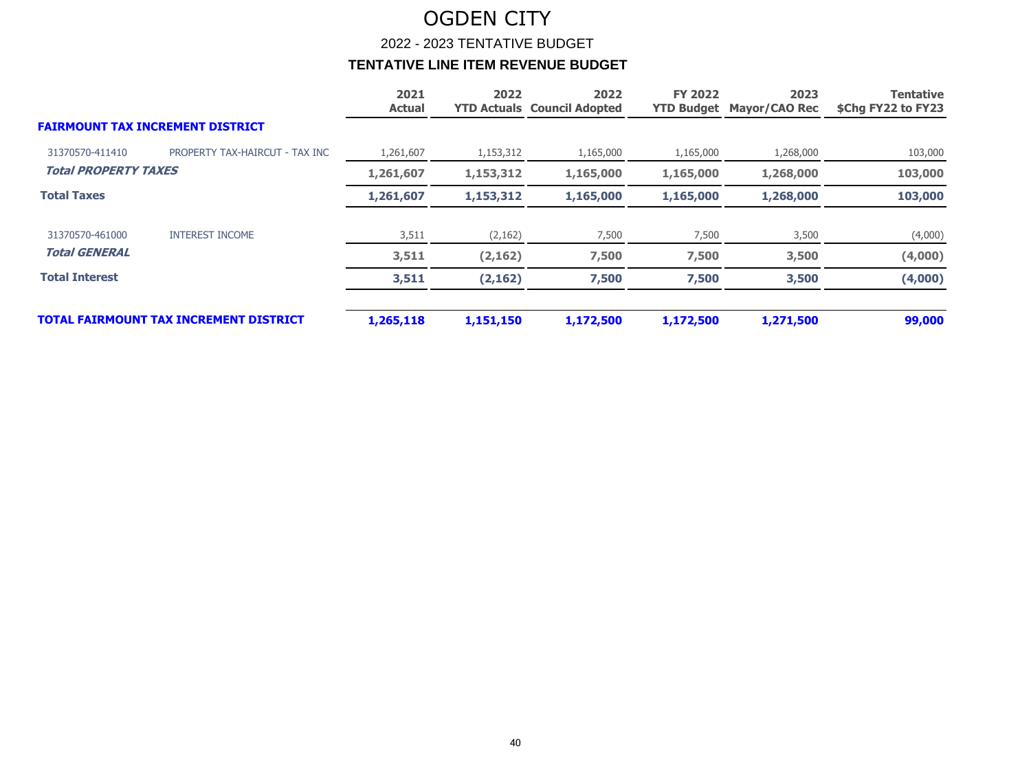# OGDEN CITY

## 2022 - 2023 TENTATIVE BUDGET

### TENTATIVE LINE ITEM REVENUE BUDGET

| | | 2021 Actual | 2022 YTD Actuals | 2022 Council Adopted | FY 2022 YTD Budget | 2023 Mayor/CAO Rec | Tentative $Chg FY22 to FY23 |
|---|---|---|---|---|---|---|---|
| **FAIRMOUNT TAX INCREMENT DISTRICT** | | | | | | | |
| 31370570-411410 | PROPERTY TAX-HAIRCUT - TAX INC | 1,261,607 | 1,153,312 | 1,165,000 | 1,165,000 | 1,268,000 | 103,000 |
| ***Total PROPERTY TAXES*** | | **1,261,607** | **1,153,312** | **1,165,000** | **1,165,000** | **1,268,000** | **103,000** |
| **Total Taxes** | | **1,261,607** | **1,153,312** | **1,165,000** | **1,165,000** | **1,268,000** | **103,000** |
| 31370570-461000 | INTEREST INCOME | 3,511 | (2,162) | 7,500 | 7,500 | 3,500 | (4,000) |
| ***Total GENERAL*** | | **3,511** | **(2,162)** | **7,500** | **7,500** | **3,500** | **(4,000)** |
| **Total Interest** | | **3,511** | **(2,162)** | **7,500** | **7,500** | **3,500** | **(4,000)** |
| **TOTAL FAIRMOUNT TAX INCREMENT DISTRICT** | | **1,265,118** | **1,151,150** | **1,172,500** | **1,172,500** | **1,271,500** | **99,000** |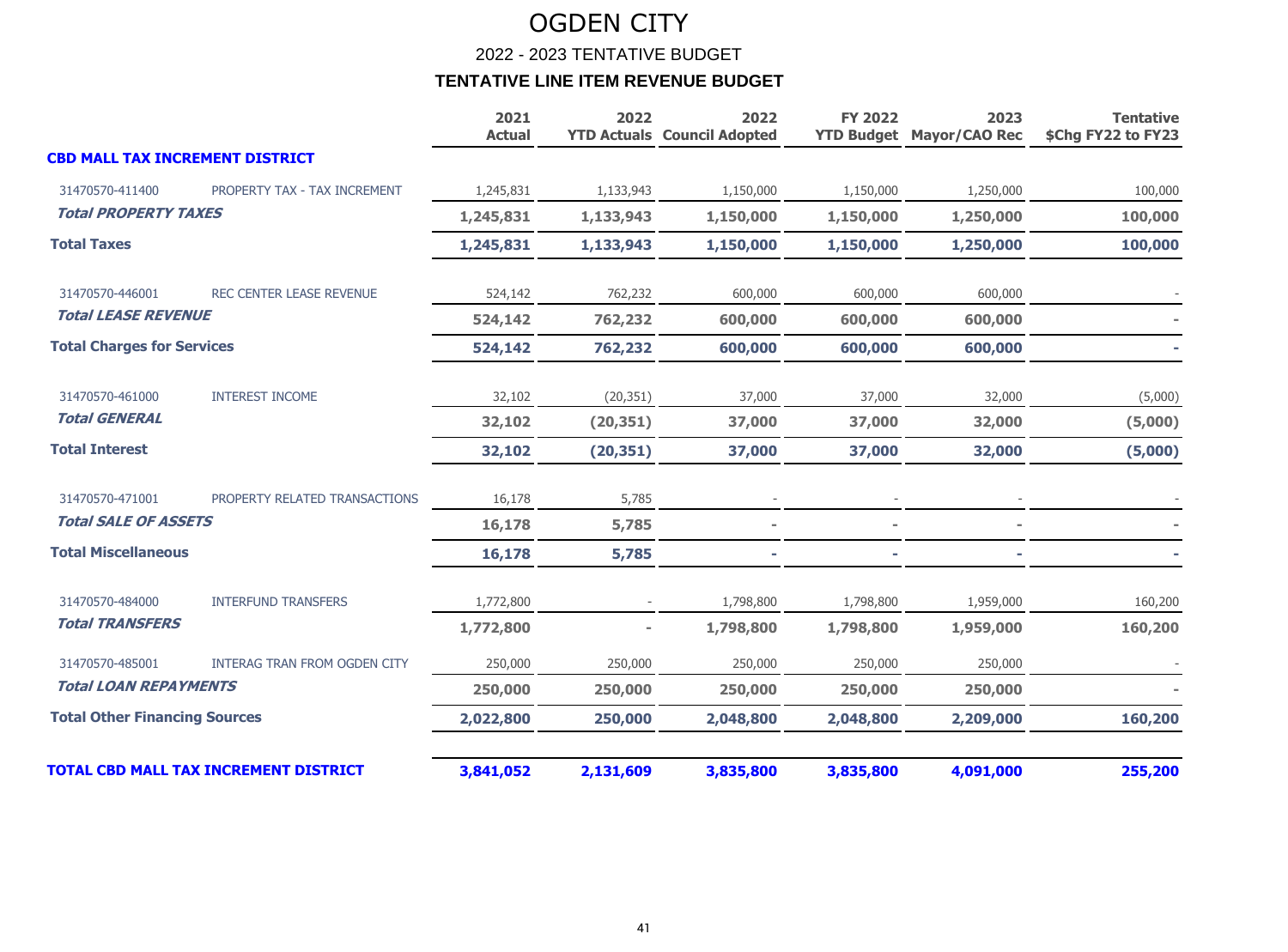# OGDEN CITY

## 2022 - 2023 TENTATIVE BUDGET

### TENTATIVE LINE ITEM REVENUE BUDGET

| | | 2021 Actual | 2022 YTD Actuals | 2022 Council Adopted | FY 2022 YTD Budget | 2023 Mayor/CAO Rec | Tentative $Chg FY22 to FY23 |
|---|---|---|---|---|---|---|---|
| **CBD MALL TAX INCREMENT DISTRICT** | | | | | | | |
| 31470570-411400 | PROPERTY TAX - TAX INCREMENT | 1,245,831 | 1,133,943 | 1,150,000 | 1,150,000 | 1,250,000 | 100,000 |
| ***Total PROPERTY TAXES*** | | **1,245,831** | **1,133,943** | **1,150,000** | **1,150,000** | **1,250,000** | **100,000** |
| **Total Taxes** | | **1,245,831** | **1,133,943** | **1,150,000** | **1,150,000** | **1,250,000** | **100,000** |
| 31470570-446001 | REC CENTER LEASE REVENUE | 524,142 | 762,232 | 600,000 | 600,000 | 600,000 | - |
| ***Total LEASE REVENUE*** | | **524,142** | **762,232** | **600,000** | **600,000** | **600,000** | **-** |
| **Total Charges for Services** | | **524,142** | **762,232** | **600,000** | **600,000** | **600,000** | **-** |
| 31470570-461000 | INTEREST INCOME | 32,102 | (20,351) | 37,000 | 37,000 | 32,000 | (5,000) |
| ***Total GENERAL*** | | **32,102** | **(20,351)** | **37,000** | **37,000** | **32,000** | **(5,000)** |
| **Total Interest** | | **32,102** | **(20,351)** | **37,000** | **37,000** | **32,000** | **(5,000)** |
| 31470570-471001 | PROPERTY RELATED TRANSACTIONS | 16,178 | 5,785 | - | - | - | - |
| ***Total SALE OF ASSETS*** | | **16,178** | **5,785** | **-** | **-** | **-** | **-** |
| **Total Miscellaneous** | | **16,178** | **5,785** | **-** | **-** | **-** | **-** |
| 31470570-484000 | INTERFUND TRANSFERS | 1,772,800 | - | 1,798,800 | 1,798,800 | 1,959,000 | 160,200 |
| ***Total TRANSFERS*** | | **1,772,800** | **-** | **1,798,800** | **1,798,800** | **1,959,000** | **160,200** |
| 31470570-485001 | INTERAG TRAN FROM OGDEN CITY | 250,000 | 250,000 | 250,000 | 250,000 | 250,000 | - |
| ***Total LOAN REPAYMENTS*** | | **250,000** | **250,000** | **250,000** | **250,000** | **250,000** | **-** |
| **Total Other Financing Sources** | | **2,022,800** | **250,000** | **2,048,800** | **2,048,800** | **2,209,000** | **160,200** |
| **TOTAL CBD MALL TAX INCREMENT DISTRICT** | | **3,841,052** | **2,131,609** | **3,835,800** | **3,835,800** | **4,091,000** | **255,200** |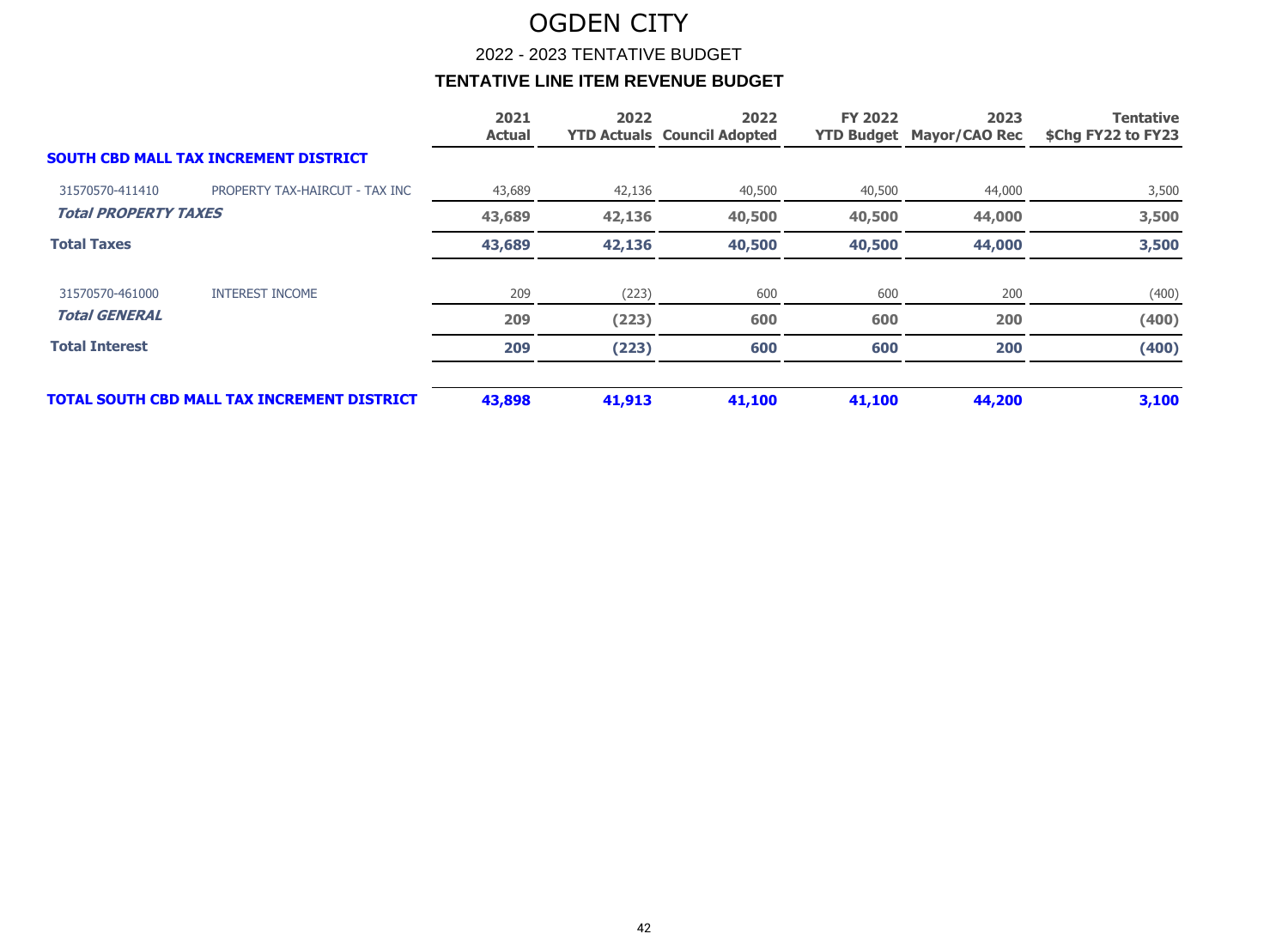# OGDEN CITY

## 2022 - 2023 TENTATIVE BUDGET

### TENTATIVE LINE ITEM REVENUE BUDGET

| | | 2021 Actual | 2022 YTD Actuals | 2022 Council Adopted | FY 2022 YTD Budget | 2023 Mayor/CAO Rec | Tentative $Chg FY22 to FY23 |
|---|---|---|---|---|---|---|---|
| **SOUTH CBD MALL TAX INCREMENT DISTRICT** | | | | | | | |
| 31570570-411410 | PROPERTY TAX-HAIRCUT - TAX INC | 43,689 | 42,136 | 40,500 | 40,500 | 44,000 | 3,500 |
| ***Total PROPERTY TAXES*** | | **43,689** | **42,136** | **40,500** | **40,500** | **44,000** | **3,500** |
| **Total Taxes** | | **43,689** | **42,136** | **40,500** | **40,500** | **44,000** | **3,500** |
| 31570570-461000 | INTEREST INCOME | 209 | (223) | 600 | 600 | 200 | (400) |
| ***Total GENERAL*** | | **209** | **(223)** | **600** | **600** | **200** | **(400)** |
| **Total Interest** | | **209** | **(223)** | **600** | **600** | **200** | **(400)** |
| **TOTAL SOUTH CBD MALL TAX INCREMENT DISTRICT** | | **43,898** | **41,913** | **41,100** | **41,100** | **44,200** | **3,100** |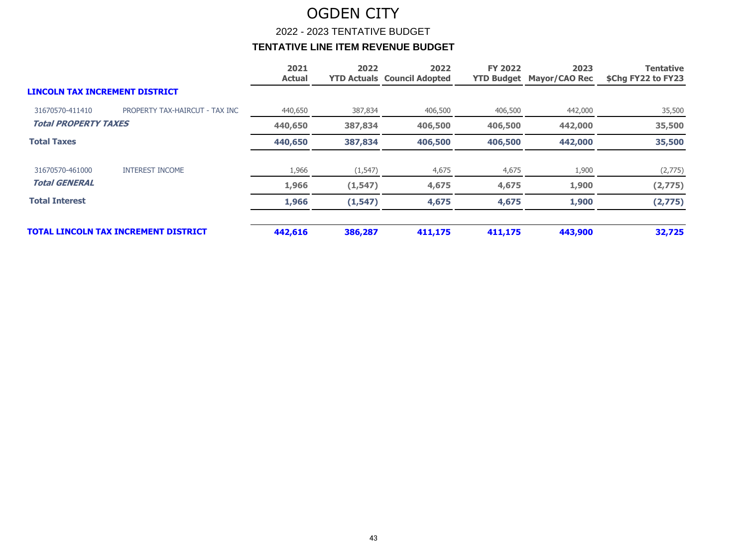# OGDEN CITY

## 2022 - 2023 TENTATIVE BUDGET

### TENTATIVE LINE ITEM REVENUE BUDGET

| | | 2021 Actual | 2022 YTD Actuals | 2022 Council Adopted | FY 2022 YTD Budget | 2023 Mayor/CAO Rec | Tentative $Chg FY22 to FY23 |
|---|---|---|---|---|---|---|---|
| **LINCOLN TAX INCREMENT DISTRICT** | | | | | | | |
| 31670570-411410 | PROPERTY TAX-HAIRCUT - TAX INC | 440,650 | 387,834 | 406,500 | 406,500 | 442,000 | 35,500 |
| ***Total PROPERTY TAXES*** | | **440,650** | **387,834** | **406,500** | **406,500** | **442,000** | **35,500** |
| **Total Taxes** | | **440,650** | **387,834** | **406,500** | **406,500** | **442,000** | **35,500** |
| 31670570-461000 | INTEREST INCOME | 1,966 | (1,547) | 4,675 | 4,675 | 1,900 | (2,775) |
| ***Total GENERAL*** | | **1,966** | **(1,547)** | **4,675** | **4,675** | **1,900** | **(2,775)** |
| **Total Interest** | | **1,966** | **(1,547)** | **4,675** | **4,675** | **1,900** | **(2,775)** |
| **TOTAL LINCOLN TAX INCREMENT DISTRICT** | | **442,616** | **386,287** | **411,175** | **411,175** | **443,900** | **32,725** |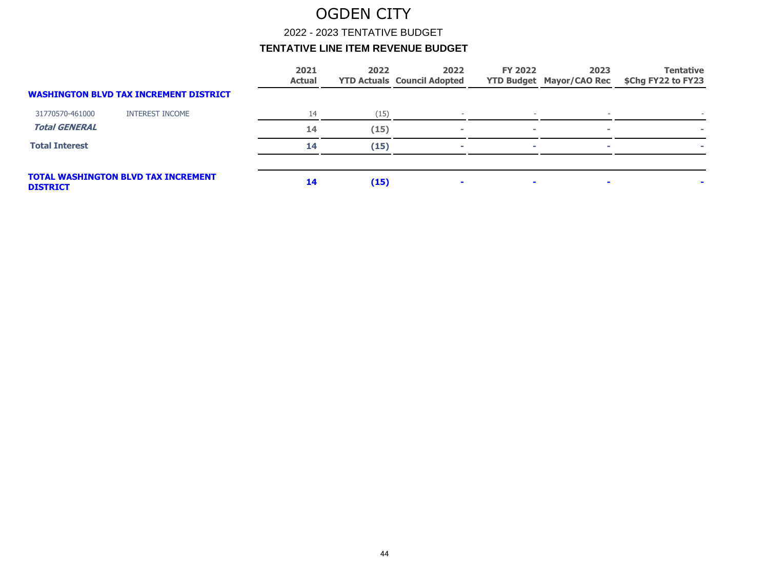# OGDEN CITY

## 2022 - 2023 TENTATIVE BUDGET

### TENTATIVE LINE ITEM REVENUE BUDGET

| | | 2021 Actual | 2022 YTD Actuals | 2022 Council Adopted | FY 2022 YTD Budget | 2023 Mayor/CAO Rec | Tentative $Chg FY22 to FY23 |
|---|---|---|---|---|---|---|---|
| **WASHINGTON BLVD TAX INCREMENT DISTRICT** | | | | | | | |
| 31770570-461000 | INTEREST INCOME | 14 | (15) | - | - | - | - |
| ***Total GENERAL*** | | **14** | **(15)** | **-** | **-** | **-** | **-** |
| **Total Interest** | | **14** | **(15)** | **-** | **-** | **-** | **-** |
| **TOTAL WASHINGTON BLVD TAX INCREMENT DISTRICT** | | **14** | **(15)** | **-** | **-** | **-** | **-** |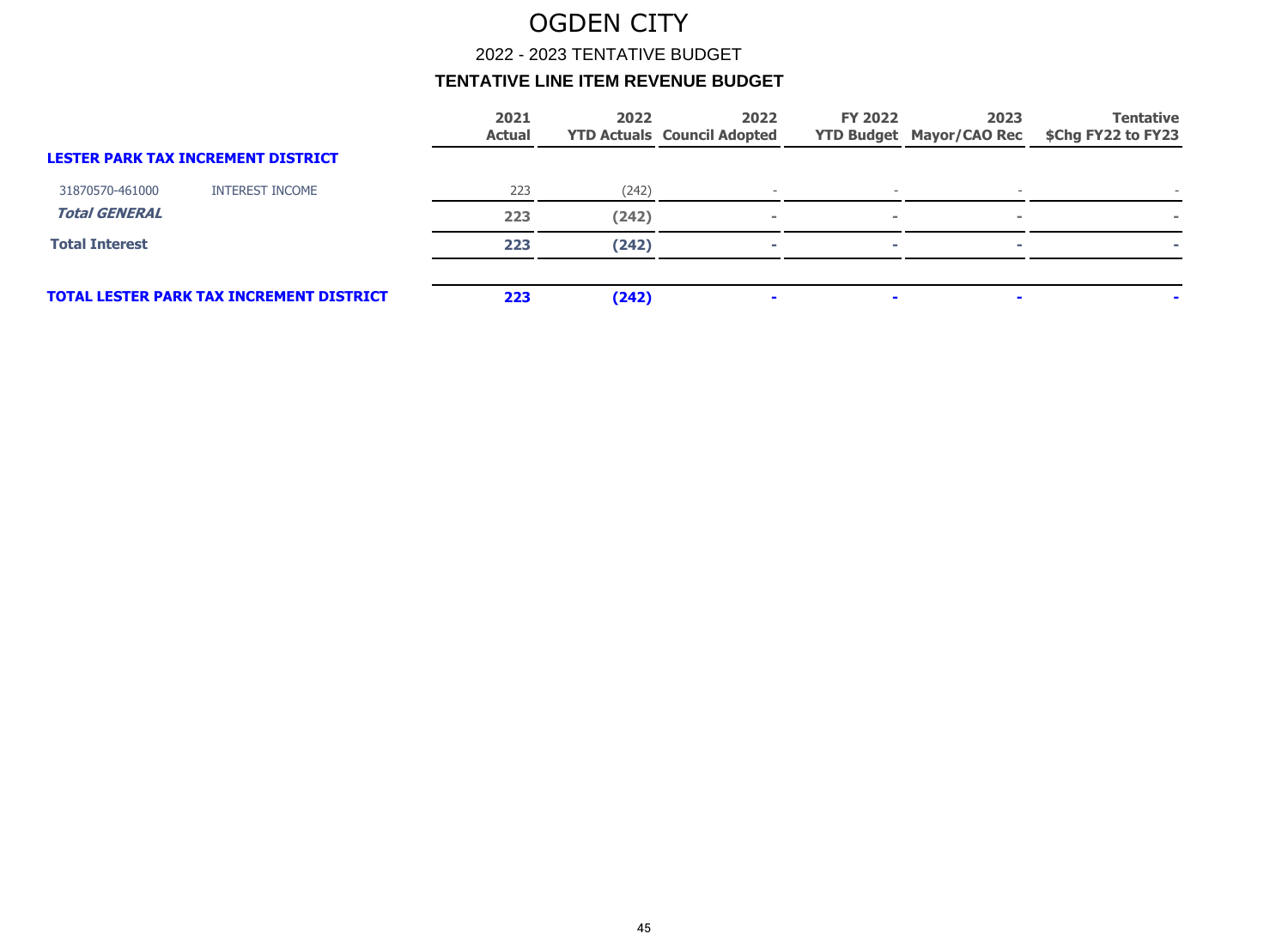# OGDEN CITY

## 2022 - 2023 TENTATIVE BUDGET

### TENTATIVE LINE ITEM REVENUE BUDGET

| | | 2021 Actual | 2022 YTD Actuals | 2022 Council Adopted | FY 2022 YTD Budget | 2023 Mayor/CAO Rec | Tentative $Chg FY22 to FY23 |
|---|---|---|---|---|---|---|---|
| **LESTER PARK TAX INCREMENT DISTRICT** | | | | | | | |
| 31870570-461000 | INTEREST INCOME | 223 | (242) | - | - | - | - |
| ***Total GENERAL*** | | **223** | **(242)** | **-** | **-** | **-** | **-** |
| **Total Interest** | | **223** | **(242)** | **-** | **-** | **-** | **-** |
| **TOTAL LESTER PARK TAX INCREMENT DISTRICT** | | **223** | **(242)** | **-** | **-** | **-** | **-** |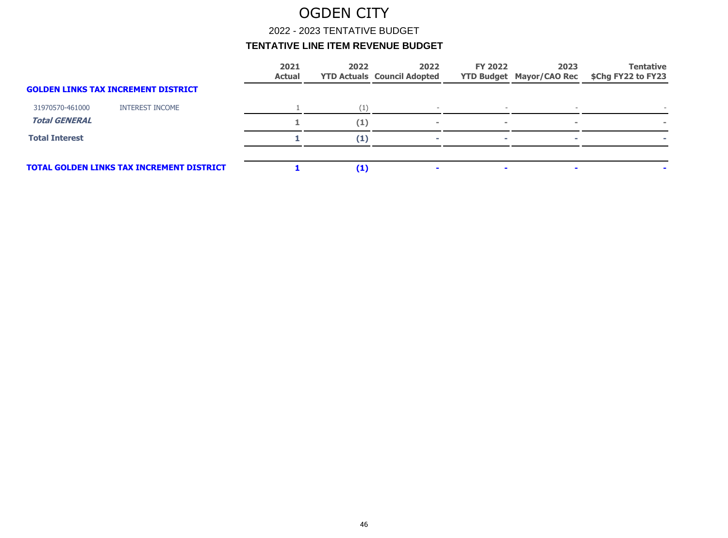# OGDEN CITY

## 2022 - 2023 TENTATIVE BUDGET

### TENTATIVE LINE ITEM REVENUE BUDGET

| | | 2021 Actual | 2022 YTD Actuals | 2022 Council Adopted | FY 2022 YTD Budget | 2023 Mayor/CAO Rec | Tentative $Chg FY22 to FY23 |
|---|---|---|---|---|---|---|---|
| **GOLDEN LINKS TAX INCREMENT DISTRICT** | | | | | | | |
| 31970570-461000 | INTEREST INCOME | 1 | (1) | - | - | - | - |
| ***Total GENERAL*** | | **1** | **(1)** | **-** | **-** | **-** | **-** |
| **Total Interest** | | **1** | **(1)** | **-** | **-** | **-** | **-** |
| **TOTAL GOLDEN LINKS TAX INCREMENT DISTRICT** | | **1** | **(1)** | **-** | **-** | **-** | **-** |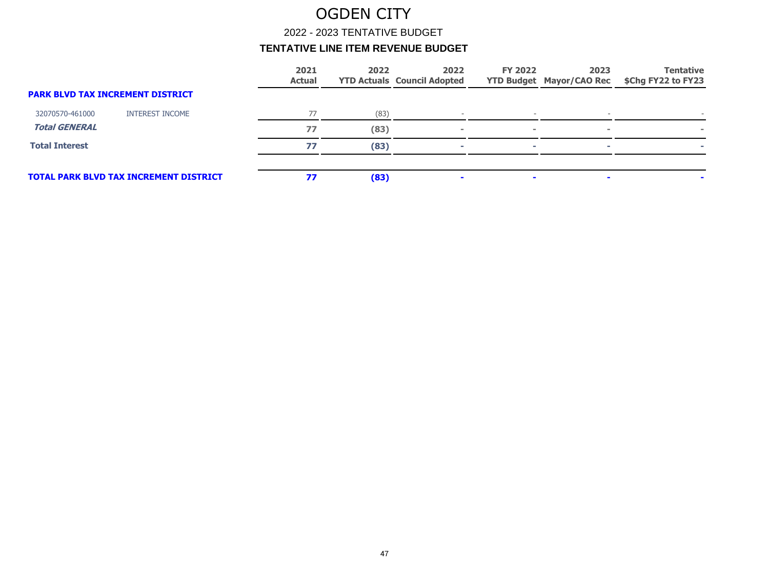# OGDEN CITY

## 2022 - 2023 TENTATIVE BUDGET

### TENTATIVE LINE ITEM REVENUE BUDGET

| | | 2021 Actual | 2022 YTD Actuals | 2022 Council Adopted | FY 2022 YTD Budget | 2023 Mayor/CAO Rec | Tentative $Chg FY22 to FY23 |
|---|---|---|---|---|---|---|---|
| **PARK BLVD TAX INCREMENT DISTRICT** | | | | | | | |
| 32070570-461000 | INTEREST INCOME | 77 | (83) | - | - | - | - |
| ***Total GENERAL*** | | **77** | **(83)** | **-** | **-** | **-** | **-** |
| **Total Interest** | | **77** | **(83)** | **-** | **-** | **-** | **-** |
| **TOTAL PARK BLVD TAX INCREMENT DISTRICT** | | **77** | **(83)** | **-** | **-** | **-** | **-** |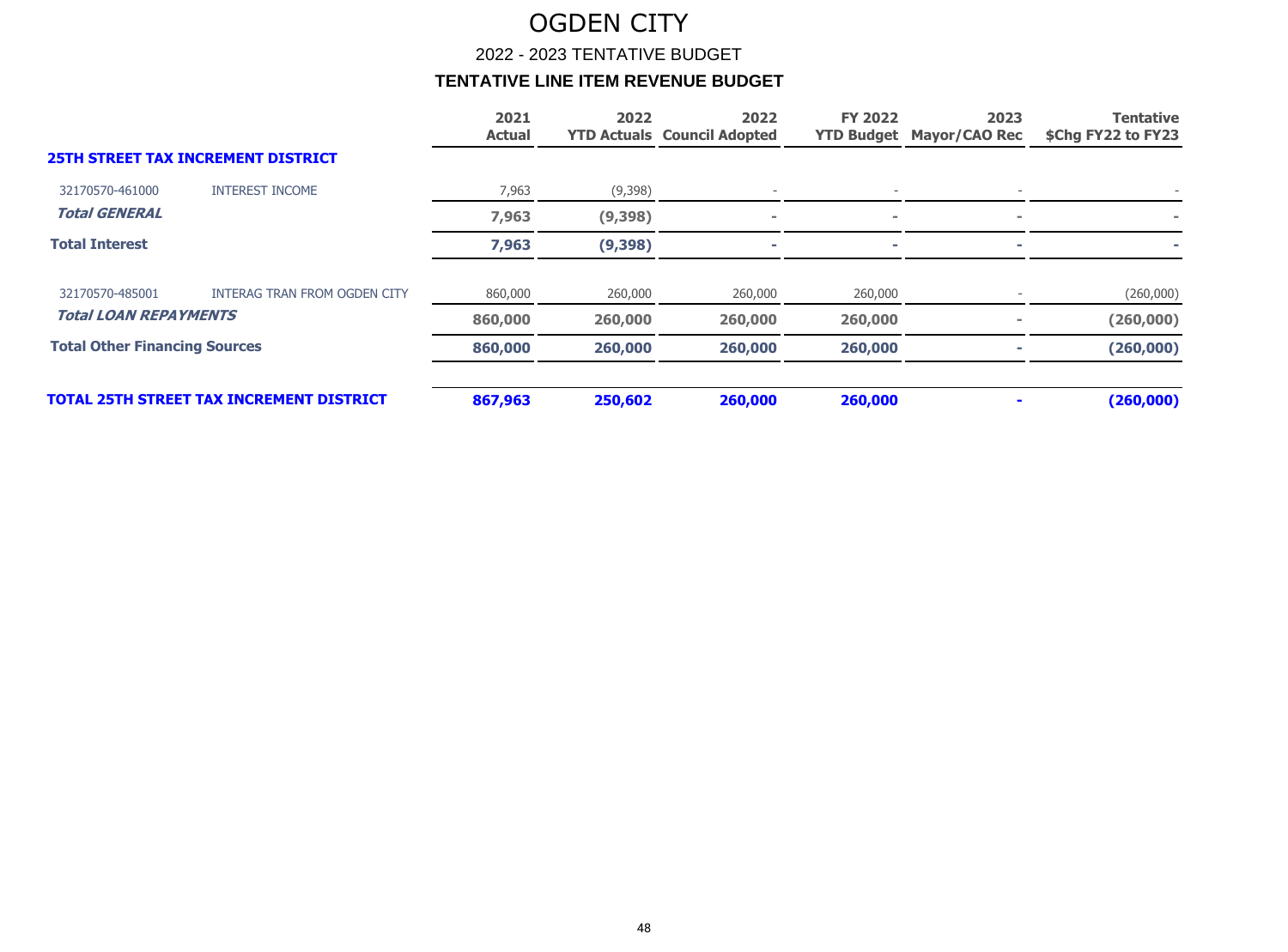# OGDEN CITY

## 2022 - 2023 TENTATIVE BUDGET

### TENTATIVE LINE ITEM REVENUE BUDGET

| | | 2021 Actual | 2022 YTD Actuals | 2022 Council Adopted | FY 2022 YTD Budget | 2023 Mayor/CAO Rec | Tentative $Chg FY22 to FY23 |
|---|---|---|---|---|---|---|---|
| **25TH STREET TAX INCREMENT DISTRICT** | | | | | | | |
| 32170570-461000 | INTEREST INCOME | 7,963 | (9,398) | - | - | - | - |
| ***Total GENERAL*** | | **7,963** | **(9,398)** | **-** | **-** | **-** | **-** |
| **Total Interest** | | **7,963** | **(9,398)** | **-** | **-** | **-** | **-** |
| 32170570-485001 | INTERAG TRAN FROM OGDEN CITY | 860,000 | 260,000 | 260,000 | 260,000 | - | (260,000) |
| ***Total LOAN REPAYMENTS*** | | **860,000** | **260,000** | **260,000** | **260,000** | **-** | **(260,000)** |
| **Total Other Financing Sources** | | **860,000** | **260,000** | **260,000** | **260,000** | **-** | **(260,000)** |
| **TOTAL 25TH STREET TAX INCREMENT DISTRICT** | | **867,963** | **250,602** | **260,000** | **260,000** | **-** | **(260,000)** |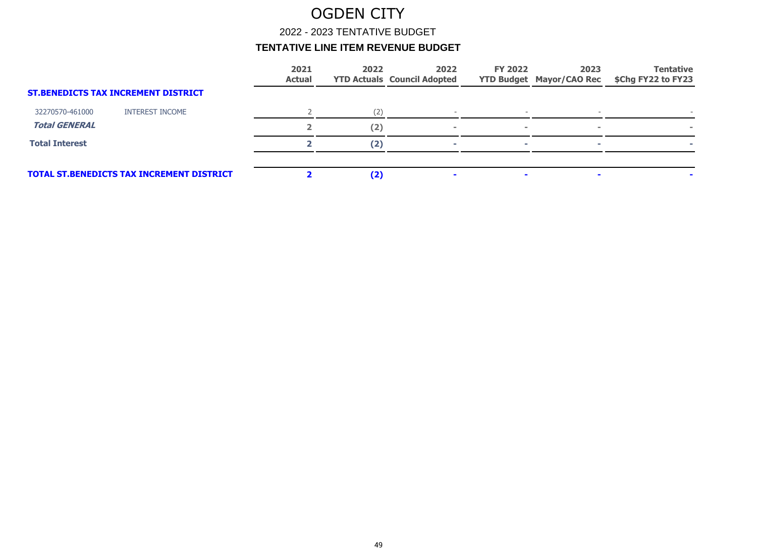# OGDEN CITY

## 2022 - 2023 TENTATIVE BUDGET

### TENTATIVE LINE ITEM REVENUE BUDGET

| | | 2021 Actual | 2022 YTD Actuals | 2022 Council Adopted | FY 2022 YTD Budget | 2023 Mayor/CAO Rec | Tentative $Chg FY22 to FY23 |
|---|---|---|---|---|---|---|---|
| **ST.BENEDICTS TAX INCREMENT DISTRICT** | | | | | | | |
| 32270570-461000 | INTEREST INCOME | 2 | (2) | - | - | - | - |
| ***Total GENERAL*** | | **2** | **(2)** | **-** | **-** | **-** | **-** |
| **Total Interest** | | **2** | **(2)** | **-** | **-** | **-** | **-** |
| **TOTAL ST.BENEDICTS TAX INCREMENT DISTRICT** | | **2** | **(2)** | **-** | **-** | **-** | **-** |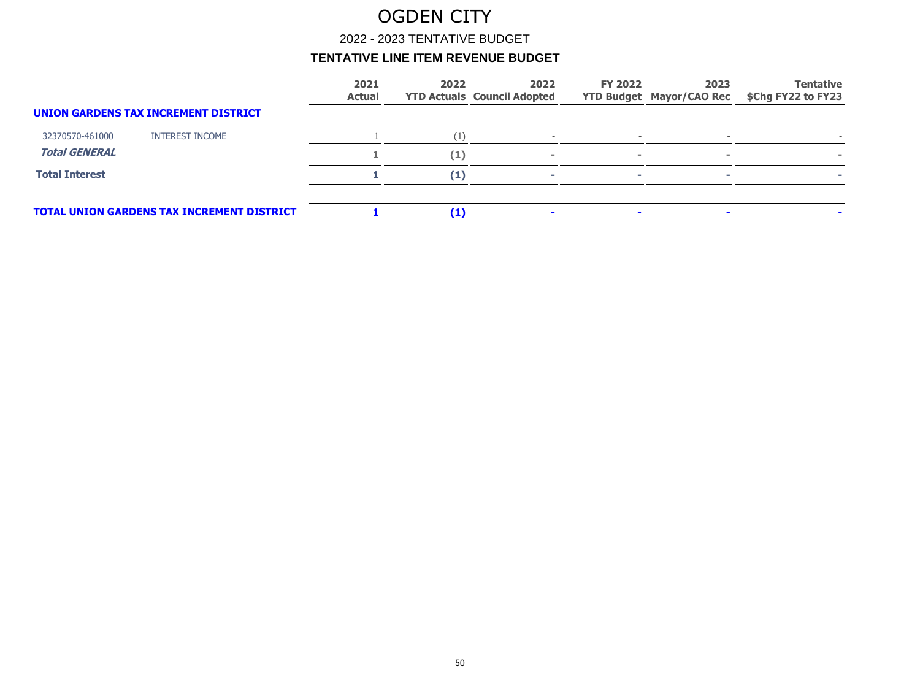# OGDEN CITY

## 2022 - 2023 TENTATIVE BUDGET

### TENTATIVE LINE ITEM REVENUE BUDGET

| | | 2021 Actual | 2022 YTD Actuals | 2022 Council Adopted | FY 2022 YTD Budget | 2023 Mayor/CAO Rec | Tentative $Chg FY22 to FY23 |
|---|---|---|---|---|---|---|---|
| **UNION GARDENS TAX INCREMENT DISTRICT** | | | | | | | |
| 32370570-461000 | INTEREST INCOME | 1 | (1) | - | - | - | - |
| ***Total GENERAL*** | | **1** | **(1)** | **-** | **-** | **-** | **-** |
| **Total Interest** | | **1** | **(1)** | **-** | **-** | **-** | **-** |
| **TOTAL UNION GARDENS TAX INCREMENT DISTRICT** | | **1** | **(1)** | **-** | **-** | **-** | **-** |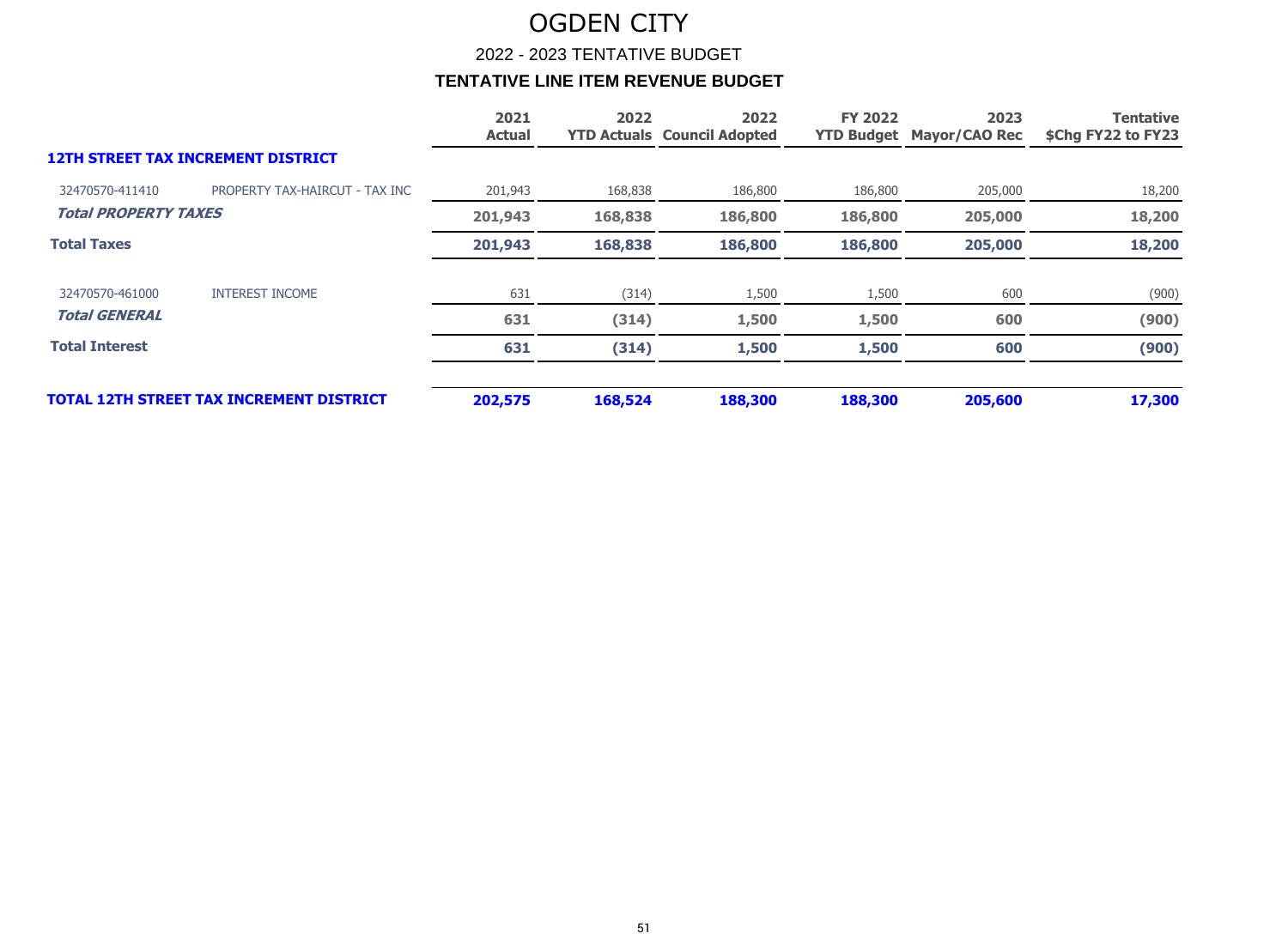# OGDEN CITY

## 2022 - 2023 TENTATIVE BUDGET

### TENTATIVE LINE ITEM REVENUE BUDGET

| | | 2021 Actual | 2022 YTD Actuals | 2022 Council Adopted | FY 2022 YTD Budget | 2023 Mayor/CAO Rec | Tentative $Chg FY22 to FY23 |
|---|---|---|---|---|---|---|---|
| **12TH STREET TAX INCREMENT DISTRICT** | | | | | | | |
| 32470570-411410 | PROPERTY TAX-HAIRCUT - TAX INC | 201,943 | 168,838 | 186,800 | 186,800 | 205,000 | 18,200 |
| ***Total PROPERTY TAXES*** | | **201,943** | **168,838** | **186,800** | **186,800** | **205,000** | **18,200** |
| **Total Taxes** | | **201,943** | **168,838** | **186,800** | **186,800** | **205,000** | **18,200** |
| 32470570-461000 | INTEREST INCOME | 631 | (314) | 1,500 | 1,500 | 600 | (900) |
| ***Total GENERAL*** | | **631** | **(314)** | **1,500** | **1,500** | **600** | **(900)** |
| **Total Interest** | | **631** | **(314)** | **1,500** | **1,500** | **600** | **(900)** |
| **TOTAL 12TH STREET TAX INCREMENT DISTRICT** | | **202,575** | **168,524** | **188,300** | **188,300** | **205,600** | **17,300** |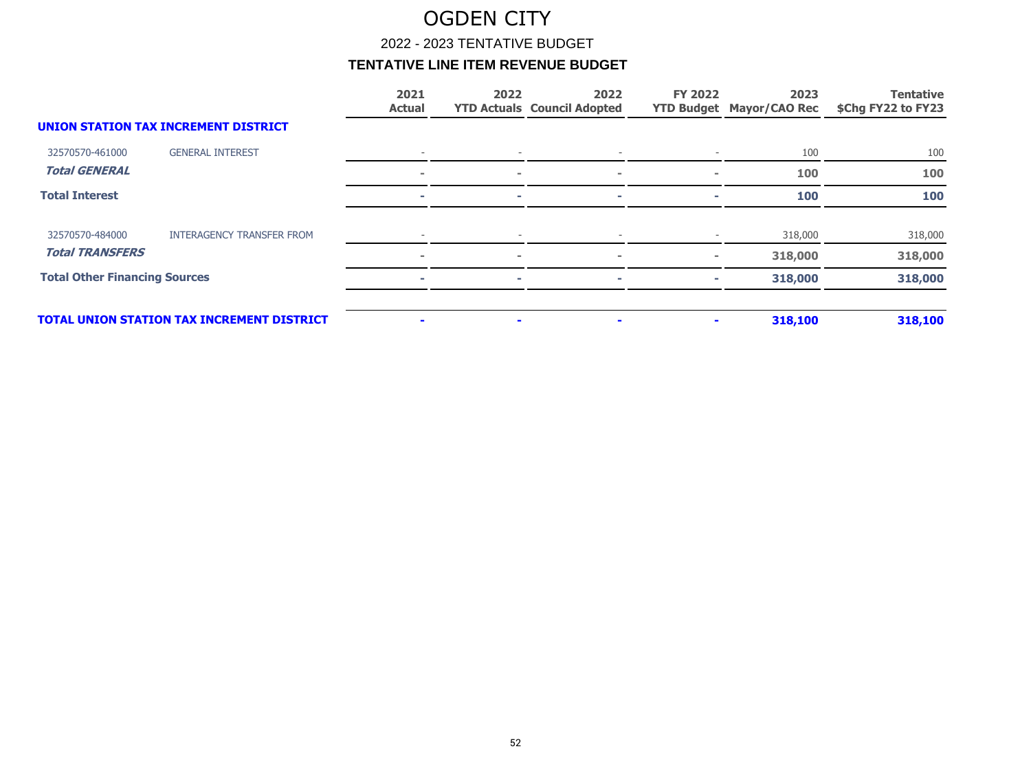# OGDEN CITY

## 2022 - 2023 TENTATIVE BUDGET

### TENTATIVE LINE ITEM REVENUE BUDGET

| | | 2021 Actual | 2022 YTD Actuals | 2022 Council Adopted | FY 2022 YTD Budget | 2023 Mayor/CAO Rec | Tentative $Chg FY22 to FY23 |
|---|---|---|---|---|---|---|---|
| **UNION STATION TAX INCREMENT DISTRICT** | | | | | | | |
| 32570570-461000 | GENERAL INTEREST | - | - | - | - | 100 | 100 |
| ***Total GENERAL*** | | **-** | **-** | **-** | **-** | **100** | **100** |
| **Total Interest** | | **-** | **-** | **-** | **-** | **100** | **100** |
| 32570570-484000 | INTERAGENCY TRANSFER FROM | - | - | - | - | 318,000 | 318,000 |
| ***Total TRANSFERS*** | | **-** | **-** | **-** | **-** | **318,000** | **318,000** |
| **Total Other Financing Sources** | | **-** | **-** | **-** | **-** | **318,000** | **318,000** |
| **TOTAL UNION STATION TAX INCREMENT DISTRICT** | | **-** | **-** | **-** | **-** | **318,100** | **318,100** |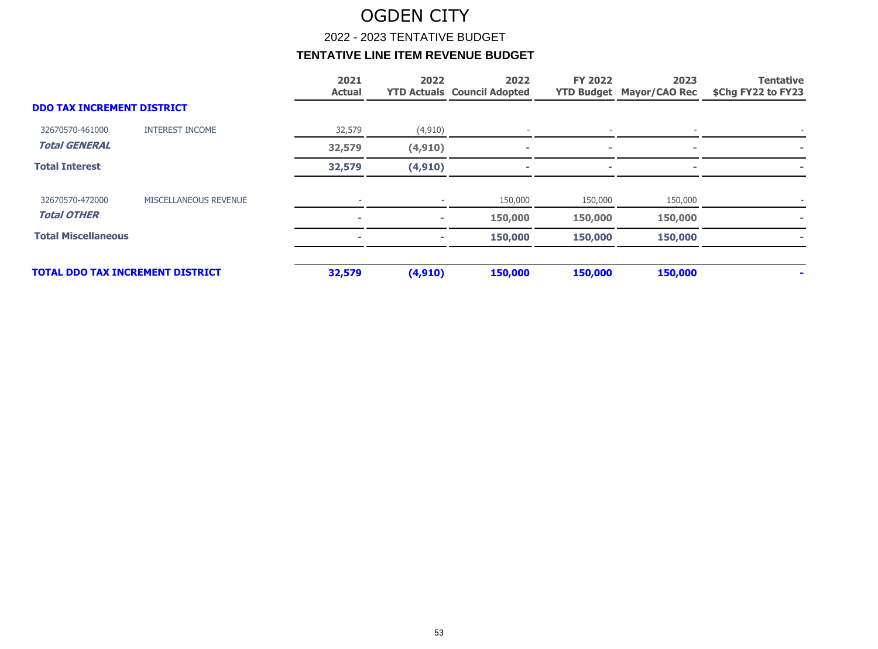# OGDEN CITY

## 2022 - 2023 TENTATIVE BUDGET

### TENTATIVE LINE ITEM REVENUE BUDGET

| | | 2021 Actual | 2022 YTD Actuals | 2022 Council Adopted | FY 2022 YTD Budget | 2023 Mayor/CAO Rec | Tentative $Chg FY22 to FY23 |
|---|---|---|---|---|---|---|---|
| **DDO TAX INCREMENT DISTRICT** | | | | | | | |
| 32670570-461000 | INTEREST INCOME | 32,579 | (4,910) | - | - | - | - |
| ***Total GENERAL*** | | **32,579** | **(4,910)** | **-** | **-** | **-** | **-** |
| **Total Interest** | | **32,579** | **(4,910)** | **-** | **-** | **-** | **-** |
| 32670570-472000 | MISCELLANEOUS REVENUE | - | - | 150,000 | 150,000 | 150,000 | - |
| ***Total OTHER*** | | **-** | **-** | **150,000** | **150,000** | **150,000** | **-** |
| **Total Miscellaneous** | | **-** | **-** | **150,000** | **150,000** | **150,000** | **-** |
| **TOTAL DDO TAX INCREMENT DISTRICT** | | **32,579** | **(4,910)** | **150,000** | **150,000** | **150,000** | **-** |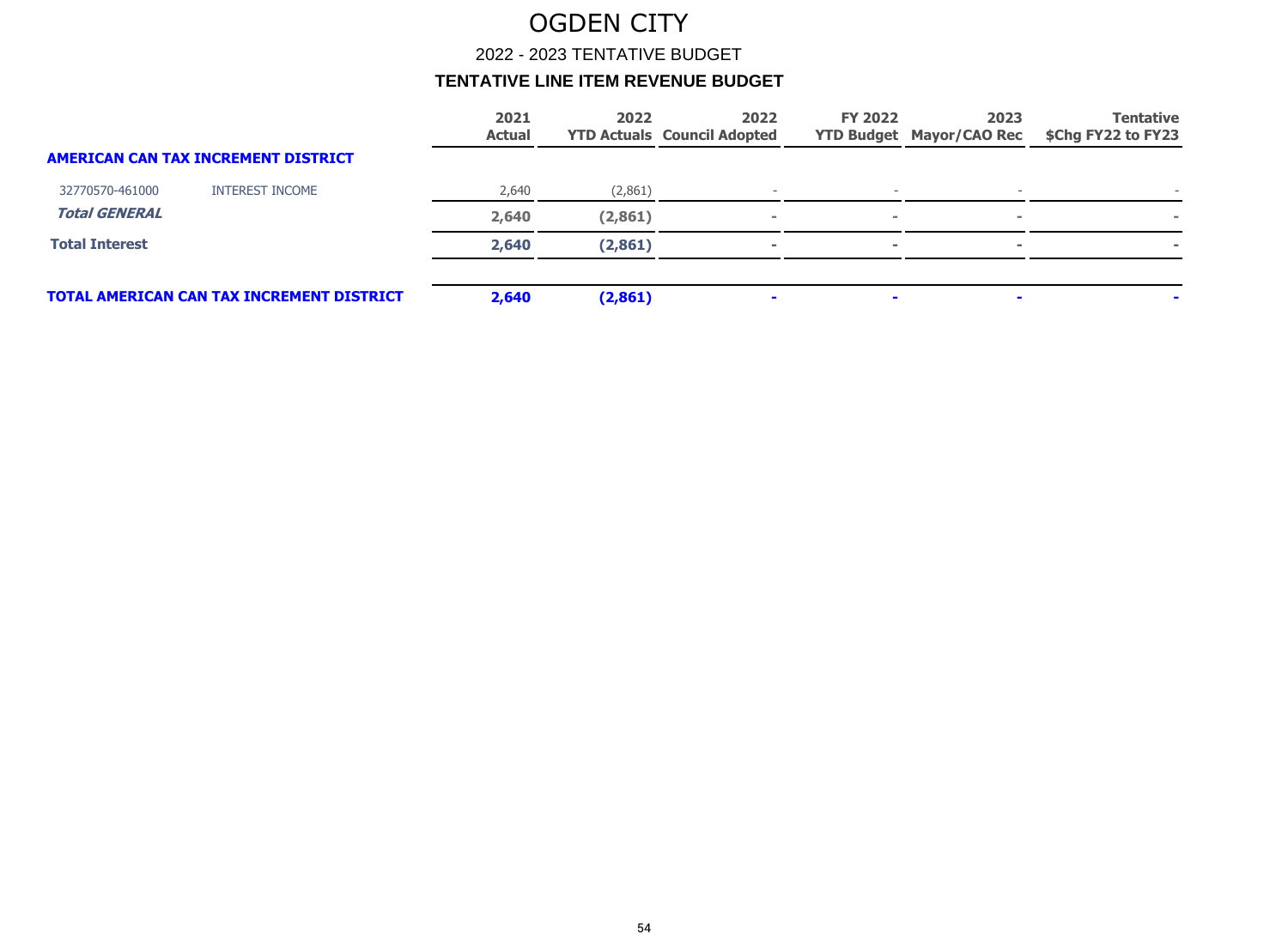# OGDEN CITY

## 2022 - 2023 TENTATIVE BUDGET

### TENTATIVE LINE ITEM REVENUE BUDGET

| | | 2021 Actual | 2022 YTD Actuals | 2022 Council Adopted | FY 2022 YTD Budget | 2023 Mayor/CAO Rec | Tentative $Chg FY22 to FY23 |
|---|---|---|---|---|---|---|---|
| **AMERICAN CAN TAX INCREMENT DISTRICT** | | | | | | | |
| 32770570-461000 | INTEREST INCOME | 2,640 | (2,861) | - | - | - | - |
| ***Total GENERAL*** | | **2,640** | **(2,861)** | **-** | **-** | **-** | **-** |
| **Total Interest** | | **2,640** | **(2,861)** | **-** | **-** | **-** | **-** |
| **TOTAL AMERICAN CAN TAX INCREMENT DISTRICT** | | **2,640** | **(2,861)** | **-** | **-** | **-** | **-** |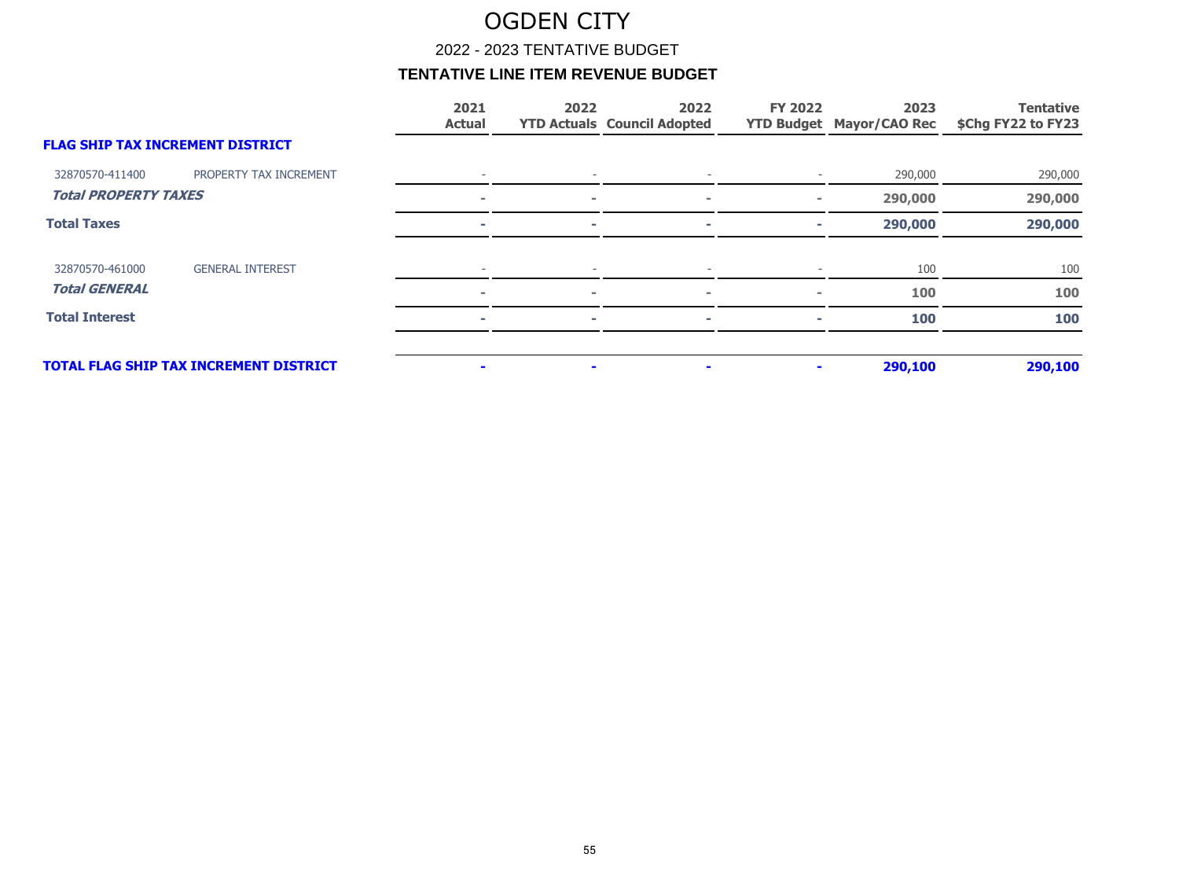# OGDEN CITY

## 2022 - 2023 TENTATIVE BUDGET

### TENTATIVE LINE ITEM REVENUE BUDGET

| | | 2021 Actual | 2022 YTD Actuals | 2022 Council Adopted | FY 2022 YTD Budget | 2023 Mayor/CAO Rec | Tentative $Chg FY22 to FY23 |
|---|---|---|---|---|---|---|---|
| **FLAG SHIP TAX INCREMENT DISTRICT** | | | | | | | |
| 32870570-411400 | PROPERTY TAX INCREMENT | - | - | - | - | 290,000 | 290,000 |
| ***Total PROPERTY TAXES*** | | - | - | - | - | **290,000** | **290,000** |
| **Total Taxes** | | - | - | - | - | **290,000** | **290,000** |
| 32870570-461000 | GENERAL INTEREST | - | - | - | - | 100 | 100 |
| ***Total GENERAL*** | | - | - | - | - | **100** | **100** |
| **Total Interest** | | - | - | - | - | **100** | **100** |
| **TOTAL FLAG SHIP TAX INCREMENT DISTRICT** | | - | - | - | - | **290,100** | **290,100** |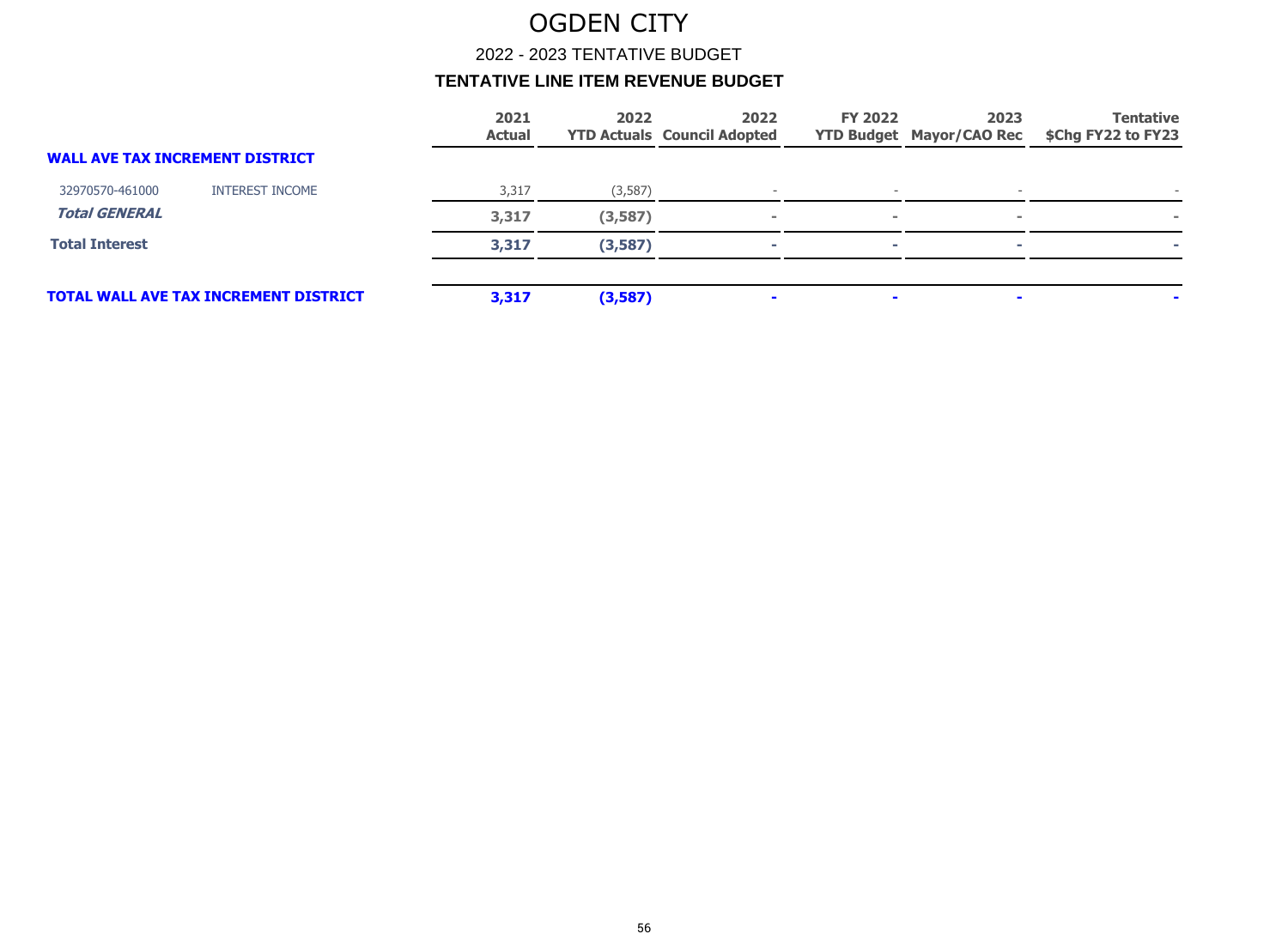# OGDEN CITY

## 2022 - 2023 TENTATIVE BUDGET

### TENTATIVE LINE ITEM REVENUE BUDGET

| | | 2021 Actual | 2022 YTD Actuals | 2022 Council Adopted | FY 2022 YTD Budget | 2023 Mayor/CAO Rec | Tentative $Chg FY22 to FY23 |
|---|---|---|---|---|---|---|---|
| **WALL AVE TAX INCREMENT DISTRICT** | | | | | | | |
| 32970570-461000 | INTEREST INCOME | 3,317 | (3,587) | - | - | - | - |
| ***Total GENERAL*** | | **3,317** | **(3,587)** | **-** | **-** | **-** | **-** |
| **Total Interest** | | **3,317** | **(3,587)** | **-** | **-** | **-** | **-** |
| **TOTAL WALL AVE TAX INCREMENT DISTRICT** | | **3,317** | **(3,587)** | **-** | **-** | **-** | **-** |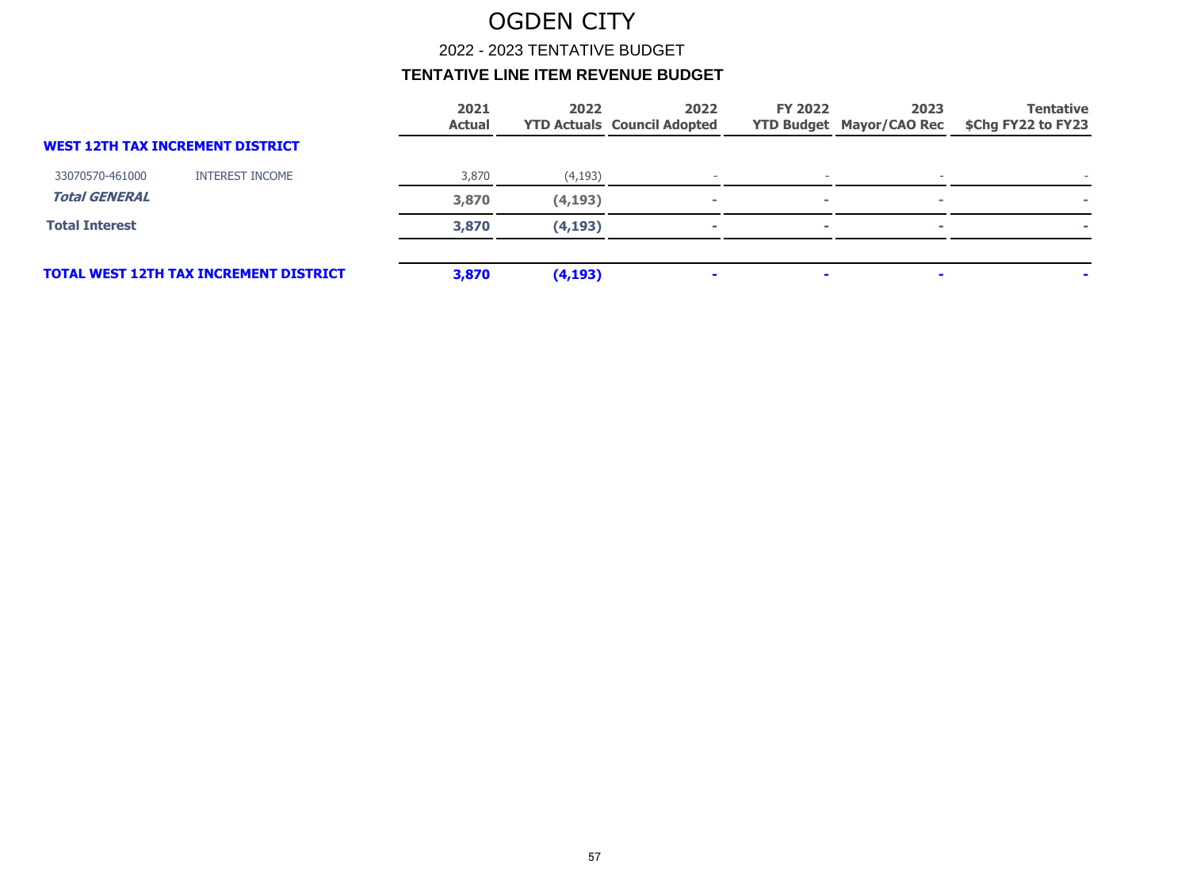# OGDEN CITY

## 2022 - 2023 TENTATIVE BUDGET

### TENTATIVE LINE ITEM REVENUE BUDGET

| | | 2021 Actual | 2022 YTD Actuals | 2022 Council Adopted | FY 2022 YTD Budget | 2023 Mayor/CAO Rec | Tentative $Chg FY22 to FY23 |
|---|---|---|---|---|---|---|---|
| **WEST 12TH TAX INCREMENT DISTRICT** | | | | | | | |
| 33070570-461000 | INTEREST INCOME | 3,870 | (4,193) | - | - | - | - |
| ***Total GENERAL*** | | **3,870** | **(4,193)** | **-** | **-** | **-** | **-** |
| **Total Interest** | | **3,870** | **(4,193)** | **-** | **-** | **-** | **-** |
| **TOTAL WEST 12TH TAX INCREMENT DISTRICT** | | **3,870** | **(4,193)** | **-** | **-** | **-** | **-** |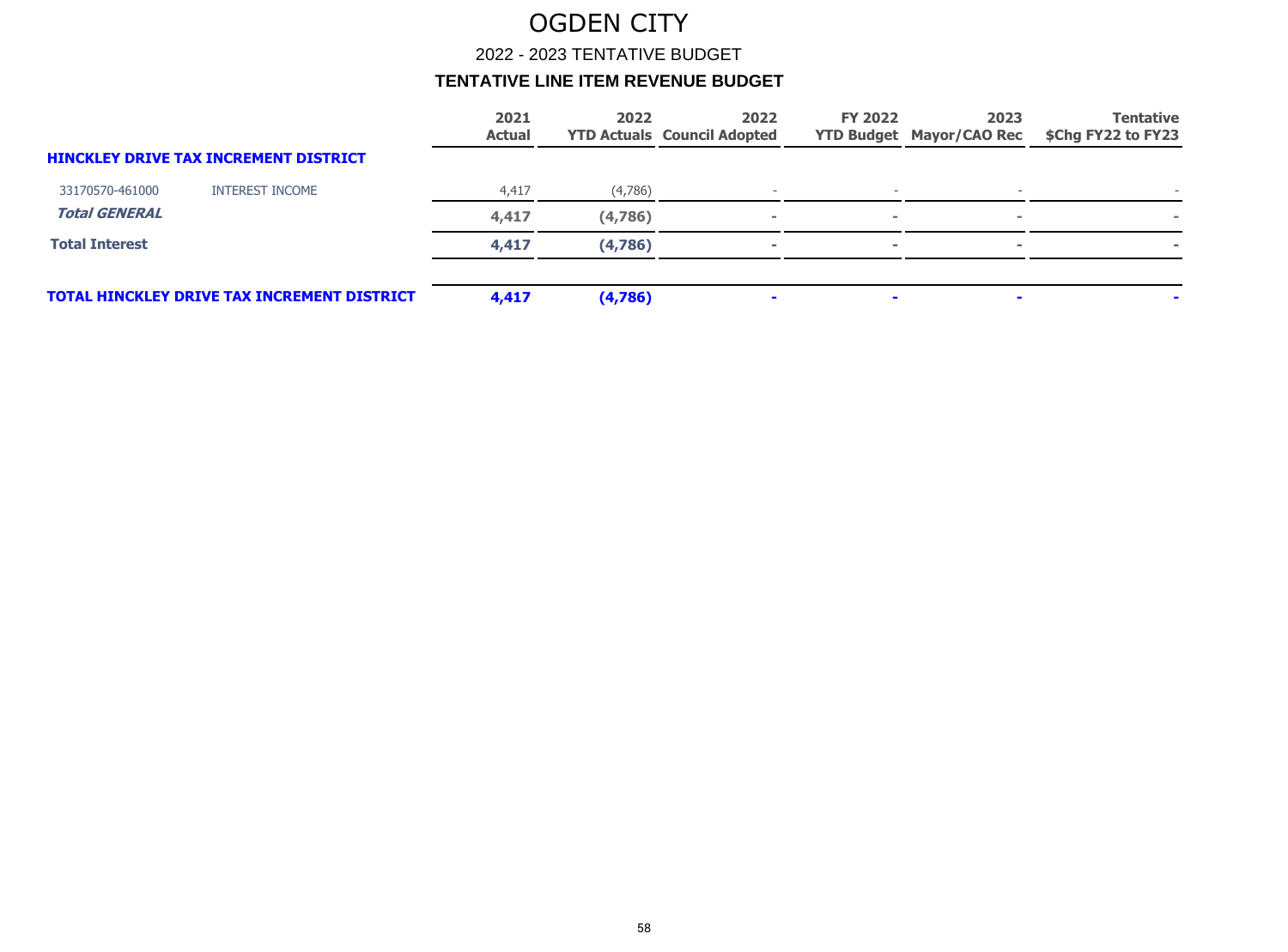# OGDEN CITY

## 2022 - 2023 TENTATIVE BUDGET

### TENTATIVE LINE ITEM REVENUE BUDGET

| | | 2021 Actual | 2022 YTD Actuals | 2022 Council Adopted | FY 2022 YTD Budget | 2023 Mayor/CAO Rec | Tentative $Chg FY22 to FY23 |
|---|---|---|---|---|---|---|---|
| **HINCKLEY DRIVE TAX INCREMENT DISTRICT** | | | | | | | |
| 33170570-461000 | INTEREST INCOME | 4,417 | (4,786) | - | - | - | - |
| ***Total GENERAL*** | | **4,417** | **(4,786)** | **-** | **-** | **-** | **-** |
| **Total Interest** | | **4,417** | **(4,786)** | **-** | **-** | **-** | **-** |
| **TOTAL HINCKLEY DRIVE TAX INCREMENT DISTRICT** | | **4,417** | **(4,786)** | **-** | **-** | **-** | **-** |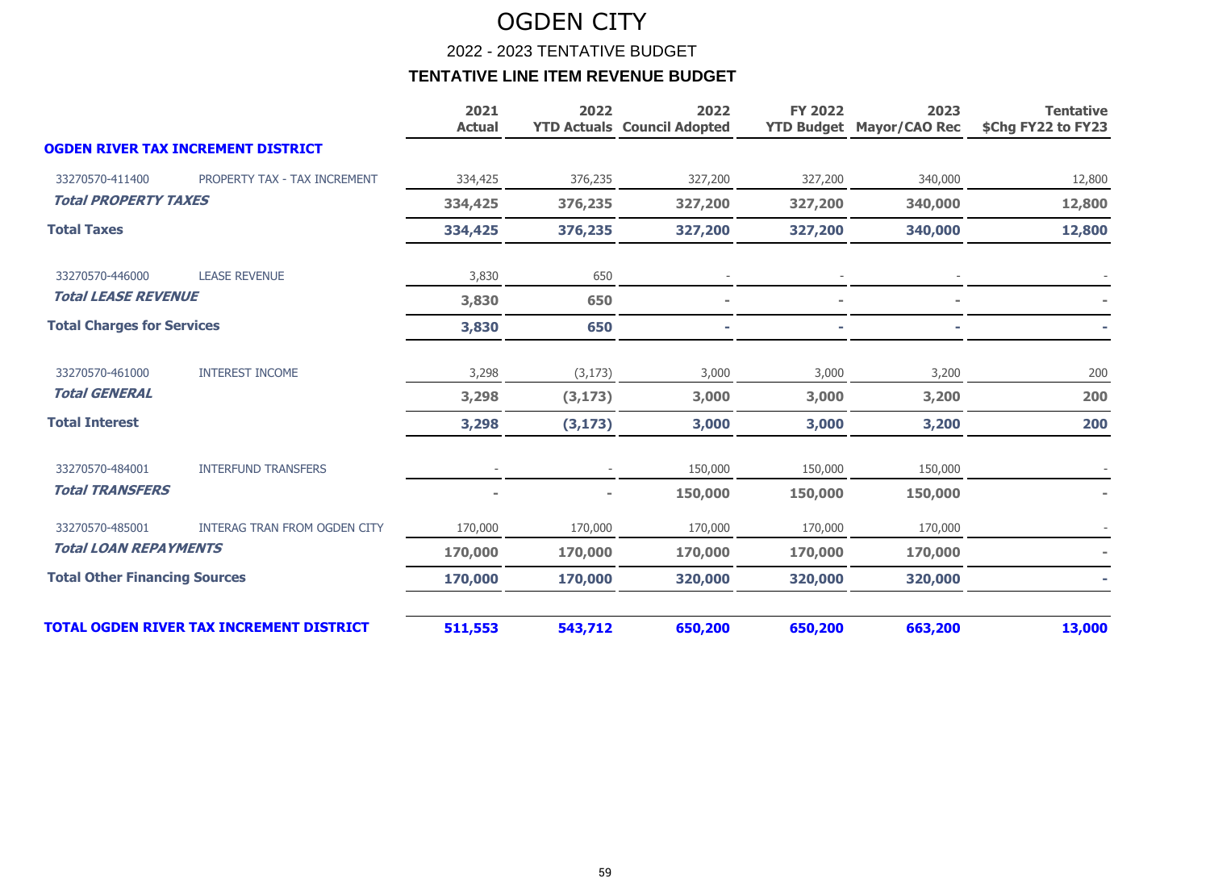# OGDEN CITY

## 2022 - 2023 TENTATIVE BUDGET

### TENTATIVE LINE ITEM REVENUE BUDGET

| | | 2021 Actual | 2022 YTD Actuals | 2022 Council Adopted | FY 2022 YTD Budget | 2023 Mayor/CAO Rec | Tentative $Chg FY22 to FY23 |
|---|---|---|---|---|---|---|---|
| **OGDEN RIVER TAX INCREMENT DISTRICT** | | | | | | | |
| 33270570-411400 | PROPERTY TAX - TAX INCREMENT | 334,425 | 376,235 | 327,200 | 327,200 | 340,000 | 12,800 |
| ***Total PROPERTY TAXES*** | | **334,425** | **376,235** | **327,200** | **327,200** | **340,000** | **12,800** |
| **Total Taxes** | | **334,425** | **376,235** | **327,200** | **327,200** | **340,000** | **12,800** |
| 33270570-446000 | LEASE REVENUE | 3,830 | 650 | - | - | - | - |
| ***Total LEASE REVENUE*** | | **3,830** | **650** | **-** | **-** | **-** | **-** |
| **Total Charges for Services** | | **3,830** | **650** | **-** | **-** | **-** | **-** |
| 33270570-461000 | INTEREST INCOME | 3,298 | (3,173) | 3,000 | 3,000 | 3,200 | 200 |
| ***Total GENERAL*** | | **3,298** | **(3,173)** | **3,000** | **3,000** | **3,200** | **200** |
| **Total Interest** | | **3,298** | **(3,173)** | **3,000** | **3,000** | **3,200** | **200** |
| 33270570-484001 | INTERFUND TRANSFERS | - | - | 150,000 | 150,000 | 150,000 | - |
| ***Total TRANSFERS*** | | **-** | **-** | **150,000** | **150,000** | **150,000** | **-** |
| 33270570-485001 | INTERAG TRAN FROM OGDEN CITY | 170,000 | 170,000 | 170,000 | 170,000 | 170,000 | - |
| ***Total LOAN REPAYMENTS*** | | **170,000** | **170,000** | **170,000** | **170,000** | **170,000** | **-** |
| **Total Other Financing Sources** | | **170,000** | **170,000** | **320,000** | **320,000** | **320,000** | **-** |
| **TOTAL OGDEN RIVER TAX INCREMENT DISTRICT** | | **511,553** | **543,712** | **650,200** | **650,200** | **663,200** | **13,000** |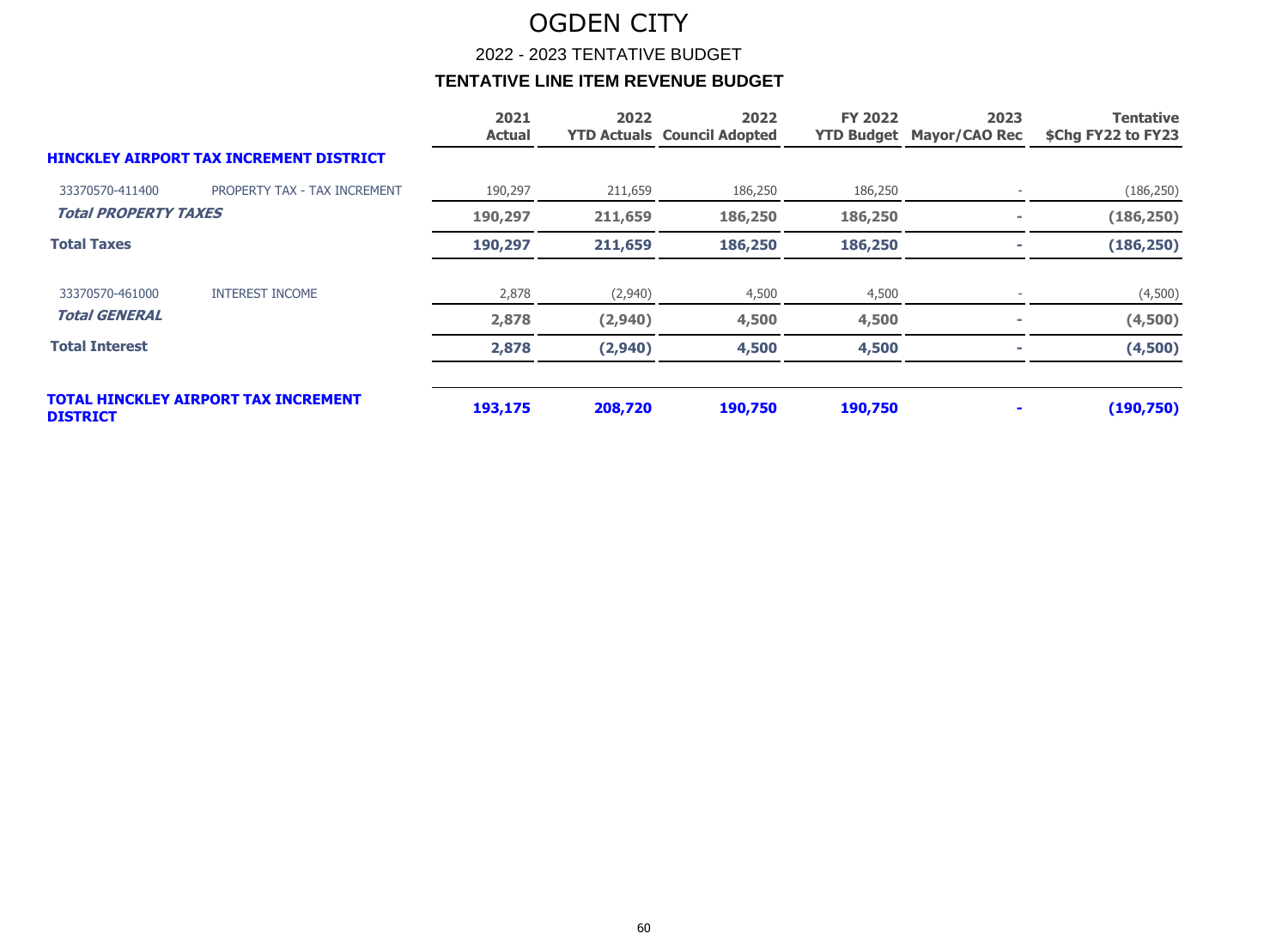# OGDEN CITY

## 2022 - 2023 TENTATIVE BUDGET

### TENTATIVE LINE ITEM REVENUE BUDGET

| | | 2021 Actual | 2022 YTD Actuals | 2022 Council Adopted | FY 2022 YTD Budget | 2023 Mayor/CAO Rec | Tentative $Chg FY22 to FY23 |
|---|---|---|---|---|---|---|---|
| **HINCKLEY AIRPORT TAX INCREMENT DISTRICT** | | | | | | | |
| 33370570-411400 | PROPERTY TAX - TAX INCREMENT | 190,297 | 211,659 | 186,250 | 186,250 | - | (186,250) |
| ***Total PROPERTY TAXES*** | | **190,297** | **211,659** | **186,250** | **186,250** | **-** | **(186,250)** |
| **Total Taxes** | | **190,297** | **211,659** | **186,250** | **186,250** | **-** | **(186,250)** |
| 33370570-461000 | INTEREST INCOME | 2,878 | (2,940) | 4,500 | 4,500 | - | (4,500) |
| ***Total GENERAL*** | | **2,878** | **(2,940)** | **4,500** | **4,500** | **-** | **(4,500)** |
| **Total Interest** | | **2,878** | **(2,940)** | **4,500** | **4,500** | **-** | **(4,500)** |
| **TOTAL HINCKLEY AIRPORT TAX INCREMENT DISTRICT** | | **193,175** | **208,720** | **190,750** | **190,750** | **-** | **(190,750)** |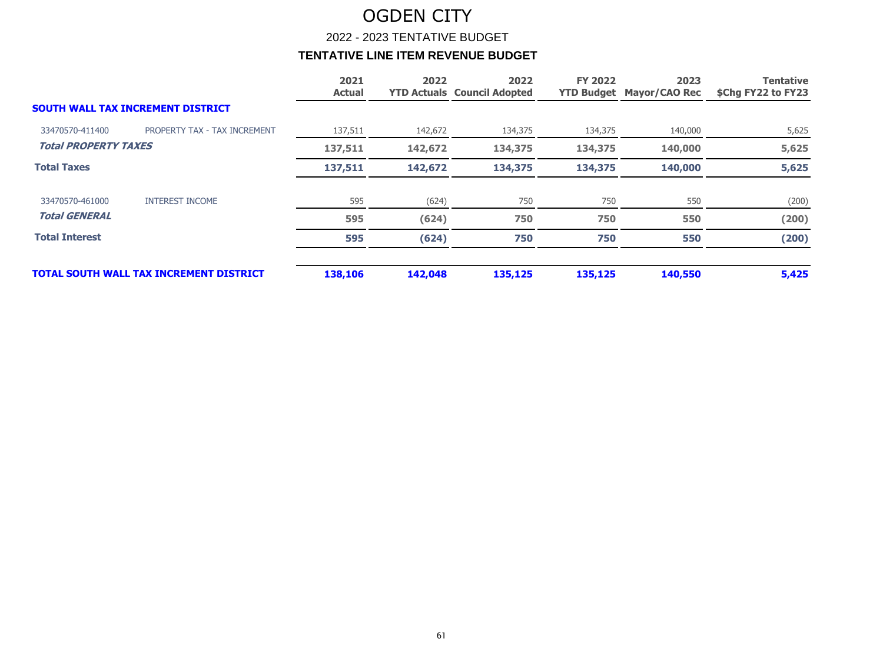# OGDEN CITY

## 2022 - 2023 TENTATIVE BUDGET

### TENTATIVE LINE ITEM REVENUE BUDGET

| | | 2021 Actual | 2022 YTD Actuals | 2022 Council Adopted | FY 2022 YTD Budget | 2023 Mayor/CAO Rec | Tentative $Chg FY22 to FY23 |
|---|---|---|---|---|---|---|---|
| **SOUTH WALL TAX INCREMENT DISTRICT** | | | | | | | |
| 33470570-411400 | PROPERTY TAX - TAX INCREMENT | 137,511 | 142,672 | 134,375 | 134,375 | 140,000 | 5,625 |
| ***Total PROPERTY TAXES*** | | **137,511** | **142,672** | **134,375** | **134,375** | **140,000** | **5,625** |
| **Total Taxes** | | **137,511** | **142,672** | **134,375** | **134,375** | **140,000** | **5,625** |
| 33470570-461000 | INTEREST INCOME | 595 | (624) | 750 | 750 | 550 | (200) |
| ***Total GENERAL*** | | **595** | **(624)** | **750** | **750** | **550** | **(200)** |
| **Total Interest** | | **595** | **(624)** | **750** | **750** | **550** | **(200)** |
| **TOTAL SOUTH WALL TAX INCREMENT DISTRICT** | | **138,106** | **142,048** | **135,125** | **135,125** | **140,550** | **5,425** |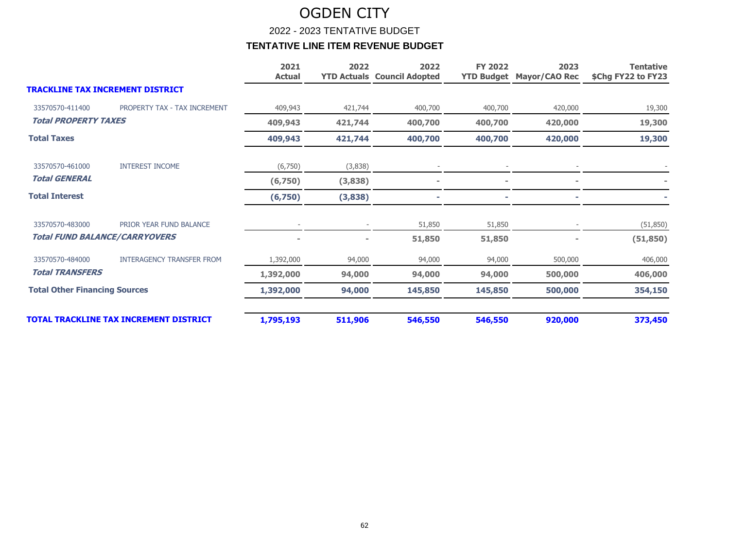# OGDEN CITY

## 2022 - 2023 TENTATIVE BUDGET

### TENTATIVE LINE ITEM REVENUE BUDGET

| | | 2021 Actual | 2022 YTD Actuals | 2022 Council Adopted | FY 2022 YTD Budget | 2023 Mayor/CAO Rec | Tentative $Chg FY22 to FY23 |
|---|---|---|---|---|---|---|---|
| **TRACKLINE TAX INCREMENT DISTRICT** | | | | | | | |
| 33570570-411400 | PROPERTY TAX - TAX INCREMENT | 409,943 | 421,744 | 400,700 | 400,700 | 420,000 | 19,300 |
| ***Total PROPERTY TAXES*** | | **409,943** | **421,744** | **400,700** | **400,700** | **420,000** | **19,300** |
| **Total Taxes** | | **409,943** | **421,744** | **400,700** | **400,700** | **420,000** | **19,300** |
| 33570570-461000 | INTEREST INCOME | (6,750) | (3,838) | - | - | - | - |
| ***Total GENERAL*** | | **(6,750)** | **(3,838)** | **-** | **-** | **-** | **-** |
| **Total Interest** | | **(6,750)** | **(3,838)** | **-** | **-** | **-** | **-** |
| 33570570-483000 | PRIOR YEAR FUND BALANCE | - | - | 51,850 | 51,850 | - | (51,850) |
| ***Total FUND BALANCE/CARRYOVERS*** | | **-** | **-** | **51,850** | **51,850** | **-** | **(51,850)** |
| 33570570-484000 | INTERAGENCY TRANSFER FROM | 1,392,000 | 94,000 | 94,000 | 94,000 | 500,000 | 406,000 |
| ***Total TRANSFERS*** | | **1,392,000** | **94,000** | **94,000** | **94,000** | **500,000** | **406,000** |
| **Total Other Financing Sources** | | **1,392,000** | **94,000** | **145,850** | **145,850** | **500,000** | **354,150** |
| **TOTAL TRACKLINE TAX INCREMENT DISTRICT** | | **1,795,193** | **511,906** | **546,550** | **546,550** | **920,000** | **373,450** |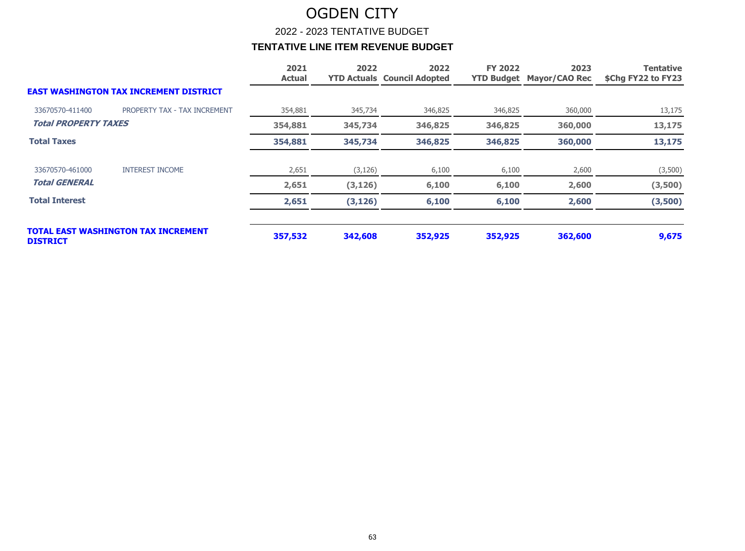# OGDEN CITY

## 2022 - 2023 TENTATIVE BUDGET

### TENTATIVE LINE ITEM REVENUE BUDGET

| | | 2021 Actual | 2022 YTD Actuals | 2022 Council Adopted | FY 2022 YTD Budget | 2023 Mayor/CAO Rec | Tentative $Chg FY22 to FY23 |
|---|---|---|---|---|---|---|---|
| **EAST WASHINGTON TAX INCREMENT DISTRICT** | | | | | | | |
| 33670570-411400 | PROPERTY TAX - TAX INCREMENT | 354,881 | 345,734 | 346,825 | 346,825 | 360,000 | 13,175 |
| ***Total PROPERTY TAXES*** | | **354,881** | **345,734** | **346,825** | **346,825** | **360,000** | **13,175** |
| **Total Taxes** | | **354,881** | **345,734** | **346,825** | **346,825** | **360,000** | **13,175** |
| 33670570-461000 | INTEREST INCOME | 2,651 | (3,126) | 6,100 | 6,100 | 2,600 | (3,500) |
| ***Total GENERAL*** | | **2,651** | **(3,126)** | **6,100** | **6,100** | **2,600** | **(3,500)** |
| **Total Interest** | | **2,651** | **(3,126)** | **6,100** | **6,100** | **2,600** | **(3,500)** |
| **TOTAL EAST WASHINGTON TAX INCREMENT DISTRICT** | | **357,532** | **342,608** | **352,925** | **352,925** | **362,600** | **9,675** |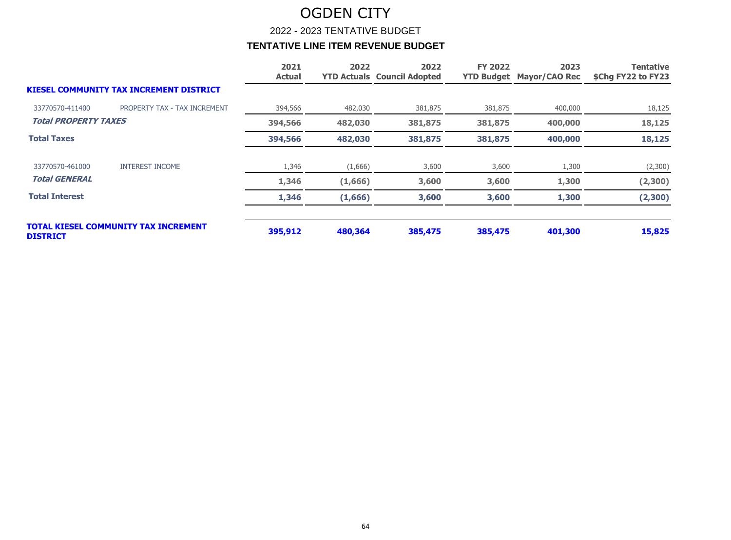# OGDEN CITY

## 2022 - 2023 TENTATIVE BUDGET

### TENTATIVE LINE ITEM REVENUE BUDGET

| | | 2021 Actual | 2022 YTD Actuals | 2022 Council Adopted | FY 2022 YTD Budget | 2023 Mayor/CAO Rec | Tentative $Chg FY22 to FY23 |
|---|---|---|---|---|---|---|---|
| **KIESEL COMMUNITY TAX INCREMENT DISTRICT** | | | | | | | |
| 33770570-411400 | PROPERTY TAX - TAX INCREMENT | 394,566 | 482,030 | 381,875 | 381,875 | 400,000 | 18,125 |
| ***Total PROPERTY TAXES*** | | **394,566** | **482,030** | **381,875** | **381,875** | **400,000** | **18,125** |
| **Total Taxes** | | **394,566** | **482,030** | **381,875** | **381,875** | **400,000** | **18,125** |
| 33770570-461000 | INTEREST INCOME | 1,346 | (1,666) | 3,600 | 3,600 | 1,300 | (2,300) |
| ***Total GENERAL*** | | **1,346** | **(1,666)** | **3,600** | **3,600** | **1,300** | **(2,300)** |
| **Total Interest** | | **1,346** | **(1,666)** | **3,600** | **3,600** | **1,300** | **(2,300)** |
| **TOTAL KIESEL COMMUNITY TAX INCREMENT DISTRICT** | | **395,912** | **480,364** | **385,475** | **385,475** | **401,300** | **15,825** |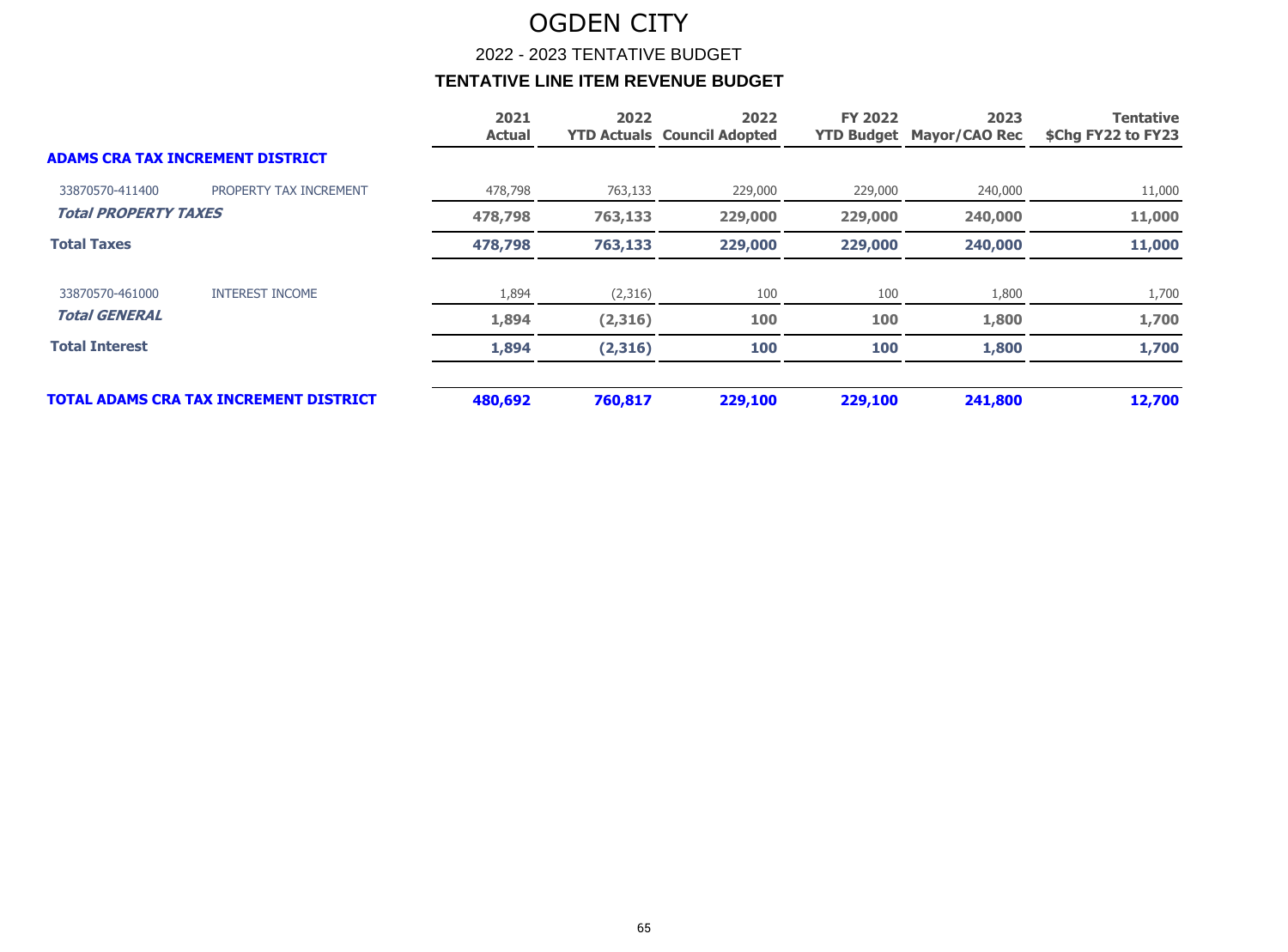# OGDEN CITY

## 2022 - 2023 TENTATIVE BUDGET

### TENTATIVE LINE ITEM REVENUE BUDGET

| | | 2021 Actual | 2022 YTD Actuals | 2022 Council Adopted | FY 2022 YTD Budget | 2023 Mayor/CAO Rec | Tentative $Chg FY22 to FY23 |
|---|---|---|---|---|---|---|---|
| **ADAMS CRA TAX INCREMENT DISTRICT** | | | | | | | |
| 33870570-411400 | PROPERTY TAX INCREMENT | 478,798 | 763,133 | 229,000 | 229,000 | 240,000 | 11,000 |
| ***Total PROPERTY TAXES*** | | **478,798** | **763,133** | **229,000** | **229,000** | **240,000** | **11,000** |
| **Total Taxes** | | **478,798** | **763,133** | **229,000** | **229,000** | **240,000** | **11,000** |
| 33870570-461000 | INTEREST INCOME | 1,894 | (2,316) | 100 | 100 | 1,800 | 1,700 |
| ***Total GENERAL*** | | **1,894** | **(2,316)** | **100** | **100** | **1,800** | **1,700** |
| **Total Interest** | | **1,894** | **(2,316)** | **100** | **100** | **1,800** | **1,700** |
| **TOTAL ADAMS CRA TAX INCREMENT DISTRICT** | | **480,692** | **760,817** | **229,100** | **229,100** | **241,800** | **12,700** |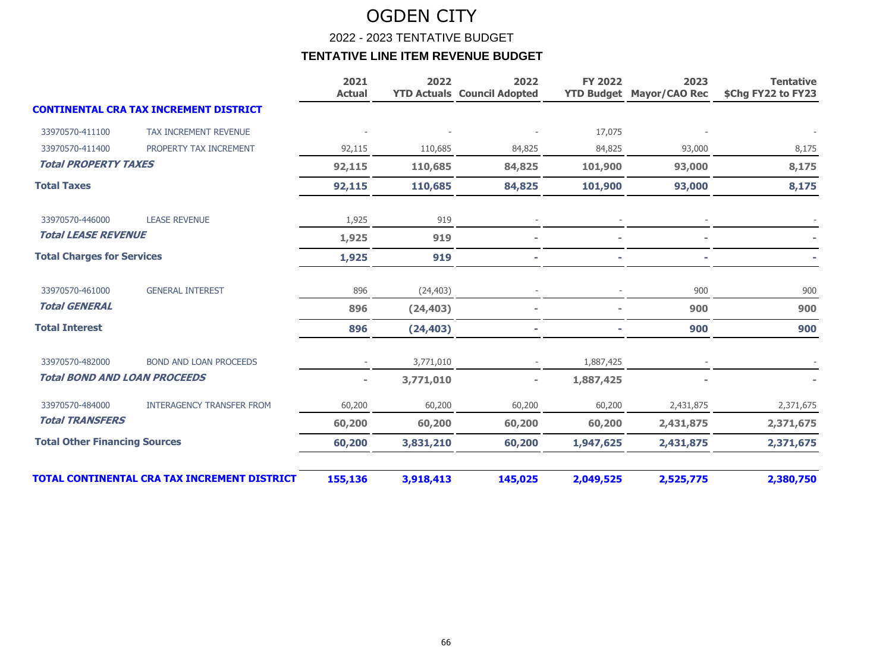# OGDEN CITY

## 2022 - 2023 TENTATIVE BUDGET

### TENTATIVE LINE ITEM REVENUE BUDGET

| | | 2021 Actual | 2022 YTD Actuals | 2022 Council Adopted | FY 2022 YTD Budget | 2023 Mayor/CAO Rec | Tentative $Chg FY22 to FY23 |
|---|---|---|---|---|---|---|---|
| **CONTINENTAL CRA TAX INCREMENT DISTRICT** | | | | | | | |
| 33970570-411100 | TAX INCREMENT REVENUE | - | - | - | 17,075 | - | - |
| 33970570-411400 | PROPERTY TAX INCREMENT | 92,115 | 110,685 | 84,825 | 84,825 | 93,000 | 8,175 |
| ***Total PROPERTY TAXES*** | | **92,115** | **110,685** | **84,825** | **101,900** | **93,000** | **8,175** |
| **Total Taxes** | | **92,115** | **110,685** | **84,825** | **101,900** | **93,000** | **8,175** |
| 33970570-446000 | LEASE REVENUE | 1,925 | 919 | - | - | - | - |
| ***Total LEASE REVENUE*** | | **1,925** | **919** | **-** | **-** | **-** | **-** |
| **Total Charges for Services** | | **1,925** | **919** | **-** | **-** | **-** | **-** |
| 33970570-461000 | GENERAL INTEREST | 896 | (24,403) | - | - | 900 | 900 |
| ***Total GENERAL*** | | **896** | **(24,403)** | **-** | **-** | **900** | **900** |
| **Total Interest** | | **896** | **(24,403)** | **-** | **-** | **900** | **900** |
| 33970570-482000 | BOND AND LOAN PROCEEDS | - | 3,771,010 | - | 1,887,425 | - | - |
| ***Total BOND AND LOAN PROCEEDS*** | | **-** | **3,771,010** | **-** | **1,887,425** | **-** | **-** |
| 33970570-484000 | INTERAGENCY TRANSFER FROM | 60,200 | 60,200 | 60,200 | 60,200 | 2,431,875 | 2,371,675 |
| ***Total TRANSFERS*** | | **60,200** | **60,200** | **60,200** | **60,200** | **2,431,875** | **2,371,675** |
| **Total Other Financing Sources** | | **60,200** | **3,831,210** | **60,200** | **1,947,625** | **2,431,875** | **2,371,675** |
| **TOTAL CONTINENTAL CRA TAX INCREMENT DISTRICT** | | **155,136** | **3,918,413** | **145,025** | **2,049,525** | **2,525,775** | **2,380,750** |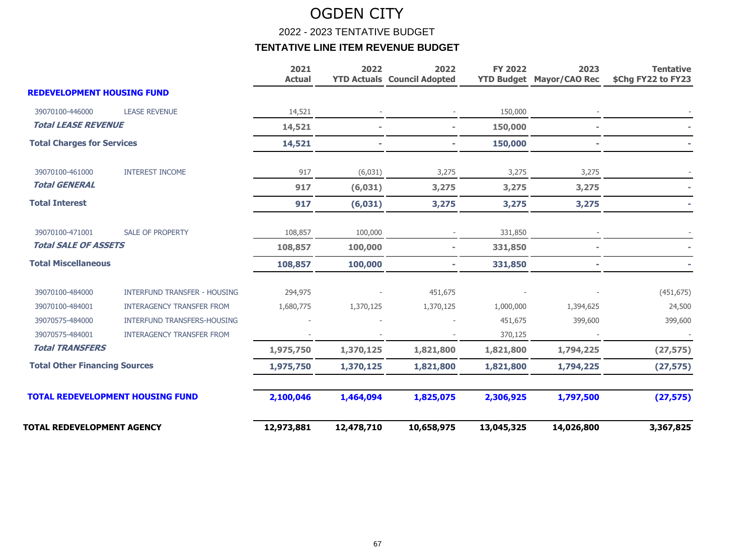# OGDEN CITY

## 2022 - 2023 TENTATIVE BUDGET

### TENTATIVE LINE ITEM REVENUE BUDGET

| | | 2021 Actual | 2022 YTD Actuals | 2022 Council Adopted | FY 2022 YTD Budget | 2023 Mayor/CAO Rec | Tentative $Chg FY22 to FY23 |
|---|---|---|---|---|---|---|---|
| **REDEVELOPMENT HOUSING FUND** | | | | | | | |
| 39070100-446000 | LEASE REVENUE | 14,521 | - | - | 150,000 | - | - |
| ***Total LEASE REVENUE*** | | **14,521** | **-** | **-** | **150,000** | **-** | **-** |
| **Total Charges for Services** | | **14,521** | **-** | **-** | **150,000** | **-** | **-** |
| 39070100-461000 | INTEREST INCOME | 917 | (6,031) | 3,275 | 3,275 | 3,275 | - |
| ***Total GENERAL*** | | **917** | **(6,031)** | **3,275** | **3,275** | **3,275** | **-** |
| **Total Interest** | | **917** | **(6,031)** | **3,275** | **3,275** | **3,275** | **-** |
| 39070100-471001 | SALE OF PROPERTY | 108,857 | 100,000 | - | 331,850 | - | - |
| ***Total SALE OF ASSETS*** | | **108,857** | **100,000** | **-** | **331,850** | **-** | **-** |
| **Total Miscellaneous** | | **108,857** | **100,000** | **-** | **331,850** | **-** | **-** |
| 39070100-484000 | INTERFUND TRANSFER - HOUSING | 294,975 | - | 451,675 | - | - | (451,675) |
| 39070100-484001 | INTERAGENCY TRANSFER FROM | 1,680,775 | 1,370,125 | 1,370,125 | 1,000,000 | 1,394,625 | 24,500 |
| 39070575-484000 | INTERFUND TRANSFERS-HOUSING | - | - | - | 451,675 | 399,600 | 399,600 |
| 39070575-484001 | INTERAGENCY TRANSFER FROM | - | - | - | 370,125 | - | - |
| ***Total TRANSFERS*** | | **1,975,750** | **1,370,125** | **1,821,800** | **1,821,800** | **1,794,225** | **(27,575)** |
| **Total Other Financing Sources** | | **1,975,750** | **1,370,125** | **1,821,800** | **1,821,800** | **1,794,225** | **(27,575)** |
| **TOTAL REDEVELOPMENT HOUSING FUND** | | **2,100,046** | **1,464,094** | **1,825,075** | **2,306,925** | **1,797,500** | **(27,575)** |
| **TOTAL REDEVELOPMENT AGENCY** | | **12,973,881** | **12,478,710** | **10,658,975** | **13,045,325** | **14,026,800** | **3,367,825** |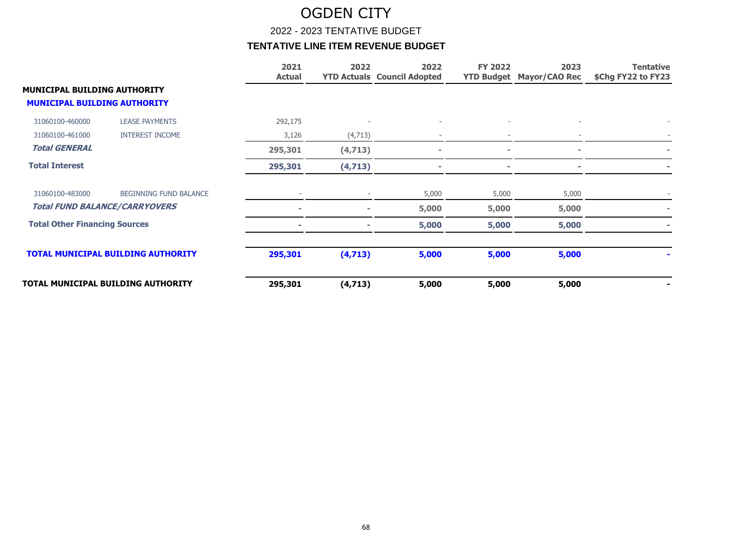# OGDEN CITY

## 2022 - 2023 TENTATIVE BUDGET

### TENTATIVE LINE ITEM REVENUE BUDGET

| | | 2021 Actual | 2022 YTD Actuals | 2022 Council Adopted | FY 2022 YTD Budget | 2023 Mayor/CAO Rec | Tentative $Chg FY22 to FY23 |
|---|---|---|---|---|---|---|---|
| **MUNICIPAL BUILDING AUTHORITY** | | | | | | | |
| **MUNICIPAL BUILDING AUTHORITY** | | | | | | | |
| 31060100-460000 | LEASE PAYMENTS | 292,175 | - | - | - | - | - |
| 31060100-461000 | INTEREST INCOME | 3,126 | (4,713) | - | - | - | - |
| ***Total GENERAL*** | | **295,301** | **(4,713)** | **-** | **-** | **-** | **-** |
| **Total Interest** | | **295,301** | **(4,713)** | **-** | **-** | **-** | **-** |
| 31060100-483000 | BEGINNING FUND BALANCE | - | - | 5,000 | 5,000 | 5,000 | - |
| ***Total FUND BALANCE/CARRYOVERS*** | | **-** | **-** | **5,000** | **5,000** | **5,000** | **-** |
| **Total Other Financing Sources** | | **-** | **-** | **5,000** | **5,000** | **5,000** | **-** |
| **TOTAL MUNICIPAL BUILDING AUTHORITY** | | **295,301** | **(4,713)** | **5,000** | **5,000** | **5,000** | **-** |
| **TOTAL MUNICIPAL BUILDING AUTHORITY** | | **295,301** | **(4,713)** | **5,000** | **5,000** | **5,000** | **-** |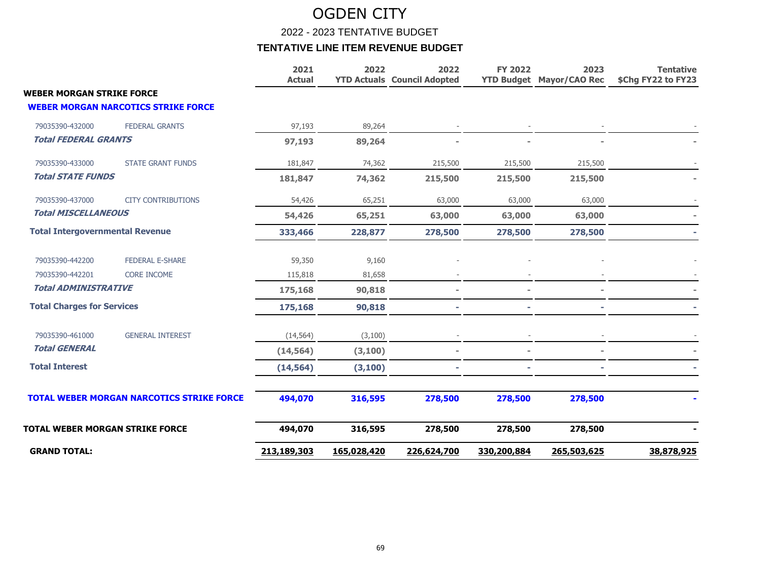# OGDEN CITY

## 2022 - 2023 TENTATIVE BUDGET

### TENTATIVE LINE ITEM REVENUE BUDGET

| | | 2021 Actual | 2022 YTD Actuals | 2022 Council Adopted | FY 2022 YTD Budget | 2023 Mayor/CAO Rec | Tentative $Chg FY22 to FY23 |
|---|---|---|---|---|---|---|---|
| **WEBER MORGAN STRIKE FORCE** | | | | | | | |
| **WEBER MORGAN NARCOTICS STRIKE FORCE** | | | | | | | |
| 79035390-432000 | FEDERAL GRANTS | 97,193 | 89,264 | - | - | - | - |
| ***Total FEDERAL GRANTS*** | | **97,193** | **89,264** | **-** | **-** | **-** | **-** |
| 79035390-433000 | STATE GRANT FUNDS | 181,847 | 74,362 | 215,500 | 215,500 | 215,500 | - |
| ***Total STATE FUNDS*** | | **181,847** | **74,362** | **215,500** | **215,500** | **215,500** | **-** |
| 79035390-437000 | CITY CONTRIBUTIONS | 54,426 | 65,251 | 63,000 | 63,000 | 63,000 | - |
| ***Total MISCELLANEOUS*** | | **54,426** | **65,251** | **63,000** | **63,000** | **63,000** | **-** |
| **Total Intergovernmental Revenue** | | **333,466** | **228,877** | **278,500** | **278,500** | **278,500** | **-** |
| 79035390-442200 | FEDERAL E-SHARE | 59,350 | 9,160 | - | - | - | - |
| 79035390-442201 | CORE INCOME | 115,818 | 81,658 | - | - | - | - |
| ***Total ADMINISTRATIVE*** | | **175,168** | **90,818** | **-** | **-** | **-** | **-** |
| **Total Charges for Services** | | **175,168** | **90,818** | **-** | **-** | **-** | **-** |
| 79035390-461000 | GENERAL INTEREST | (14,564) | (3,100) | - | - | - | - |
| ***Total GENERAL*** | | **(14,564)** | **(3,100)** | **-** | **-** | **-** | **-** |
| **Total Interest** | | **(14,564)** | **(3,100)** | **-** | **-** | **-** | **-** |
| **TOTAL WEBER MORGAN NARCOTICS STRIKE FORCE** | | **494,070** | **316,595** | **278,500** | **278,500** | **278,500** | **-** |
| **TOTAL WEBER MORGAN STRIKE FORCE** | | **494,070** | **316,595** | **278,500** | **278,500** | **278,500** | **-** |
| **GRAND TOTAL:** | | **213,189,303** | **165,028,420** | **226,624,700** | **330,200,884** | **265,503,625** | **38,878,925** |